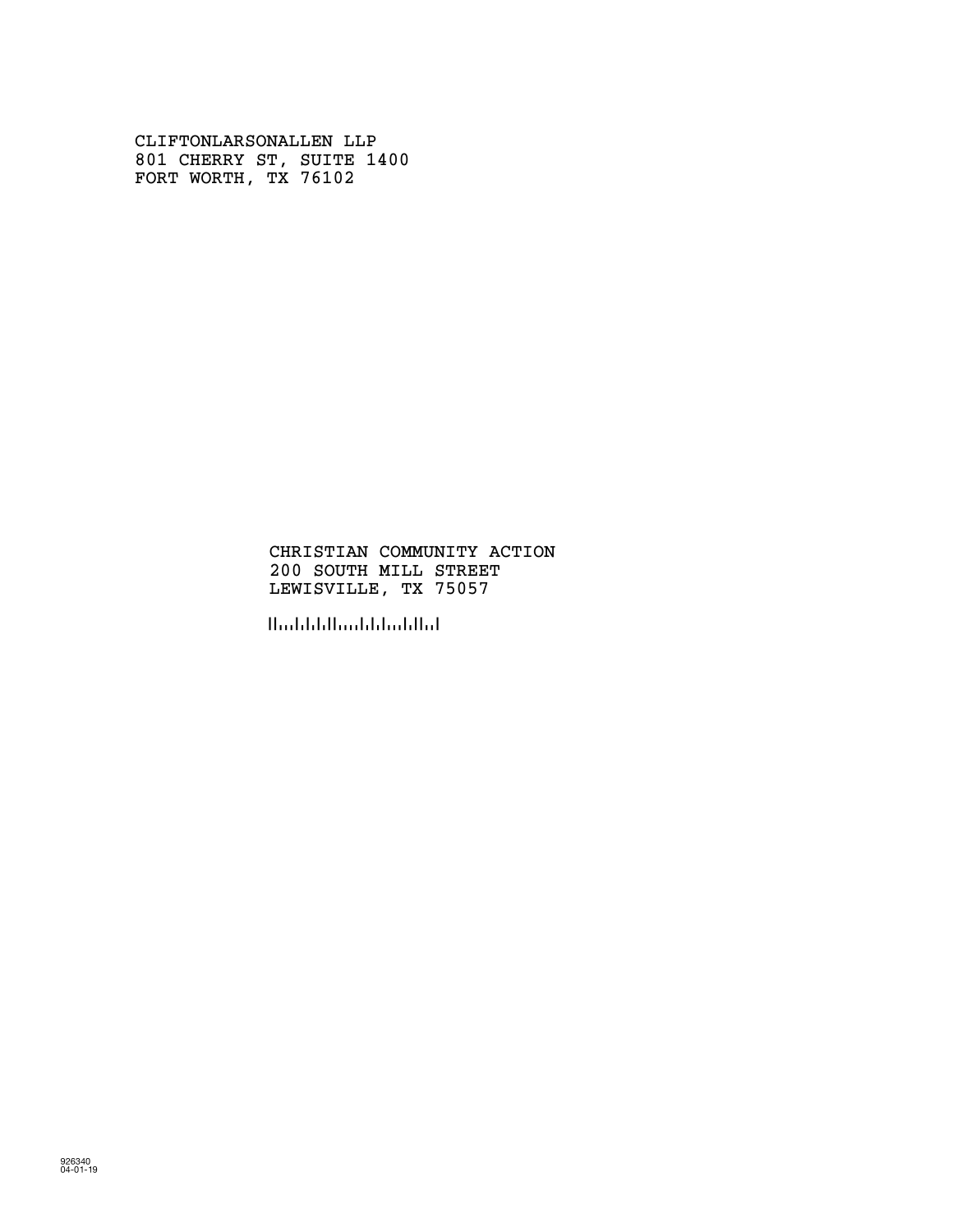CLIFTONLARSONALLEN LLP
801 CHERRY ST, SUITE 1400
FORT WORTH, TX 76102

CHRISTIAN COMMUNITY ACTION
200 SOUTH MILL STREET
LEWISVILLE, TX 75057

926340
04-01-19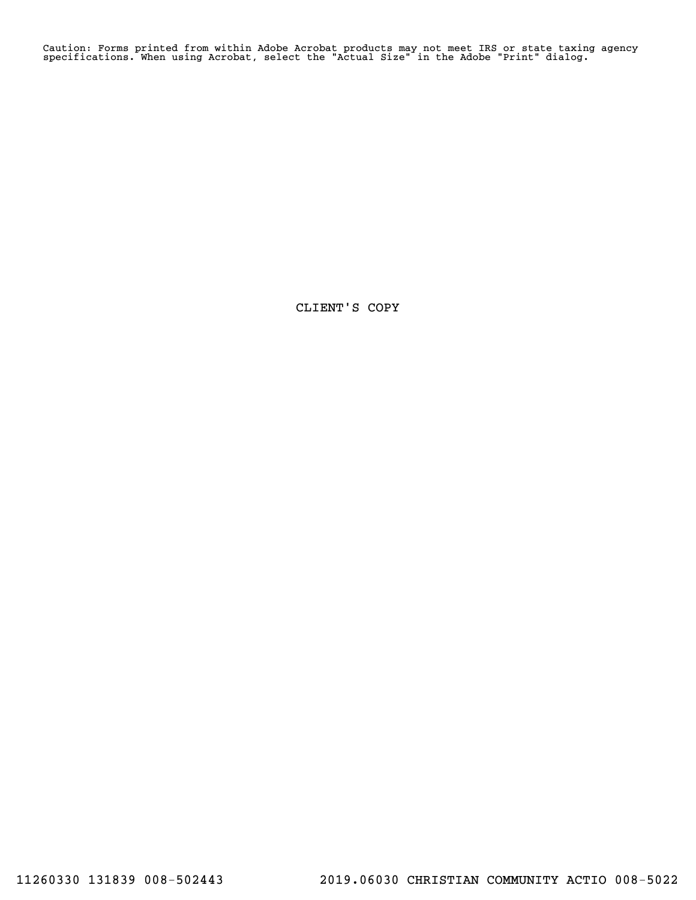Caution: Forms printed from within Adobe Acrobat products may not meet IRS or state taxing agency specifications. When using Acrobat, select the "Actual Size" in the Adobe "Print" dialog.

CLIENT'S COPY

11260330 131839 008-502443 2019.06030 CHRISTIAN COMMUNITY ACTIO 008-5022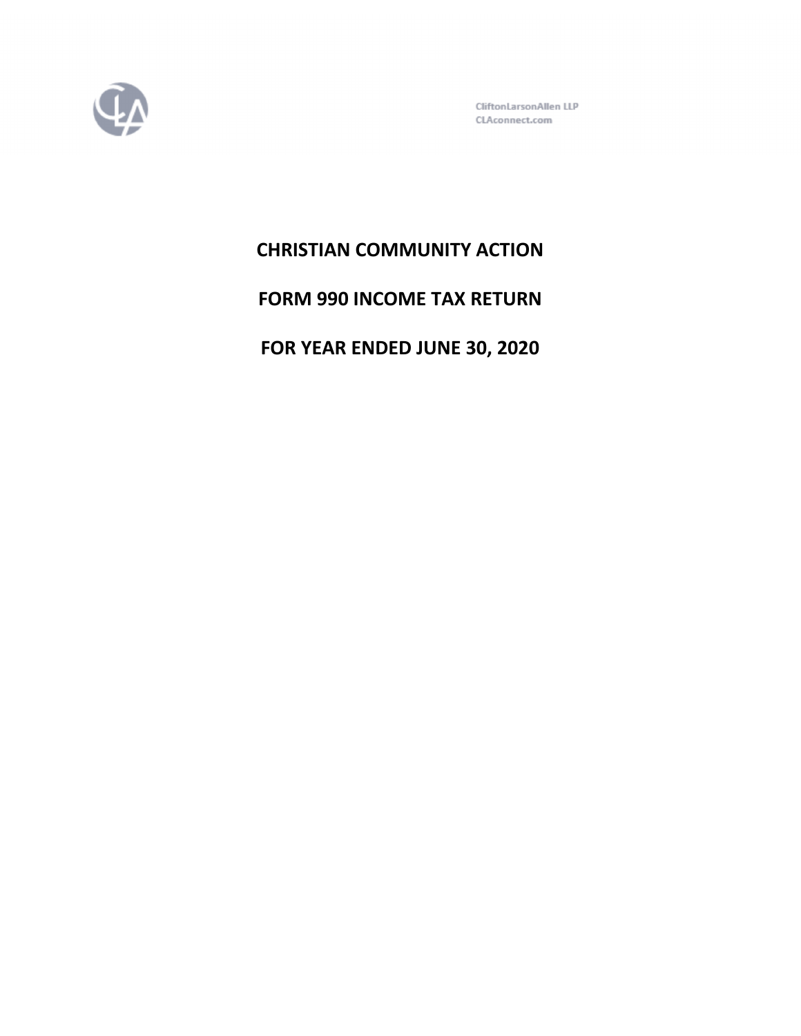CliftonLarsonAllen LLP
CLAconnect.com

# CHRISTIAN COMMUNITY ACTION

# FORM 990 INCOME TAX RETURN

# FOR YEAR ENDED JUNE 30, 2020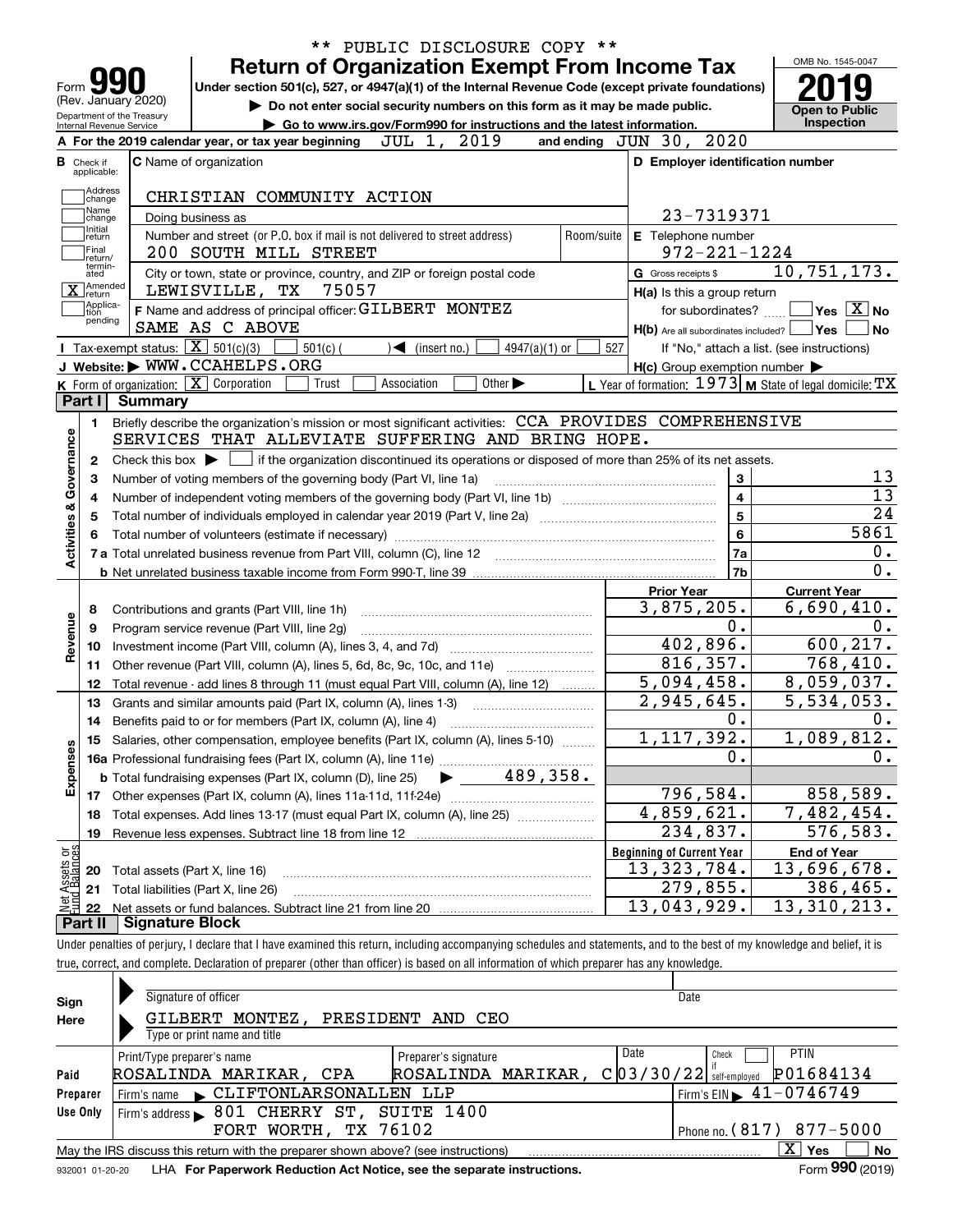\*\* PUBLIC DISCLOSURE COPY \*\*

# Form 990 — Return of Organization Exempt From Income Tax

Form **990** (Rev. January 2020)
Department of the Treasury
Internal Revenue Service

Under section 501(c), 527, or 4947(a)(1) of the Internal Revenue Code (except private foundations)

▶ Do not enter social security numbers on this form as it may be made public.

▶ Go to www.irs.gov/Form990 for instructions and the latest information.

OMB No. 1545-0047

**2019**

**Open to Public Inspection**

**A** For the 2019 calendar year, or tax year beginning JUL 1, 2019 and ending JUN 30, 2020

**B** Check if applicable:
- Address change
- Name change
- Initial return
- Final return/terminated
- [X] Amended return
- Application pending

**C** Name of organization: CHRISTIAN COMMUNITY ACTION

Doing business as

Number and street (or P.O. box if mail is not delivered to street address): 200 SOUTH MILL STREET — Room/suite

City or town, state or province, country, and ZIP or foreign postal code: LEWISVILLE, TX 75057

**D** Employer identification number: 23-7319371

**E** Telephone number: 972-221-1224

**G** Gross receipts $ 10,751,173.

**F** Name and address of principal officer: GILBERT MONTEZ
SAME AS C ABOVE

**H(a)** Is this a group return for subordinates? Yes [ ] No [X]

**H(b)** Are all subordinates included? Yes [ ] No [ ]
If "No," attach a list. (see instructions)

**H(c)** Group exemption number ▶

**I** Tax-exempt status: [X] 501(c)(3) [ ] 501(c) ( ) ◀ (insert no.) [ ] 4947(a)(1) or [ ] 527

**J** Website: ▶ WWW.CCAHELPS.ORG

**K** Form of organization: [X] Corporation [ ] Trust [ ] Association [ ] Other ▶

**L** Year of formation: 1973 **M** State of legal domicile: TX

## Part I Summary

**Activities & Governance**

1. Briefly describe the organization's mission or most significant activities: CCA PROVIDES COMPREHENSIVE SERVICES THAT ALLEVIATE SUFFERING AND BRING HOPE.
2. Check this box ▶ [ ] if the organization discontinued its operations or disposed of more than 25% of its net assets.

| | | Line | |
|---|---|---|---|
| 3 | Number of voting members of the governing body (Part VI, line 1a) | 3 | 13 |
| 4 | Number of independent voting members of the governing body (Part VI, line 1b) | 4 | 13 |
| 5 | Total number of individuals employed in calendar year 2019 (Part V, line 2a) | 5 | 24 |
| 6 | Total number of volunteers (estimate if necessary) | 6 | 5861 |
| 7a | Total unrelated business revenue from Part VIII, column (C), line 12 | 7a | 0. |
| b | Net unrelated business taxable income from Form 990-T, line 39 | 7b | 0. |

| | | Prior Year | Current Year |
|---|---|---|---|
| **Revenue** | | | |
| 8 | Contributions and grants (Part VIII, line 1h) | 3,875,205. | 6,690,410. |
| 9 | Program service revenue (Part VIII, line 2g) | 0. | 0. |
| 10 | Investment income (Part VIII, column (A), lines 3, 4, and 7d) | 402,896. | 600,217. |
| 11 | Other revenue (Part VIII, column (A), lines 5, 6d, 8c, 9c, 10c, and 11e) | 816,357. | 768,410. |
| 12 | Total revenue - add lines 8 through 11 (must equal Part VIII, column (A), line 12) | 5,094,458. | 8,059,037. |
| **Expenses** | | | |
| 13 | Grants and similar amounts paid (Part IX, column (A), lines 1-3) | 2,945,645. | 5,534,053. |
| 14 | Benefits paid to or for members (Part IX, column (A), line 4) | 0. | 0. |
| 15 | Salaries, other compensation, employee benefits (Part IX, column (A), lines 5-10) | 1,117,392. | 1,089,812. |
| 16a | Professional fundraising fees (Part IX, column (A), line 11e) | 0. | 0. |
| b | Total fundraising expenses (Part IX, column (D), line 25) ▶ 489,358. | | |
| 17 | Other expenses (Part IX, column (A), lines 11a-11d, 11f-24e) | 796,584. | 858,589. |
| 18 | Total expenses. Add lines 13-17 (must equal Part IX, column (A), line 25) | 4,859,621. | 7,482,454. |
| 19 | Revenue less expenses. Subtract line 18 from line 12 | 234,837. | 576,583. |

| **Net Assets or Fund Balances** | | Beginning of Current Year | End of Year |
|---|---|---|---|
| 20 | Total assets (Part X, line 16) | 13,323,784. | 13,696,678. |
| 21 | Total liabilities (Part X, line 26) | 279,855. | 386,465. |
| 22 | Net assets or fund balances. Subtract line 21 from line 20 | 13,043,929. | 13,310,213. |

## Part II Signature Block

Under penalties of perjury, I declare that I have examined this return, including accompanying schedules and statements, and to the best of my knowledge and belief, it is true, correct, and complete. Declaration of preparer (other than officer) is based on all information of which preparer has any knowledge.

**Sign Here**

Signature of officer — Date

GILBERT MONTEZ, PRESIDENT AND CEO
Type or print name and title

**Paid Preparer Use Only**

| Print/Type preparer's name | Preparer's signature | Date | Check if self-employed | PTIN |
|---|---|---|---|---|
| ROSALINDA MARIKAR, CPA | ROSALINDA MARIKAR, C | 03/30/22 | [ ] | P01684134 |

Firm's name ▶ CLIFTONLARSONALLEN LLP — Firm's EIN ▶ 41-0746749

Firm's address ▶ 801 CHERRY ST, SUITE 1400, FORT WORTH, TX 76102 — Phone no. (817) 877-5000

May the IRS discuss this return with the preparer shown above? (see instructions) [X] Yes [ ] No

932001 01-20-20 LHA For Paperwork Reduction Act Notice, see the separate instructions. Form **990** (2019)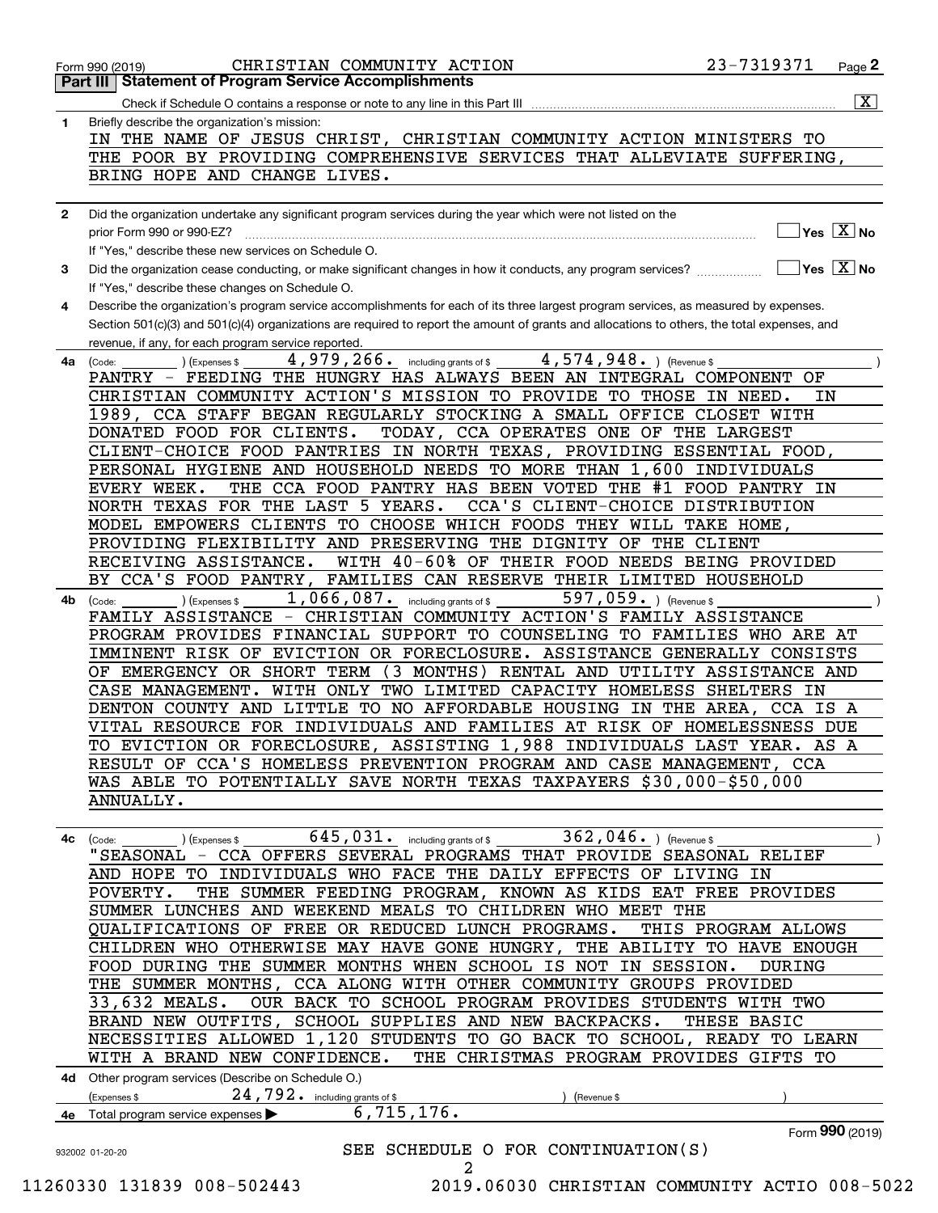Form 990 (2019) CHRISTIAN COMMUNITY ACTION 23-7319371 Page **2**

## Part III Statement of Program Service Accomplishments

Check if Schedule O contains a response or note to any line in this Part III .......... [X]

**1** Briefly describe the organization's mission:

IN THE NAME OF JESUS CHRIST, CHRISTIAN COMMUNITY ACTION MINISTERS TO THE POOR BY PROVIDING COMPREHENSIVE SERVICES THAT ALLEVIATE SUFFERING, BRING HOPE AND CHANGE LIVES.

**2** Did the organization undertake any significant program services during the year which were not listed on the prior Form 990 or 990-EZ? .......... [ ] Yes [X] No

If "Yes," describe these new services on Schedule O.

**3** Did the organization cease conducting, or make significant changes in how it conducts, any program services? .......... [ ] Yes [X] No

If "Yes," describe these changes on Schedule O.

**4** Describe the organization's program service accomplishments for each of its three largest program services, as measured by expenses. Section 501(c)(3) and 501(c)(4) organizations are required to report the amount of grants and allocations to others, the total expenses, and revenue, if any, for each program service reported.

**4a** (Code: ) (Expenses $ 4,979,266. including grants of $ 4,574,948. ) (Revenue $ )

PANTRY - FEEDING THE HUNGRY HAS ALWAYS BEEN AN INTEGRAL COMPONENT OF CHRISTIAN COMMUNITY ACTION'S MISSION TO PROVIDE TO THOSE IN NEED. IN 1989, CCA STAFF BEGAN REGULARLY STOCKING A SMALL OFFICE CLOSET WITH DONATED FOOD FOR CLIENTS. TODAY, CCA OPERATES ONE OF THE LARGEST CLIENT-CHOICE FOOD PANTRIES IN NORTH TEXAS, PROVIDING ESSENTIAL FOOD, PERSONAL HYGIENE AND HOUSEHOLD NEEDS TO MORE THAN 1,600 INDIVIDUALS EVERY WEEK. THE CCA FOOD PANTRY HAS BEEN VOTED THE #1 FOOD PANTRY IN NORTH TEXAS FOR THE LAST 5 YEARS. CCA'S CLIENT-CHOICE DISTRIBUTION MODEL EMPOWERS CLIENTS TO CHOOSE WHICH FOODS THEY WILL TAKE HOME, PROVIDING FLEXIBILITY AND PRESERVING THE DIGNITY OF THE CLIENT RECEIVING ASSISTANCE. WITH 40-60% OF THEIR FOOD NEEDS BEING PROVIDED BY CCA'S FOOD PANTRY, FAMILIES CAN RESERVE THEIR LIMITED HOUSEHOLD

**4b** (Code: ) (Expenses $ 1,066,087. including grants of $ 597,059. ) (Revenue $ )

FAMILY ASSISTANCE - CHRISTIAN COMMUNITY ACTION'S FAMILY ASSISTANCE PROGRAM PROVIDES FINANCIAL SUPPORT TO COUNSELING TO FAMILIES WHO ARE AT IMMINENT RISK OF EVICTION OR FORECLOSURE. ASSISTANCE GENERALLY CONSISTS OF EMERGENCY OR SHORT TERM (3 MONTHS) RENTAL AND UTILITY ASSISTANCE AND CASE MANAGEMENT. WITH ONLY TWO LIMITED CAPACITY HOMELESS SHELTERS IN DENTON COUNTY AND LITTLE TO NO AFFORDABLE HOUSING IN THE AREA, CCA IS A VITAL RESOURCE FOR INDIVIDUALS AND FAMILIES AT RISK OF HOMELESSNESS DUE TO EVICTION OR FORECLOSURE, ASSISTING 1,988 INDIVIDUALS LAST YEAR. AS A RESULT OF CCA'S HOMELESS PREVENTION PROGRAM AND CASE MANAGEMENT, CCA WAS ABLE TO POTENTIALLY SAVE NORTH TEXAS TAXPAYERS $30,000-$50,000 ANNUALLY.

**4c** (Code: ) (Expenses $ 645,031. including grants of $ 362,046. ) (Revenue $ )

"SEASONAL - CCA OFFERS SEVERAL PROGRAMS THAT PROVIDE SEASONAL RELIEF AND HOPE TO INDIVIDUALS WHO FACE THE DAILY EFFECTS OF LIVING IN POVERTY. THE SUMMER FEEDING PROGRAM, KNOWN AS KIDS EAT FREE PROVIDES SUMMER LUNCHES AND WEEKEND MEALS TO CHILDREN WHO MEET THE QUALIFICATIONS OF FREE OR REDUCED LUNCH PROGRAMS. THIS PROGRAM ALLOWS CHILDREN WHO OTHERWISE MAY HAVE GONE HUNGRY, THE ABILITY TO HAVE ENOUGH FOOD DURING THE SUMMER MONTHS WHEN SCHOOL IS NOT IN SESSION. DURING THE SUMMER MONTHS, CCA ALONG WITH OTHER COMMUNITY GROUPS PROVIDED 33,632 MEALS. OUR BACK TO SCHOOL PROGRAM PROVIDES STUDENTS WITH TWO BRAND NEW OUTFITS, SCHOOL SUPPLIES AND NEW BACKPACKS. THESE BASIC NECESSITIES ALLOWED 1,120 STUDENTS TO GO BACK TO SCHOOL, READY TO LEARN WITH A BRAND NEW CONFIDENCE. THE CHRISTMAS PROGRAM PROVIDES GIFTS TO

**4d** Other program services (Describe on Schedule O.)

(Expenses $ 24,792. including grants of $ ) (Revenue $ )

**4e** Total program service expenses ▶ 6,715,176.

Form **990** (2019)

932002 01-20-20

SEE SCHEDULE O FOR CONTINUATION(S)

11260330 131839 008-502443 2019.06030 CHRISTIAN COMMUNITY ACTIO 008-5022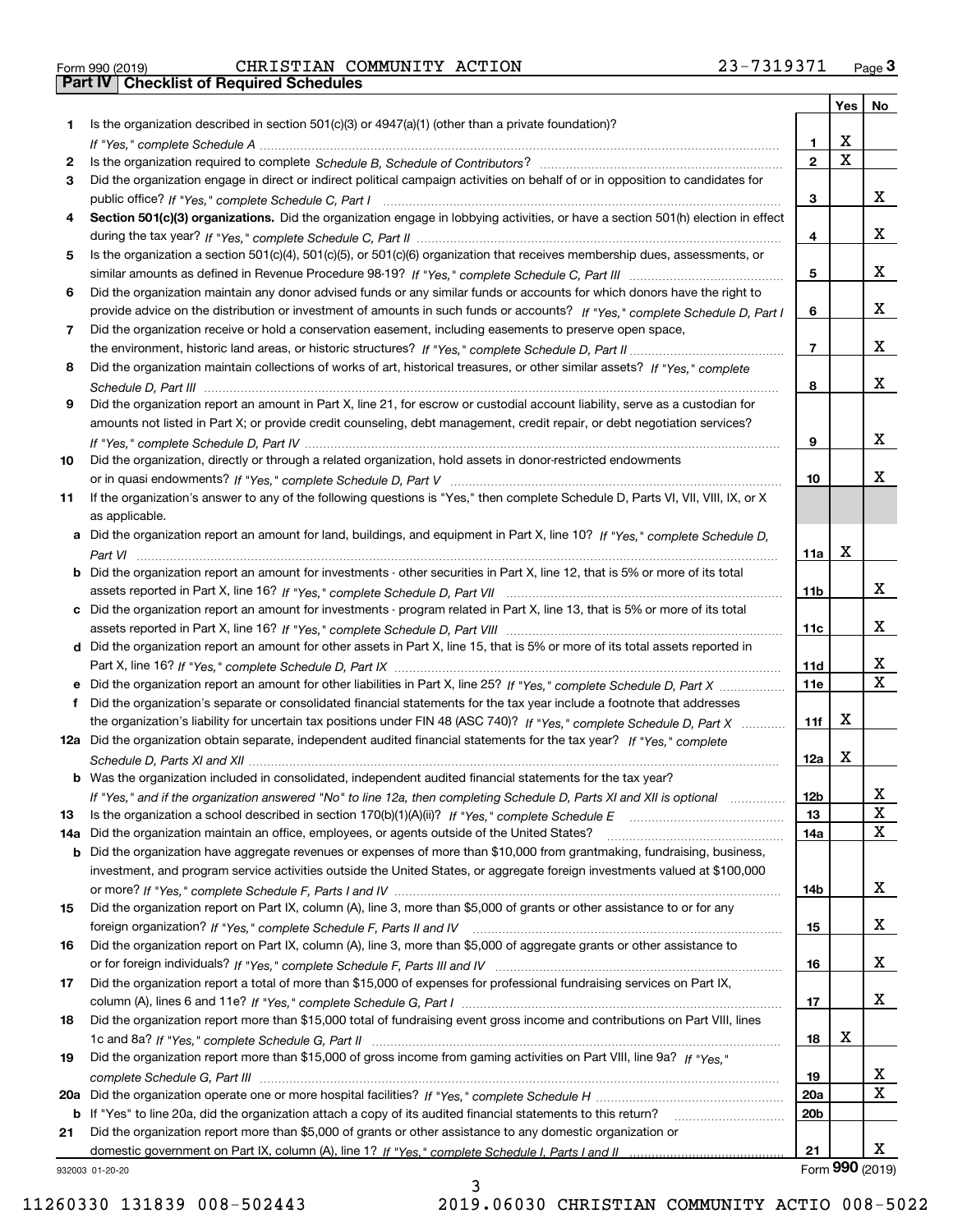Form 990 (2019) CHRISTIAN COMMUNITY ACTION 23-7319371 Page 3

## Part IV Checklist of Required Schedules

| | | | Yes | No |
|---|---|---|---|---|
| 1 | Is the organization described in section 501(c)(3) or 4947(a)(1) (other than a private foundation)? *If "Yes," complete Schedule A* | 1 | X | |
| 2 | Is the organization required to complete *Schedule B, Schedule of Contributors*? | 2 | X | |
| 3 | Did the organization engage in direct or indirect political campaign activities on behalf of or in opposition to candidates for public office? *If "Yes," complete Schedule C, Part I* | 3 | | X |
| 4 | **Section 501(c)(3) organizations.** Did the organization engage in lobbying activities, or have a section 501(h) election in effect during the tax year? *If "Yes," complete Schedule C, Part II* | 4 | | X |
| 5 | Is the organization a section 501(c)(4), 501(c)(5), or 501(c)(6) organization that receives membership dues, assessments, or similar amounts as defined in Revenue Procedure 98-19? *If "Yes," complete Schedule C, Part III* | 5 | | X |
| 6 | Did the organization maintain any donor advised funds or any similar funds or accounts for which donors have the right to provide advice on the distribution or investment of amounts in such funds or accounts? *If "Yes," complete Schedule D, Part I* | 6 | | X |
| 7 | Did the organization receive or hold a conservation easement, including easements to preserve open space, the environment, historic land areas, or historic structures? *If "Yes," complete Schedule D, Part II* | 7 | | X |
| 8 | Did the organization maintain collections of works of art, historical treasures, or other similar assets? *If "Yes," complete Schedule D, Part III* | 8 | | X |
| 9 | Did the organization report an amount in Part X, line 21, for escrow or custodial account liability, serve as a custodian for amounts not listed in Part X; or provide credit counseling, debt management, credit repair, or debt negotiation services? *If "Yes," complete Schedule D, Part IV* | 9 | | X |
| 10 | Did the organization, directly or through a related organization, hold assets in donor-restricted endowments or in quasi endowments? *If "Yes," complete Schedule D, Part V* | 10 | | X |
| 11 | If the organization's answer to any of the following questions is "Yes," then complete Schedule D, Parts VI, VII, VIII, IX, or X as applicable. | | | |
| a | Did the organization report an amount for land, buildings, and equipment in Part X, line 10? *If "Yes," complete Schedule D, Part VI* | 11a | X | |
| b | Did the organization report an amount for investments - other securities in Part X, line 12, that is 5% or more of its total assets reported in Part X, line 16? *If "Yes," complete Schedule D, Part VII* | 11b | | X |
| c | Did the organization report an amount for investments - program related in Part X, line 13, that is 5% or more of its total assets reported in Part X, line 16? *If "Yes," complete Schedule D, Part VIII* | 11c | | X |
| d | Did the organization report an amount for other assets in Part X, line 15, that is 5% or more of its total assets reported in Part X, line 16? *If "Yes," complete Schedule D, Part IX* | 11d | | X |
| e | Did the organization report an amount for other liabilities in Part X, line 25? *If "Yes," complete Schedule D, Part X* | 11e | | X |
| f | Did the organization's separate or consolidated financial statements for the tax year include a footnote that addresses the organization's liability for uncertain tax positions under FIN 48 (ASC 740)? *If "Yes," complete Schedule D, Part X* | 11f | X | |
| 12a | Did the organization obtain separate, independent audited financial statements for the tax year? *If "Yes," complete Schedule D, Parts XI and XII* | 12a | X | |
| b | Was the organization included in consolidated, independent audited financial statements for the tax year? *If "Yes," and if the organization answered "No" to line 12a, then completing Schedule D, Parts XI and XII is optional* | 12b | | X |
| 13 | Is the organization a school described in section 170(b)(1)(A)(ii)? *If "Yes," complete Schedule E* | 13 | | X |
| 14a | Did the organization maintain an office, employees, or agents outside of the United States? | 14a | | X |
| b | Did the organization have aggregate revenues or expenses of more than $10,000 from grantmaking, fundraising, business, investment, and program service activities outside the United States, or aggregate foreign investments valued at $100,000 or more? *If "Yes," complete Schedule F, Parts I and IV* | 14b | | X |
| 15 | Did the organization report on Part IX, column (A), line 3, more than $5,000 of grants or other assistance to or for any foreign organization? *If "Yes," complete Schedule F, Parts II and IV* | 15 | | X |
| 16 | Did the organization report on Part IX, column (A), line 3, more than $5,000 of aggregate grants or other assistance to or for foreign individuals? *If "Yes," complete Schedule F, Parts III and IV* | 16 | | X |
| 17 | Did the organization report a total of more than $15,000 of expenses for professional fundraising services on Part IX, column (A), lines 6 and 11e? *If "Yes," complete Schedule G, Part I* | 17 | | X |
| 18 | Did the organization report more than $15,000 total of fundraising event gross income and contributions on Part VIII, lines 1c and 8a? *If "Yes," complete Schedule G, Part II* | 18 | X | |
| 19 | Did the organization report more than $15,000 of gross income from gaming activities on Part VIII, line 9a? *If "Yes," complete Schedule G, Part III* | 19 | | X |
| 20a | Did the organization operate one or more hospital facilities? *If "Yes," complete Schedule H* | 20a | | X |
| b | If "Yes" to line 20a, did the organization attach a copy of its audited financial statements to this return? | 20b | | |
| 21 | Did the organization report more than $5,000 of grants or other assistance to any domestic organization or domestic government on Part IX, column (A), line 1? *If "Yes," complete Schedule I, Parts I and II* | 21 | | X |

932003 01-20-20 Form **990** (2019)

11260330 131839 008-502443 2019.06030 CHRISTIAN COMMUNITY ACTIO 008-5022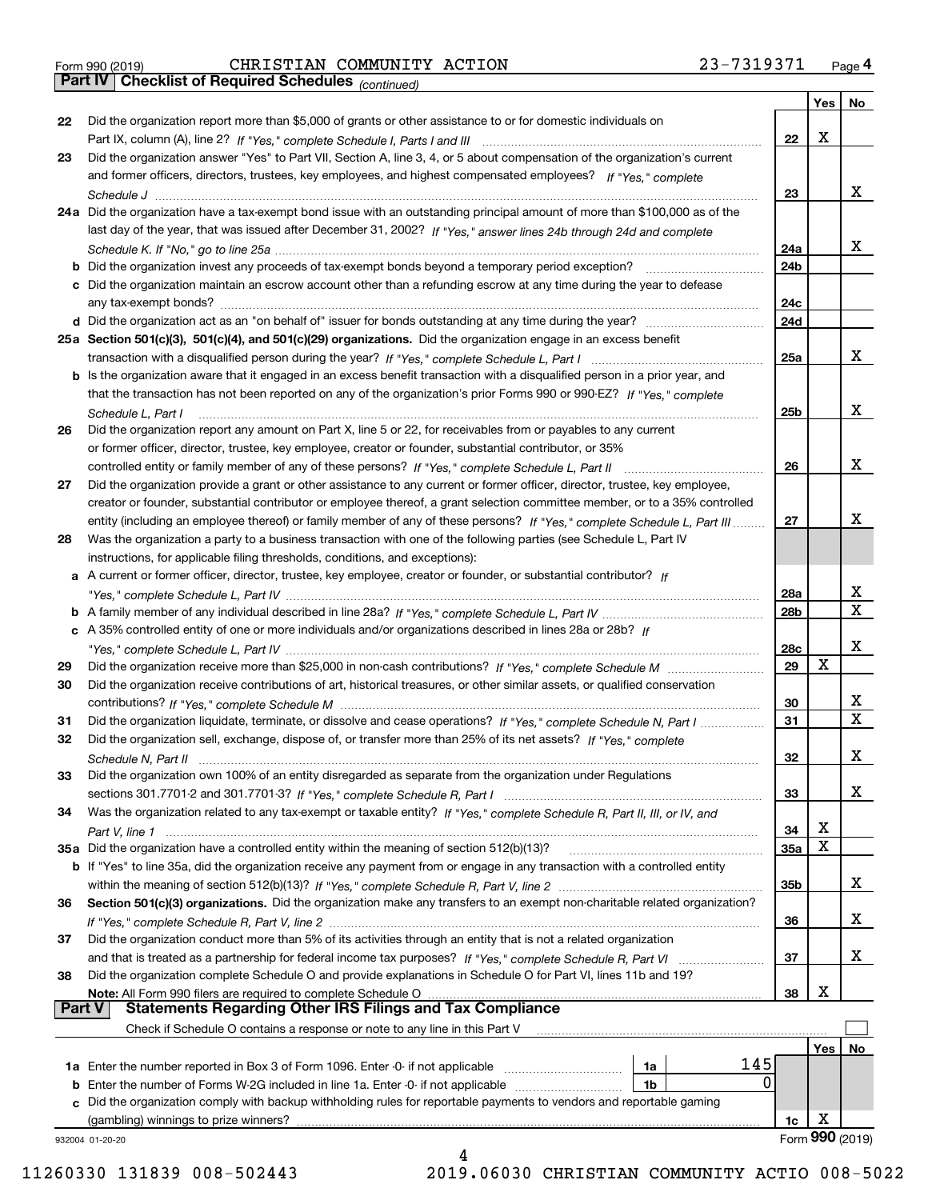Form 990 (2019) CHRISTIAN COMMUNITY ACTION 23-7319371 Page 4

**Part IV Checklist of Required Schedules** *(continued)*

| | | | Yes | No |
|---|---|---|---|---|
| 22 | Did the organization report more than $5,000 of grants or other assistance to or for domestic individuals on Part IX, column (A), line 2? *If "Yes," complete Schedule I, Parts I and III* | 22 | X | |
| 23 | Did the organization answer "Yes" to Part VII, Section A, line 3, 4, or 5 about compensation of the organization's current and former officers, directors, trustees, key employees, and highest compensated employees? *If "Yes," complete Schedule J* | 23 | | X |
| 24a | Did the organization have a tax-exempt bond issue with an outstanding principal amount of more than $100,000 as of the last day of the year, that was issued after December 31, 2002? *If "Yes," answer lines 24b through 24d and complete Schedule K. If "No," go to line 25a* | 24a | | X |
| b | Did the organization invest any proceeds of tax-exempt bonds beyond a temporary period exception? | 24b | | |
| c | Did the organization maintain an escrow account other than a refunding escrow at any time during the year to defease any tax-exempt bonds? | 24c | | |
| d | Did the organization act as an "on behalf of" issuer for bonds outstanding at any time during the year? | 24d | | |
| 25a | **Section 501(c)(3), 501(c)(4), and 501(c)(29) organizations.** Did the organization engage in an excess benefit transaction with a disqualified person during the year? *If "Yes," complete Schedule L, Part I* | 25a | | X |
| b | Is the organization aware that it engaged in an excess benefit transaction with a disqualified person in a prior year, and that the transaction has not been reported on any of the organization's prior Forms 990 or 990-EZ? *If "Yes," complete Schedule L, Part I* | 25b | | X |
| 26 | Did the organization report any amount on Part X, line 5 or 22, for receivables from or payables to any current or former officer, director, trustee, key employee, creator or founder, substantial contributor, or 35% controlled entity or family member of any of these persons? *If "Yes," complete Schedule L, Part II* | 26 | | X |
| 27 | Did the organization provide a grant or other assistance to any current or former officer, director, trustee, key employee, creator or founder, substantial contributor or employee thereof, a grant selection committee member, or to a 35% controlled entity (including an employee thereof) or family member of any of these persons? *If "Yes," complete Schedule L, Part III* | 27 | | X |
| 28 | Was the organization a party to a business transaction with one of the following parties (see Schedule L, Part IV instructions, for applicable filing thresholds, conditions, and exceptions): | | | |
| a | A current or former officer, director, trustee, key employee, creator or founder, or substantial contributor? *If "Yes," complete Schedule L, Part IV* | 28a | | X |
| b | A family member of any individual described in line 28a? *If "Yes," complete Schedule L, Part IV* | 28b | | X |
| c | A 35% controlled entity of one or more individuals and/or organizations described in lines 28a or 28b? *If "Yes," complete Schedule L, Part IV* | 28c | | X |
| 29 | Did the organization receive more than $25,000 in non-cash contributions? *If "Yes," complete Schedule M* | 29 | X | |
| 30 | Did the organization receive contributions of art, historical treasures, or other similar assets, or qualified conservation contributions? *If "Yes," complete Schedule M* | 30 | | X |
| 31 | Did the organization liquidate, terminate, or dissolve and cease operations? *If "Yes," complete Schedule N, Part I* | 31 | | X |
| 32 | Did the organization sell, exchange, dispose of, or transfer more than 25% of its net assets? *If "Yes," complete Schedule N, Part II* | 32 | | X |
| 33 | Did the organization own 100% of an entity disregarded as separate from the organization under Regulations sections 301.7701-2 and 301.7701-3? *If "Yes," complete Schedule R, Part I* | 33 | | X |
| 34 | Was the organization related to any tax-exempt or taxable entity? *If "Yes," complete Schedule R, Part II, III, or IV, and Part V, line 1* | 34 | X | |
| 35a | Did the organization have a controlled entity within the meaning of section 512(b)(13)? | 35a | X | |
| b | If "Yes" to line 35a, did the organization receive any payment from or engage in any transaction with a controlled entity within the meaning of section 512(b)(13)? *If "Yes," complete Schedule R, Part V, line 2* | 35b | | X |
| 36 | **Section 501(c)(3) organizations.** Did the organization make any transfers to an exempt non-charitable related organization? *If "Yes," complete Schedule R, Part V, line 2* | 36 | | X |
| 37 | Did the organization conduct more than 5% of its activities through an entity that is not a related organization and that is treated as a partnership for federal income tax purposes? *If "Yes," complete Schedule R, Part VI* | 37 | | X |
| 38 | Did the organization complete Schedule O and provide explanations in Schedule O for Part VI, lines 11b and 19? **Note:** All Form 990 filers are required to complete Schedule O | 38 | X | |

**Part V Statements Regarding Other IRS Filings and Tax Compliance**

Check if Schedule O contains a response or note to any line in this Part V ☐

| | | | | | Yes | No |
|---|---|---|---|---|---|---|
| 1a | Enter the number reported in Box 3 of Form 1096. Enter -0- if not applicable | 1a | 145 | | | |
| b | Enter the number of Forms W-2G included in line 1a. Enter -0- if not applicable | 1b | 0 | | | |
| c | Did the organization comply with backup withholding rules for reportable payments to vendors and reportable gaming (gambling) winnings to prize winners? | | | 1c | X | |

932004 01-20-20 Form **990** (2019)

11260330 131839 008-502443 2019.06030 CHRISTIAN COMMUNITY ACTIO 008-5022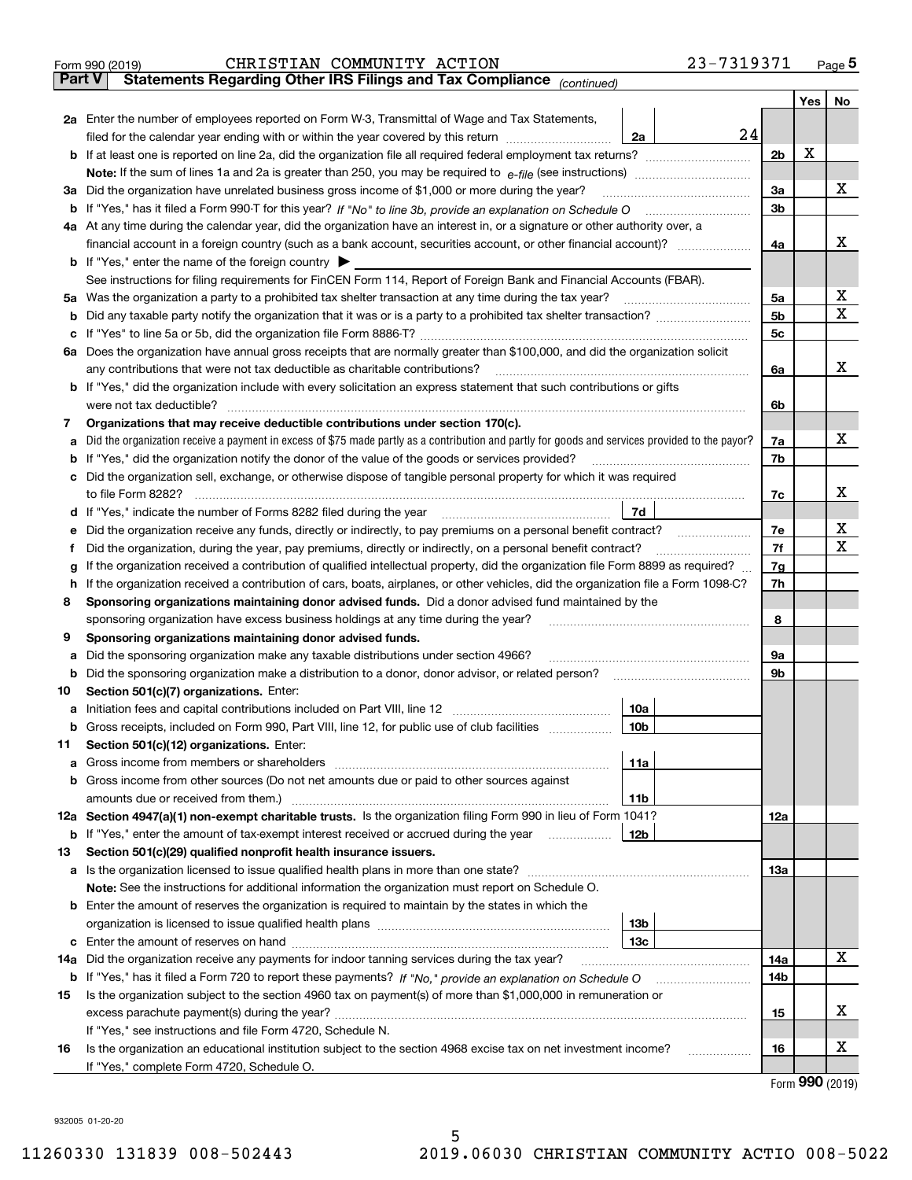Form 990 (2019) CHRISTIAN COMMUNITY ACTION 23-7319371 Page 5

## Part V Statements Regarding Other IRS Filings and Tax Compliance *(continued)*

| | | | | | Yes | No |
|---|---|---|---|---|---|---|
| **2a** | Enter the number of employees reported on Form W-3, Transmittal of Wage and Tax Statements, filed for the calendar year ending with or within the year covered by this return | 2a | 24 | | | |
| **b** | If at least one is reported on line 2a, did the organization file all required federal employment tax returns? | | | 2b | X | |
| | **Note:** If the sum of lines 1a and 2a is greater than 250, you may be required to *e-file* (see instructions) | | | | | |
| **3a** | Did the organization have unrelated business gross income of $1,000 or more during the year? | | | 3a | | X |
| **b** | If "Yes," has it filed a Form 990-T for this year? *If "No" to line 3b, provide an explanation on Schedule O* | | | 3b | | |
| **4a** | At any time during the calendar year, did the organization have an interest in, or a signature or other authority over, a financial account in a foreign country (such as a bank account, securities account, or other financial account)? | | | 4a | | X |
| **b** | If "Yes," enter the name of the foreign country ▶ | | | | | |
| | See instructions for filing requirements for FinCEN Form 114, Report of Foreign Bank and Financial Accounts (FBAR). | | | | | |
| **5a** | Was the organization a party to a prohibited tax shelter transaction at any time during the tax year? | | | 5a | | X |
| **b** | Did any taxable party notify the organization that it was or is a party to a prohibited tax shelter transaction? | | | 5b | | X |
| **c** | If "Yes" to line 5a or 5b, did the organization file Form 8886-T? | | | 5c | | |
| **6a** | Does the organization have annual gross receipts that are normally greater than $100,000, and did the organization solicit any contributions that were not tax deductible as charitable contributions? | | | 6a | | X |
| **b** | If "Yes," did the organization include with every solicitation an express statement that such contributions or gifts were not tax deductible? | | | 6b | | |
| **7** | **Organizations that may receive deductible contributions under section 170(c).** | | | | | |
| **a** | Did the organization receive a payment in excess of $75 made partly as a contribution and partly for goods and services provided to the payor? | | | 7a | | X |
| **b** | If "Yes," did the organization notify the donor of the value of the goods or services provided? | | | 7b | | |
| **c** | Did the organization sell, exchange, or otherwise dispose of tangible personal property for which it was required to file Form 8282? | | | 7c | | X |
| **d** | If "Yes," indicate the number of Forms 8282 filed during the year | 7d | | | | |
| **e** | Did the organization receive any funds, directly or indirectly, to pay premiums on a personal benefit contract? | | | 7e | | X |
| **f** | Did the organization, during the year, pay premiums, directly or indirectly, on a personal benefit contract? | | | 7f | | X |
| **g** | If the organization received a contribution of qualified intellectual property, did the organization file Form 8899 as required? | | | 7g | | |
| **h** | If the organization received a contribution of cars, boats, airplanes, or other vehicles, did the organization file a Form 1098-C? | | | 7h | | |
| **8** | **Sponsoring organizations maintaining donor advised funds.** Did a donor advised fund maintained by the sponsoring organization have excess business holdings at any time during the year? | | | 8 | | |
| **9** | **Sponsoring organizations maintaining donor advised funds.** | | | | | |
| **a** | Did the sponsoring organization make any taxable distributions under section 4966? | | | 9a | | |
| **b** | Did the sponsoring organization make a distribution to a donor, donor advisor, or related person? | | | 9b | | |
| **10** | **Section 501(c)(7) organizations.** Enter: | | | | | |
| **a** | Initiation fees and capital contributions included on Part VIII, line 12 | 10a | | | | |
| **b** | Gross receipts, included on Form 990, Part VIII, line 12, for public use of club facilities | 10b | | | | |
| **11** | **Section 501(c)(12) organizations.** Enter: | | | | | |
| **a** | Gross income from members or shareholders | 11a | | | | |
| **b** | Gross income from other sources (Do not net amounts due or paid to other sources against amounts due or received from them.) | 11b | | | | |
| **12a** | **Section 4947(a)(1) non-exempt charitable trusts.** Is the organization filing Form 990 in lieu of Form 1041? | | | 12a | | |
| **b** | If "Yes," enter the amount of tax-exempt interest received or accrued during the year | 12b | | | | |
| **13** | **Section 501(c)(29) qualified nonprofit health insurance issuers.** | | | | | |
| **a** | Is the organization licensed to issue qualified health plans in more than one state? | | | 13a | | |
| | **Note:** See the instructions for additional information the organization must report on Schedule O. | | | | | |
| **b** | Enter the amount of reserves the organization is required to maintain by the states in which the organization is licensed to issue qualified health plans | 13b | | | | |
| **c** | Enter the amount of reserves on hand | 13c | | | | |
| **14a** | Did the organization receive any payments for indoor tanning services during the tax year? | | | 14a | | X |
| **b** | If "Yes," has it filed a Form 720 to report these payments? *If "No," provide an explanation on Schedule O* | | | 14b | | |
| **15** | Is the organization subject to the section 4960 tax on payment(s) of more than $1,000,000 in remuneration or excess parachute payment(s) during the year? | | | 15 | | X |
| | If "Yes," see instructions and file Form 4720, Schedule N. | | | | | |
| **16** | Is the organization an educational institution subject to the section 4968 excise tax on net investment income? | | | 16 | | X |
| | If "Yes," complete Form 4720, Schedule O. | | | | | |

Form **990** (2019)

932005 01-20-20

11260330 131839 008-502443 2019.06030 CHRISTIAN COMMUNITY ACTIO 008-5022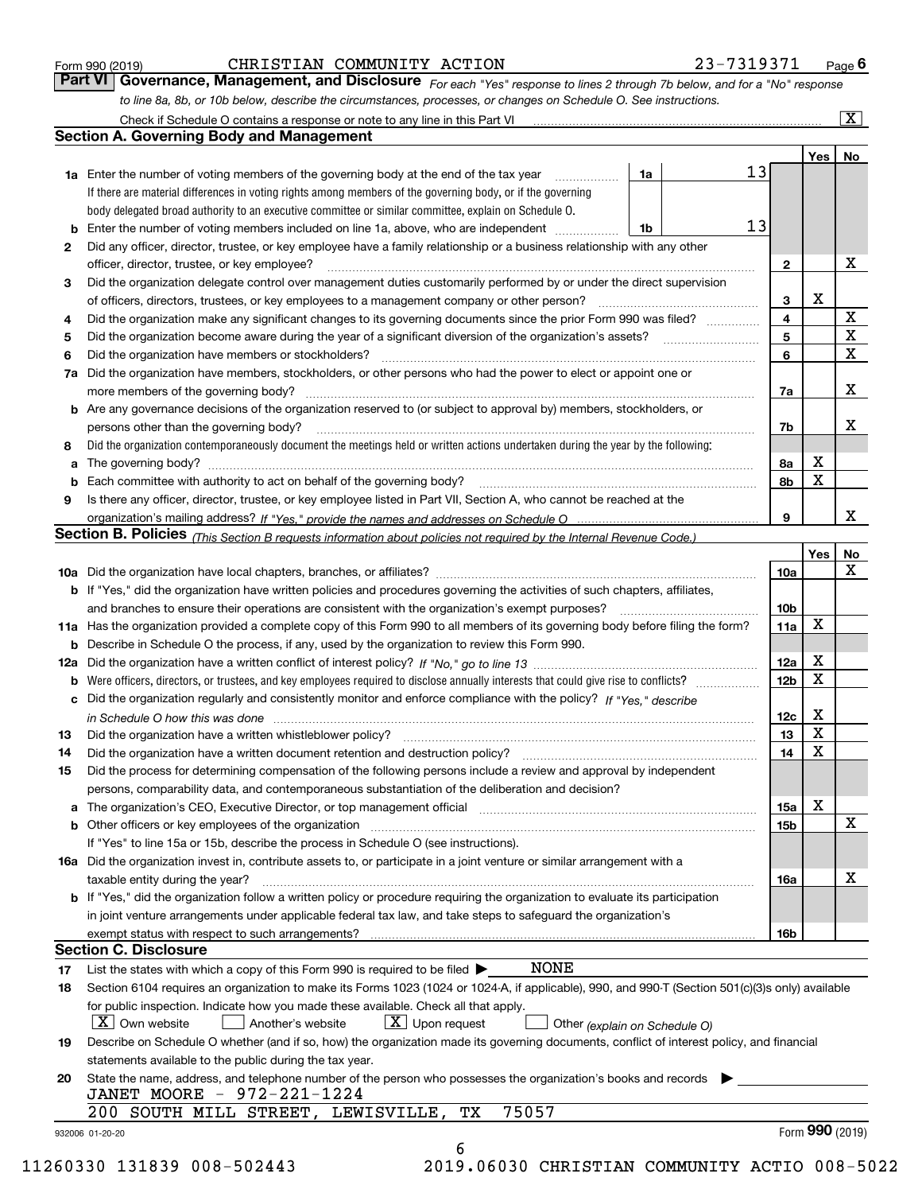Form 990 (2019) CHRISTIAN COMMUNITY ACTION 23-7319371 Page 6

## Part VI Governance, Management, and Disclosure

*For each "Yes" response to lines 2 through 7b below, and for a "No" response to line 8a, 8b, or 10b below, describe the circumstances, processes, or changes on Schedule O. See instructions.*

Check if Schedule O contains a response or note to any line in this Part VI ..... [X]

### Section A. Governing Body and Management

| | | | | Yes | No |
|---|---|---|---|---|---|
| **1a** | Enter the number of voting members of the governing body at the end of the tax year ..... If there are material differences in voting rights among members of the governing body, or if the governing body delegated broad authority to an executive committee or similar committee, explain on Schedule O. | 1a: 13 | | | |
| **b** | Enter the number of voting members included on line 1a, above, who are independent ..... | 1b: 13 | | | |
| **2** | Did any officer, director, trustee, or key employee have a family relationship or a business relationship with any other officer, director, trustee, or key employee? ..... | | 2 | | X |
| **3** | Did the organization delegate control over management duties customarily performed by or under the direct supervision of officers, directors, trustees, or key employees to a management company or other person? ..... | | 3 | X | |
| **4** | Did the organization make any significant changes to its governing documents since the prior Form 990 was filed? ..... | | 4 | | X |
| **5** | Did the organization become aware during the year of a significant diversion of the organization's assets? ..... | | 5 | | X |
| **6** | Did the organization have members or stockholders? ..... | | 6 | | X |
| **7a** | Did the organization have members, stockholders, or other persons who had the power to elect or appoint one or more members of the governing body? ..... | | 7a | | X |
| **b** | Are any governance decisions of the organization reserved to (or subject to approval by) members, stockholders, or persons other than the governing body? ..... | | 7b | | X |
| **8** | Did the organization contemporaneously document the meetings held or written actions undertaken during the year by the following: | | | | |
| **a** | The governing body? ..... | | 8a | X | |
| **b** | Each committee with authority to act on behalf of the governing body? ..... | | 8b | X | |
| **9** | Is there any officer, director, trustee, or key employee listed in Part VII, Section A, who cannot be reached at the organization's mailing address? *If "Yes," provide the names and addresses on Schedule O* ..... | | 9 | | X |

### Section B. Policies *(This Section B requests information about policies not required by the Internal Revenue Code.)*

| | | | Yes | No |
|---|---|---|---|---|
| **10a** | Did the organization have local chapters, branches, or affiliates? ..... | 10a | | X |
| **b** | If "Yes," did the organization have written policies and procedures governing the activities of such chapters, affiliates, and branches to ensure their operations are consistent with the organization's exempt purposes? ..... | 10b | | |
| **11a** | Has the organization provided a complete copy of this Form 990 to all members of its governing body before filing the form? | 11a | X | |
| **b** | Describe in Schedule O the process, if any, used by the organization to review this Form 990. | | | |
| **12a** | Did the organization have a written conflict of interest policy? *If "No," go to line 13* ..... | 12a | X | |
| **b** | Were officers, directors, or trustees, and key employees required to disclose annually interests that could give rise to conflicts? ..... | 12b | X | |
| **c** | Did the organization regularly and consistently monitor and enforce compliance with the policy? *If "Yes," describe in Schedule O how this was done* ..... | 12c | X | |
| **13** | Did the organization have a written whistleblower policy? ..... | 13 | X | |
| **14** | Did the organization have a written document retention and destruction policy? ..... | 14 | X | |
| **15** | Did the process for determining compensation of the following persons include a review and approval by independent persons, comparability data, and contemporaneous substantiation of the deliberation and decision? | | | |
| **a** | The organization's CEO, Executive Director, or top management official ..... | 15a | X | |
| **b** | Other officers or key employees of the organization ..... If "Yes" to line 15a or 15b, describe the process in Schedule O (see instructions). | 15b | | X |
| **16a** | Did the organization invest in, contribute assets to, or participate in a joint venture or similar arrangement with a taxable entity during the year? ..... | 16a | | X |
| **b** | If "Yes," did the organization follow a written policy or procedure requiring the organization to evaluate its participation in joint venture arrangements under applicable federal tax law, and take steps to safeguard the organization's exempt status with respect to such arrangements? ..... | 16b | | |

### Section C. Disclosure

**17** List the states with which a copy of this Form 990 is required to be filed ▶ NONE

**18** Section 6104 requires an organization to make its Forms 1023 (1024 or 1024-A, if applicable), 990, and 990-T (Section 501(c)(3)s only) available for public inspection. Indicate how you made these available. Check all that apply.

[X] Own website [ ] Another's website [X] Upon request [ ] Other *(explain on Schedule O)*

**19** Describe on Schedule O whether (and if so, how) the organization made its governing documents, conflict of interest policy, and financial statements available to the public during the tax year.

**20** State the name, address, and telephone number of the person who possesses the organization's books and records ▶

JANET MOORE - 972-221-1224
200 SOUTH MILL STREET, LEWISVILLE, TX 75057

932006 01-20-20 Form **990** (2019)

11260330 131839 008-502443 2019.06030 CHRISTIAN COMMUNITY ACTIO 008-5022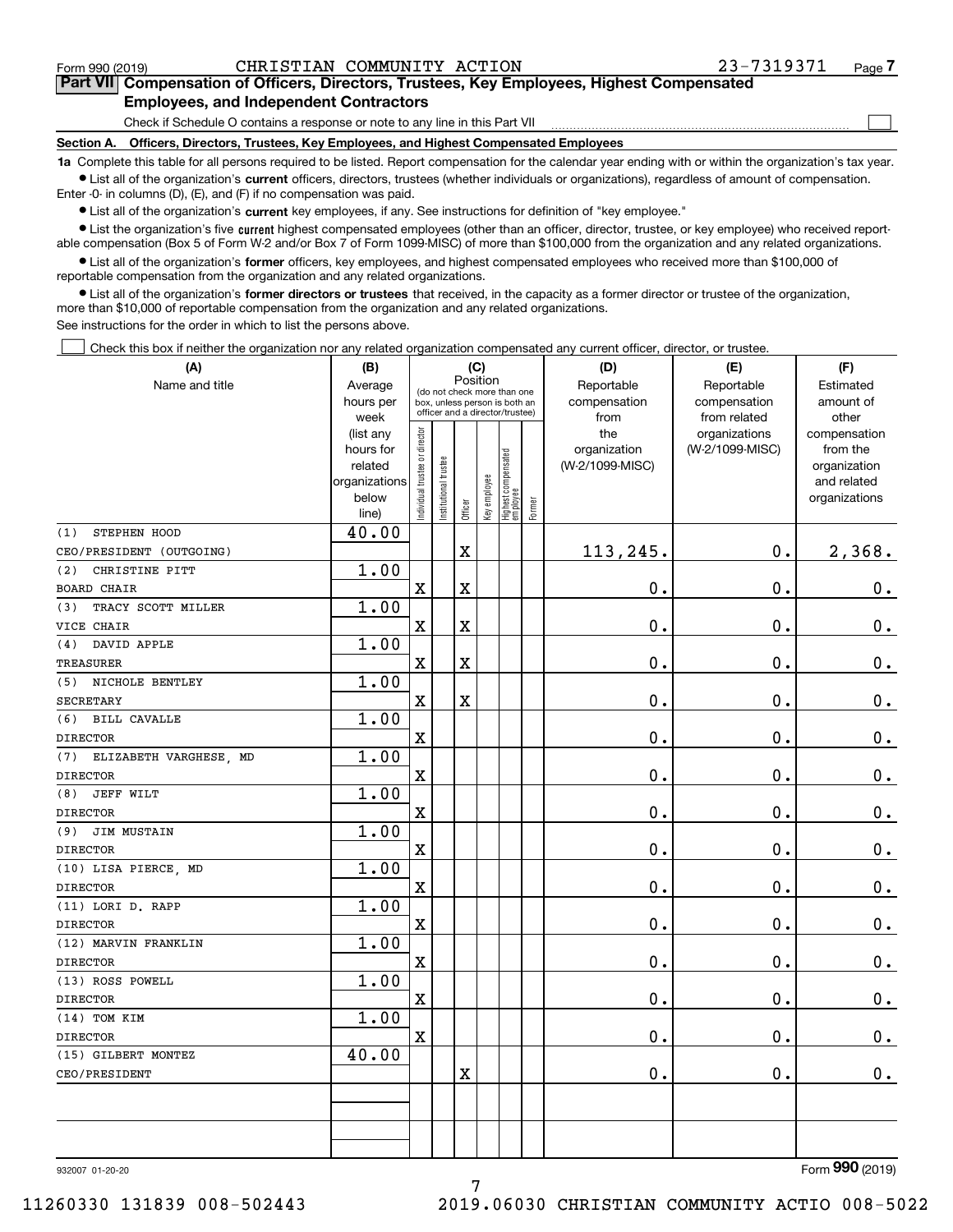Form 990 (2019) CHRISTIAN COMMUNITY ACTION 23-7319371 Page 7

## Part VII Compensation of Officers, Directors, Trustees, Key Employees, Highest Compensated Employees, and Independent Contractors

Check if Schedule O contains a response or note to any line in this Part VII ☐

### Section A. Officers, Directors, Trustees, Key Employees, and Highest Compensated Employees

**1a** Complete this table for all persons required to be listed. Report compensation for the calendar year ending with or within the organization's tax year.

- List all of the organization's **current** officers, directors, trustees (whether individuals or organizations), regardless of amount of compensation. Enter -0- in columns (D), (E), and (F) if no compensation was paid.
- List all of the organization's **current** key employees, if any. See instructions for definition of "key employee."
- List the organization's five **current** highest compensated employees (other than an officer, director, trustee, or key employee) who received reportable compensation (Box 5 of Form W-2 and/or Box 7 of Form 1099-MISC) of more than $100,000 from the organization and any related organizations.
- List all of the organization's **former** officers, key employees, and highest compensated employees who received more than $100,000 of reportable compensation from the organization and any related organizations.
- List all of the organization's **former directors or trustees** that received, in the capacity as a former director or trustee of the organization, more than $10,000 of reportable compensation from the organization and any related organizations.

See instructions for the order in which to list the persons above.

☐ Check this box if neither the organization nor any related organization compensated any current officer, director, or trustee.

| (A) Name and title | (B) Average hours per week (list any hours for related organizations below line) | (C) Position (do not check more than one box, unless person is both an officer and a director/trustee) | | | | | | (D) Reportable compensation from the organization (W-2/1099-MISC) | (E) Reportable compensation from related organizations (W-2/1099-MISC) | (F) Estimated amount of other compensation from the organization and related organizations |
|---|---|---|---|---|---|---|---|---|---|---|
| | | Individual trustee or director | Institutional trustee | Officer | Key employee | Highest compensated employee | Former | | | |
| (1) STEPHEN HOOD<br>CEO/PRESIDENT (OUTGOING) | 40.00 | | | X | | | | 113,245. | 0. | 2,368. |
| (2) CHRISTINE PITT<br>BOARD CHAIR | 1.00 | X | | X | | | | 0. | 0. | 0. |
| (3) TRACY SCOTT MILLER<br>VICE CHAIR | 1.00 | X | | X | | | | 0. | 0. | 0. |
| (4) DAVID APPLE<br>TREASURER | 1.00 | X | | X | | | | 0. | 0. | 0. |
| (5) NICHOLE BENTLEY<br>SECRETARY | 1.00 | X | | X | | | | 0. | 0. | 0. |
| (6) BILL CAVALLE<br>DIRECTOR | 1.00 | X | | | | | | 0. | 0. | 0. |
| (7) ELIZABETH VARGHESE, MD<br>DIRECTOR | 1.00 | X | | | | | | 0. | 0. | 0. |
| (8) JEFF WILT<br>DIRECTOR | 1.00 | X | | | | | | 0. | 0. | 0. |
| (9) JIM MUSTAIN<br>DIRECTOR | 1.00 | X | | | | | | 0. | 0. | 0. |
| (10) LISA PIERCE, MD<br>DIRECTOR | 1.00 | X | | | | | | 0. | 0. | 0. |
| (11) LORI D. RAPP<br>DIRECTOR | 1.00 | X | | | | | | 0. | 0. | 0. |
| (12) MARVIN FRANKLIN<br>DIRECTOR | 1.00 | X | | | | | | 0. | 0. | 0. |
| (13) ROSS POWELL<br>DIRECTOR | 1.00 | X | | | | | | 0. | 0. | 0. |
| (14) TOM KIM<br>DIRECTOR | 1.00 | X | | | | | | 0. | 0. | 0. |
| (15) GILBERT MONTEZ<br>CEO/PRESIDENT | 40.00 | | | X | | | | 0. | 0. | 0. |
| | | | | | | | | | | |
| | | | | | | | | | | |

932007 01-20-20 Form **990** (2019)

11260330 131839 008-502443 2019.06030 CHRISTIAN COMMUNITY ACTIO 008-5022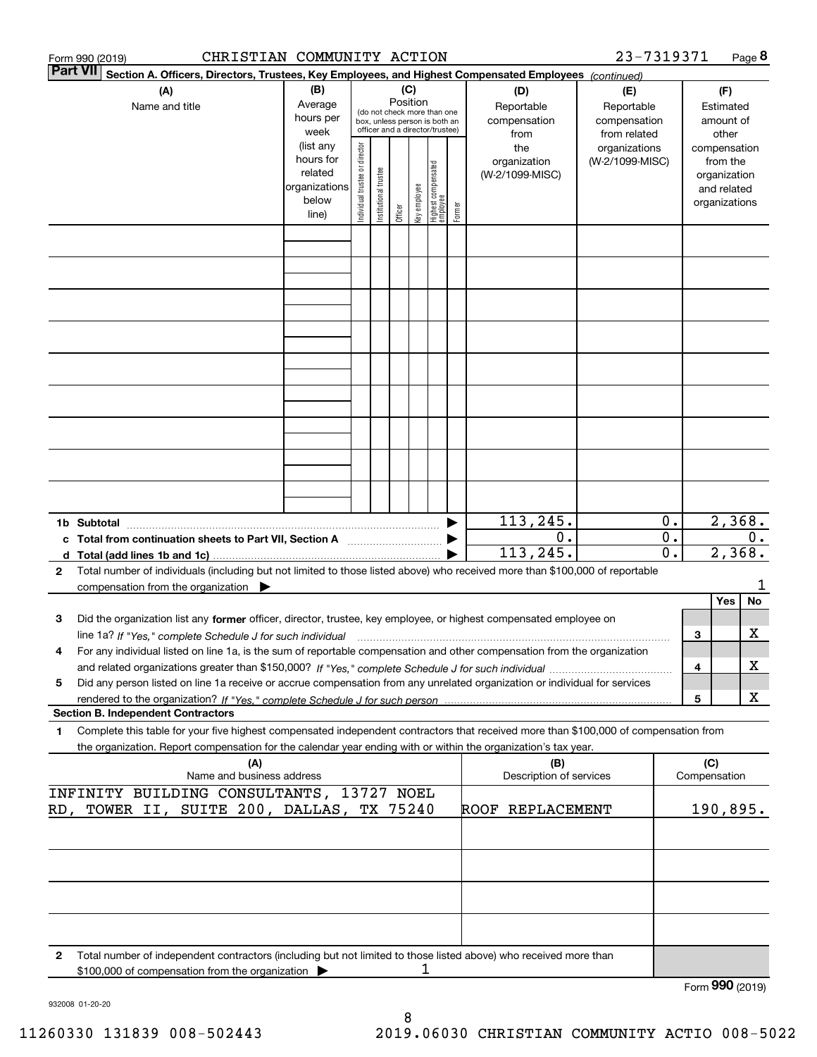Form 990 (2019) CHRISTIAN COMMUNITY ACTION 23-7319371 Page **8**

**Part VII** Section A. Officers, Directors, Trustees, Key Employees, and Highest Compensated Employees *(continued)*

| (A) Name and title | (B) Average hours per week (list any hours for related organizations below line) | (C) Position (do not check more than one box, unless person is both an officer and a director/trustee): Individual trustee or director | Institutional trustee | Officer | Key employee | Highest compensated employee | Former | (D) Reportable compensation from the organization (W-2/1099-MISC) | (E) Reportable compensation from related organizations (W-2/1099-MISC) | (F) Estimated amount of other compensation from the organization and related organizations |
|---|---|---|---|---|---|---|---|---|---|---|
| | | | | | | | | | | |
| | | | | | | | | | | |
| | | | | | | | | | | |
| | | | | | | | | | | |
| | | | | | | | | | | |
| | | | | | | | | | | |
| | | | | | | | | | | |
| | | | | | | | | | | |
| | | | | | | | | | | |
| **1b Subtotal** | | | | | | | ▶ | 113,245. | 0. | 2,368. |
| **c Total from continuation sheets to Part VII, Section A** | | | | | | | ▶ | 0. | 0. | 0. |
| **d Total (add lines 1b and 1c)** | | | | | | | ▶ | 113,245. | 0. | 2,368. |

**2** Total number of individuals (including but not limited to those listed above) who received more than $100,000 of reportable compensation from the organization ▶ 1

| | | Yes | No |
|---|---|---|---|
| **3** Did the organization list any **former** officer, director, trustee, key employee, or highest compensated employee on line 1a? *If "Yes," complete Schedule J for such individual* | 3 | | X |
| **4** For any individual listed on line 1a, is the sum of reportable compensation and other compensation from the organization and related organizations greater than $150,000? *If "Yes," complete Schedule J for such individual* | 4 | | X |
| **5** Did any person listed on line 1a receive or accrue compensation from any unrelated organization or individual for services rendered to the organization? *If "Yes," complete Schedule J for such person* | 5 | | X |

**Section B. Independent Contractors**

**1** Complete this table for your five highest compensated independent contractors that received more than $100,000 of compensation from the organization. Report compensation for the calendar year ending with or within the organization's tax year.

| (A) Name and business address | (B) Description of services | (C) Compensation |
|---|---|---|
| INFINITY BUILDING CONSULTANTS, 13727 NOEL RD, TOWER II, SUITE 200, DALLAS, TX 75240 | ROOF REPLACEMENT | 190,895. |
| | | |
| | | |
| | | |
| | | |

**2** Total number of independent contractors (including but not limited to those listed above) who received more than $100,000 of compensation from the organization ▶ 1

Form **990** (2019)

932008 01-20-20

11260330 131839 008-502443 2019.06030 CHRISTIAN COMMUNITY ACTIO 008-5022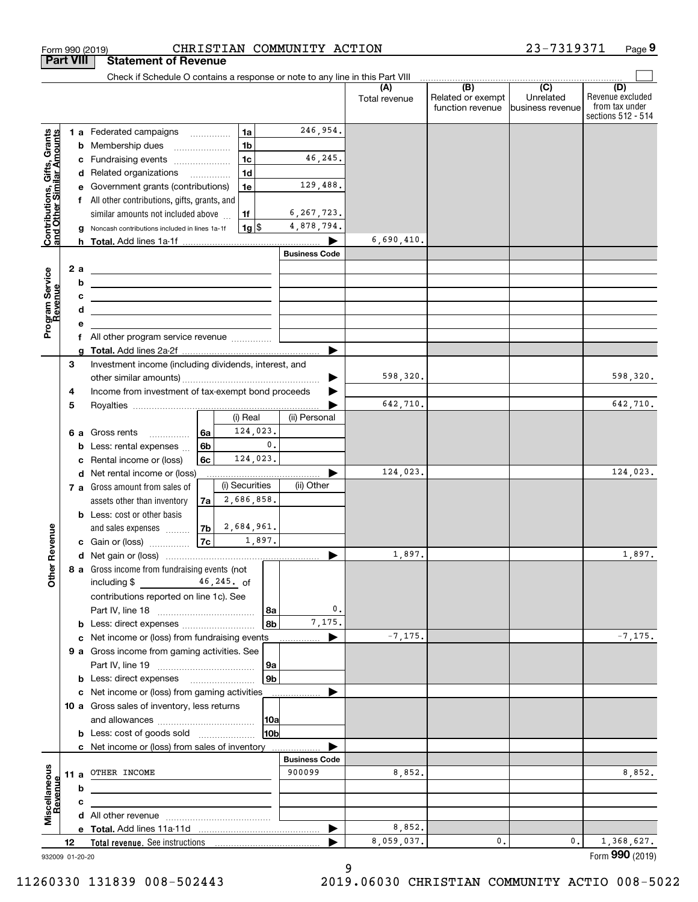Form 990 (2019) CHRISTIAN COMMUNITY ACTION 23-7319371 Page **9**

**Part VIII Statement of Revenue**

Check if Schedule O contains a response or note to any line in this Part VIII

| | | | | (A) Total revenue | (B) Related or exempt function revenue | (C) Unrelated business revenue | (D) Revenue excluded from tax under sections 512 - 514 |
|---|---|---|---|---|---|---|---|
| **Contributions, Gifts, Grants and Other Similar Amounts** | 1 a Federated campaigns | 1a | 246,954. | | | | |
| | b Membership dues | 1b | | | | | |
| | c Fundraising events | 1c | 46,245. | | | | |
| | d Related organizations | 1d | | | | | |
| | e Government grants (contributions) | 1e | 129,488. | | | | |
| | f All other contributions, gifts, grants, and similar amounts not included above | 1f | 6,267,723. | | | | |
| | g Noncash contributions included in lines 1a-1f | 1g $ | 4,878,794. | | | | |
| | h **Total.** Add lines 1a-1f | | | 6,690,410. | | | |
| **Program Service Revenue** | | | **Business Code** | | | | |
| | 2 a | | | | | | |
| | b | | | | | | |
| | c | | | | | | |
| | d | | | | | | |
| | e | | | | | | |
| | f All other program service revenue | | | | | | |
| | g **Total.** Add lines 2a-2f | | | | | | |
| **Other Revenue** | 3 Investment income (including dividends, interest, and other similar amounts) | | | 598,320. | | | 598,320. |
| | 4 Income from investment of tax-exempt bond proceeds | | | | | | |
| | 5 Royalties | | | 642,710. | | | 642,710. |
| | | (i) Real | (ii) Personal | | | | |
| | 6 a Gross rents (6a) | 124,023. | | | | | |
| | b Less: rental expenses (6b) | 0. | | | | | |
| | c Rental income or (loss) (6c) | 124,023. | | | | | |
| | d Net rental income or (loss) | | | 124,023. | | | 124,023. |
| | | (i) Securities | (ii) Other | | | | |
| | 7 a Gross amount from sales of assets other than inventory (7a) | 2,686,858. | | | | | |
| | b Less: cost or other basis and sales expenses (7b) | 2,684,961. | | | | | |
| | c Gain or (loss) (7c) | 1,897. | | | | | |
| | d Net gain or (loss) | | | 1,897. | | | 1,897. |
| | 8 a Gross income from fundraising events (not including $ 46,245. of contributions reported on line 1c). See Part IV, line 18 | 8a | 0. | | | | |
| | b Less: direct expenses | 8b | 7,175. | | | | |
| | c Net income or (loss) from fundraising events | | | -7,175. | | | -7,175. |
| | 9 a Gross income from gaming activities. See Part IV, line 19 | 9a | | | | | |
| | b Less: direct expenses | 9b | | | | | |
| | c Net income or (loss) from gaming activities | | | | | | |
| | 10 a Gross sales of inventory, less returns and allowances | 10a | | | | | |
| | b Less: cost of goods sold | 10b | | | | | |
| | c Net income or (loss) from sales of inventory | | | | | | |
| **Miscellaneous Revenue** | | | **Business Code** | | | | |
| | 11 a OTHER INCOME | | 900099 | 8,852. | | | 8,852. |
| | b | | | | | | |
| | c | | | | | | |
| | d All other revenue | | | | | | |
| | e **Total.** Add lines 11a-11d | | | 8,852. | | | |
| | 12 **Total revenue.** See instructions | | | 8,059,037. | 0. | 0. | 1,368,627. |

932009 01-20-20 Form **990** (2019)

11260330 131839 008-502443 2019.06030 CHRISTIAN COMMUNITY ACTIO 008-5022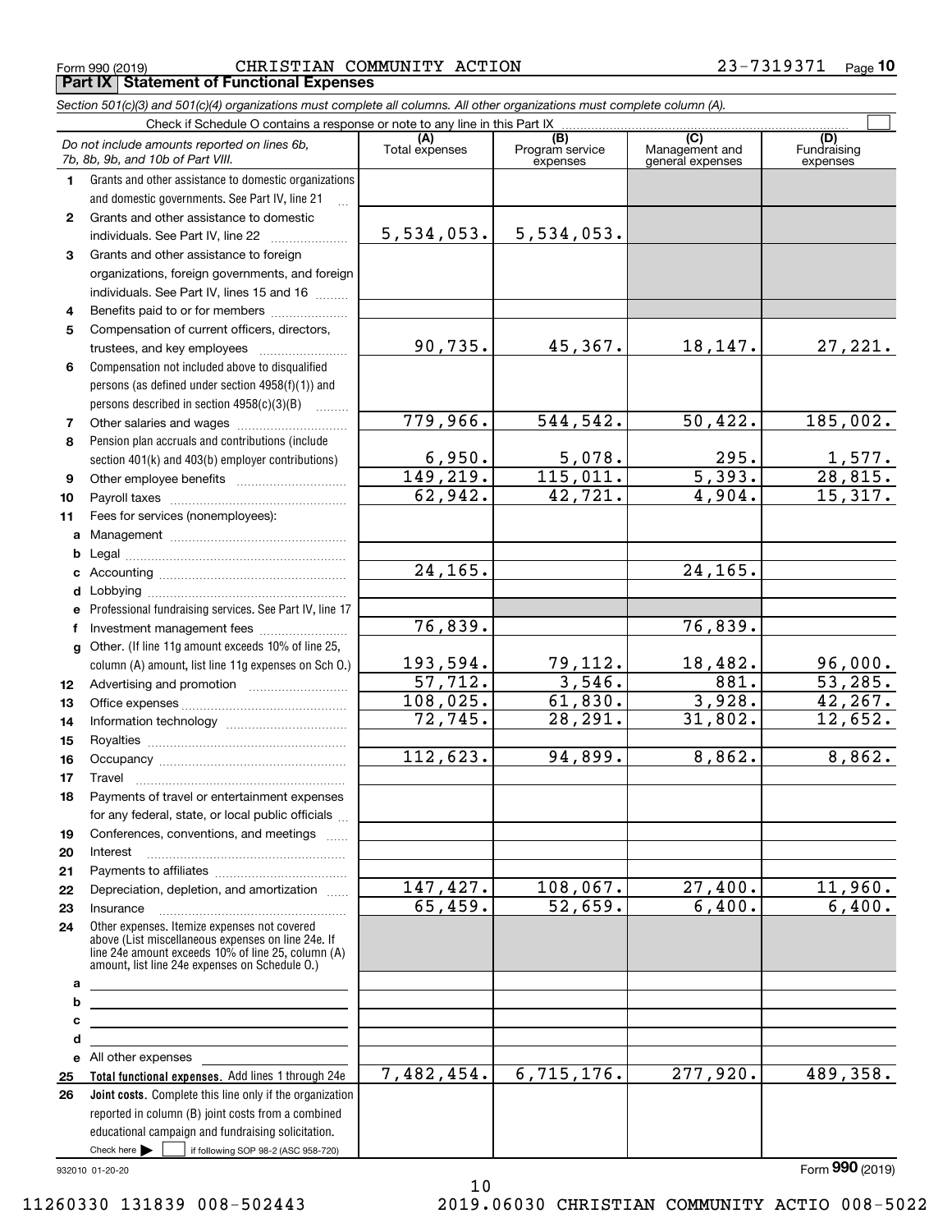Form 990 (2019) CHRISTIAN COMMUNITY ACTION 23-7319371 Page 10

## Part IX Statement of Functional Expenses

*Section 501(c)(3) and 501(c)(4) organizations must complete all columns. All other organizations must complete column (A).*

Check if Schedule O contains a response or note to any line in this Part IX

| *Do not include amounts reported on lines 6b, 7b, 8b, 9b, and 10b of Part VIII.* | (A) Total expenses | (B) Program service expenses | (C) Management and general expenses | (D) Fundraising expenses |
|---|---|---|---|---|
| **1** Grants and other assistance to domestic organizations and domestic governments. See Part IV, line 21 | | | | |
| **2** Grants and other assistance to domestic individuals. See Part IV, line 22 | 5,534,053. | 5,534,053. | | |
| **3** Grants and other assistance to foreign organizations, foreign governments, and foreign individuals. See Part IV, lines 15 and 16 | | | | |
| **4** Benefits paid to or for members | | | | |
| **5** Compensation of current officers, directors, trustees, and key employees | 90,735. | 45,367. | 18,147. | 27,221. |
| **6** Compensation not included above to disqualified persons (as defined under section 4958(f)(1)) and persons described in section 4958(c)(3)(B) | | | | |
| **7** Other salaries and wages | 779,966. | 544,542. | 50,422. | 185,002. |
| **8** Pension plan accruals and contributions (include section 401(k) and 403(b) employer contributions) | 6,950. | 5,078. | 295. | 1,577. |
| **9** Other employee benefits | 149,219. | 115,011. | 5,393. | 28,815. |
| **10** Payroll taxes | 62,942. | 42,721. | 4,904. | 15,317. |
| **11** Fees for services (nonemployees): | | | | |
| **a** Management | | | | |
| **b** Legal | | | | |
| **c** Accounting | 24,165. | | 24,165. | |
| **d** Lobbying | | | | |
| **e** Professional fundraising services. See Part IV, line 17 | | | | |
| **f** Investment management fees | 76,839. | | 76,839. | |
| **g** Other. (If line 11g amount exceeds 10% of line 25, column (A) amount, list line 11g expenses on Sch O.) | 193,594. | 79,112. | 18,482. | 96,000. |
| **12** Advertising and promotion | 57,712. | 3,546. | 881. | 53,285. |
| **13** Office expenses | 108,025. | 61,830. | 3,928. | 42,267. |
| **14** Information technology | 72,745. | 28,291. | 31,802. | 12,652. |
| **15** Royalties | | | | |
| **16** Occupancy | 112,623. | 94,899. | 8,862. | 8,862. |
| **17** Travel | | | | |
| **18** Payments of travel or entertainment expenses for any federal, state, or local public officials | | | | |
| **19** Conferences, conventions, and meetings | | | | |
| **20** Interest | | | | |
| **21** Payments to affiliates | | | | |
| **22** Depreciation, depletion, and amortization | 147,427. | 108,067. | 27,400. | 11,960. |
| **23** Insurance | 65,459. | 52,659. | 6,400. | 6,400. |
| **24** Other expenses. Itemize expenses not covered above (List miscellaneous expenses on line 24e. If line 24e amount exceeds 10% of line 25, column (A) amount, list line 24e expenses on Schedule O.) | | | | |
| **a** | | | | |
| **b** | | | | |
| **c** | | | | |
| **d** | | | | |
| **e** All other expenses | | | | |
| **25** **Total functional expenses.** Add lines 1 through 24e | 7,482,454. | 6,715,176. | 277,920. | 489,358. |
| **26** **Joint costs.** Complete this line only if the organization reported in column (B) joint costs from a combined educational campaign and fundraising solicitation. Check here ☐ if following SOP 98-2 (ASC 958-720) | | | | |

932010 01-20-20

Form **990** (2019)

11260330 131839 008-502443 2019.06030 CHRISTIAN COMMUNITY ACTIO 008-5022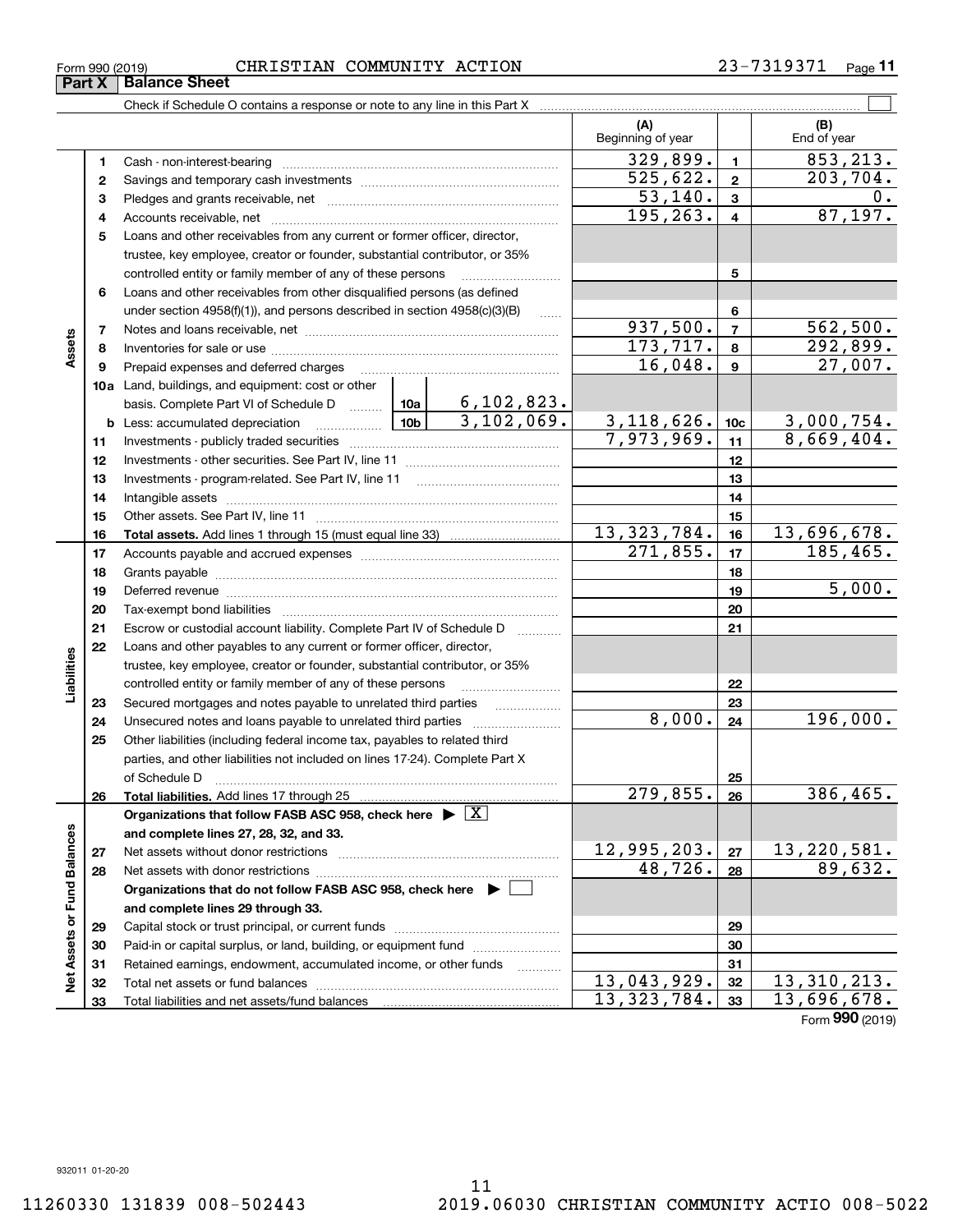Form 990 (2019) CHRISTIAN COMMUNITY ACTION 23-7319371

## Part X Balance Sheet

Check if Schedule O contains a response or note to any line in this Part X

| | | | | (A) Beginning of year | | (B) End of year |
|---|---|---|---|---|---|---|
| **Assets** | 1 | Cash - non-interest-bearing | | 329,899. | 1 | 853,213. |
| | 2 | Savings and temporary cash investments | | 525,622. | 2 | 203,704. |
| | 3 | Pledges and grants receivable, net | | 53,140. | 3 | 0. |
| | 4 | Accounts receivable, net | | 195,263. | 4 | 87,197. |
| | 5 | Loans and other receivables from any current or former officer, director, trustee, key employee, creator or founder, substantial contributor, or 35% controlled entity or family member of any of these persons | | | 5 | |
| | 6 | Loans and other receivables from other disqualified persons (as defined under section 4958(f)(1)), and persons described in section 4958(c)(3)(B) | | | 6 | |
| | 7 | Notes and loans receivable, net | | 937,500. | 7 | 562,500. |
| | 8 | Inventories for sale or use | | 173,717. | 8 | 292,899. |
| | 9 | Prepaid expenses and deferred charges | | 16,048. | 9 | 27,007. |
| | 10a | Land, buildings, and equipment: cost or other basis. Complete Part VI of Schedule D | 10a: 6,102,823. | | | |
| | b | Less: accumulated depreciation | 10b: 3,102,069. | 3,118,626. | 10c | 3,000,754. |
| | 11 | Investments - publicly traded securities | | 7,973,969. | 11 | 8,669,404. |
| | 12 | Investments - other securities. See Part IV, line 11 | | | 12 | |
| | 13 | Investments - program-related. See Part IV, line 11 | | | 13 | |
| | 14 | Intangible assets | | | 14 | |
| | 15 | Other assets. See Part IV, line 11 | | | 15 | |
| | 16 | **Total assets.** Add lines 1 through 15 (must equal line 33) | | 13,323,784. | 16 | 13,696,678. |
| **Liabilities** | 17 | Accounts payable and accrued expenses | | 271,855. | 17 | 185,465. |
| | 18 | Grants payable | | | 18 | |
| | 19 | Deferred revenue | | | 19 | 5,000. |
| | 20 | Tax-exempt bond liabilities | | | 20 | |
| | 21 | Escrow or custodial account liability. Complete Part IV of Schedule D | | | 21 | |
| | 22 | Loans and other payables to any current or former officer, director, trustee, key employee, creator or founder, substantial contributor, or 35% controlled entity or family member of any of these persons | | | 22 | |
| | 23 | Secured mortgages and notes payable to unrelated third parties | | | 23 | |
| | 24 | Unsecured notes and loans payable to unrelated third parties | | 8,000. | 24 | 196,000. |
| | 25 | Other liabilities (including federal income tax, payables to related third parties, and other liabilities not included on lines 17-24). Complete Part X of Schedule D | | | 25 | |
| | 26 | **Total liabilities.** Add lines 17 through 25 | | 279,855. | 26 | 386,465. |
| **Net Assets or Fund Balances** | | **Organizations that follow FASB ASC 958, check here** ▶ [X] **and complete lines 27, 28, 32, and 33.** | | | | |
| | 27 | Net assets without donor restrictions | | 12,995,203. | 27 | 13,220,581. |
| | 28 | Net assets with donor restrictions | | 48,726. | 28 | 89,632. |
| | | **Organizations that do not follow FASB ASC 958, check here** ▶ [ ] **and complete lines 29 through 33.** | | | | |
| | 29 | Capital stock or trust principal, or current funds | | | 29 | |
| | 30 | Paid-in or capital surplus, or land, building, or equipment fund | | | 30 | |
| | 31 | Retained earnings, endowment, accumulated income, or other funds | | | 31 | |
| | 32 | Total net assets or fund balances | | 13,043,929. | 32 | 13,310,213. |
| | 33 | Total liabilities and net assets/fund balances | | 13,323,784. | 33 | 13,696,678. |

Form **990** (2019)

932011 01-20-20

11260330 131839 008-502443 2019.06030 CHRISTIAN COMMUNITY ACTIO 008-5022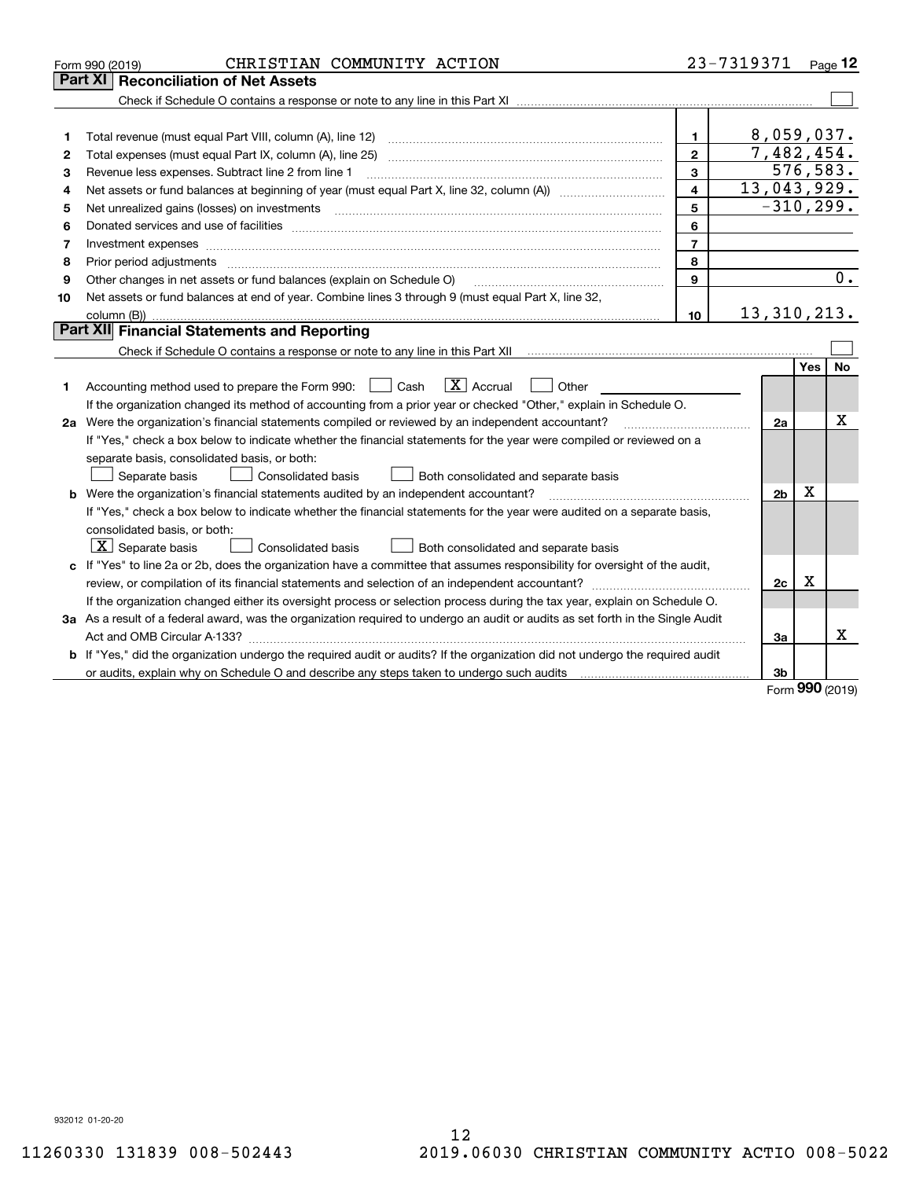Form 990 (2019) CHRISTIAN COMMUNITY ACTION 23-7319371 Page 12

## Part XI Reconciliation of Net Assets

Check if Schedule O contains a response or note to any line in this Part XI ☐

| | | | |
|---|---|---|---|
| 1 | Total revenue (must equal Part VIII, column (A), line 12) | 1 | 8,059,037. |
| 2 | Total expenses (must equal Part IX, column (A), line 25) | 2 | 7,482,454. |
| 3 | Revenue less expenses. Subtract line 2 from line 1 | 3 | 576,583. |
| 4 | Net assets or fund balances at beginning of year (must equal Part X, line 32, column (A)) | 4 | 13,043,929. |
| 5 | Net unrealized gains (losses) on investments | 5 | -310,299. |
| 6 | Donated services and use of facilities | 6 | |
| 7 | Investment expenses | 7 | |
| 8 | Prior period adjustments | 8 | |
| 9 | Other changes in net assets or fund balances (explain on Schedule O) | 9 | 0. |
| 10 | Net assets or fund balances at end of year. Combine lines 3 through 9 (must equal Part X, line 32, column (B)) | 10 | 13,310,213. |

## Part XII Financial Statements and Reporting

Check if Schedule O contains a response or note to any line in this Part XII ☐

| | | | Yes | No |
|---|---|---|---|---|
| 1 | Accounting method used to prepare the Form 990: ☐ Cash ☒ Accrual ☐ Other<br>If the organization changed its method of accounting from a prior year or checked "Other," explain in Schedule O. | | | |
| 2a | Were the organization's financial statements compiled or reviewed by an independent accountant?<br>If "Yes," check a box below to indicate whether the financial statements for the year were compiled or reviewed on a separate basis, consolidated basis, or both:<br>☐ Separate basis ☐ Consolidated basis ☐ Both consolidated and separate basis | 2a | | X |
| b | Were the organization's financial statements audited by an independent accountant?<br>If "Yes," check a box below to indicate whether the financial statements for the year were audited on a separate basis, consolidated basis, or both:<br>☒ Separate basis ☐ Consolidated basis ☐ Both consolidated and separate basis | 2b | X | |
| c | If "Yes" to line 2a or 2b, does the organization have a committee that assumes responsibility for oversight of the audit, review, or compilation of its financial statements and selection of an independent accountant?<br>If the organization changed either its oversight process or selection process during the tax year, explain on Schedule O. | 2c | X | |
| 3a | As a result of a federal award, was the organization required to undergo an audit or audits as set forth in the Single Audit Act and OMB Circular A-133? | 3a | | X |
| b | If "Yes," did the organization undergo the required audit or audits? If the organization did not undergo the required audit or audits, explain why on Schedule O and describe any steps taken to undergo such audits | 3b | | |

Form 990 (2019)

932012 01-20-20

11260330 131839 008-502443 2019.06030 CHRISTIAN COMMUNITY ACTIO 008-5022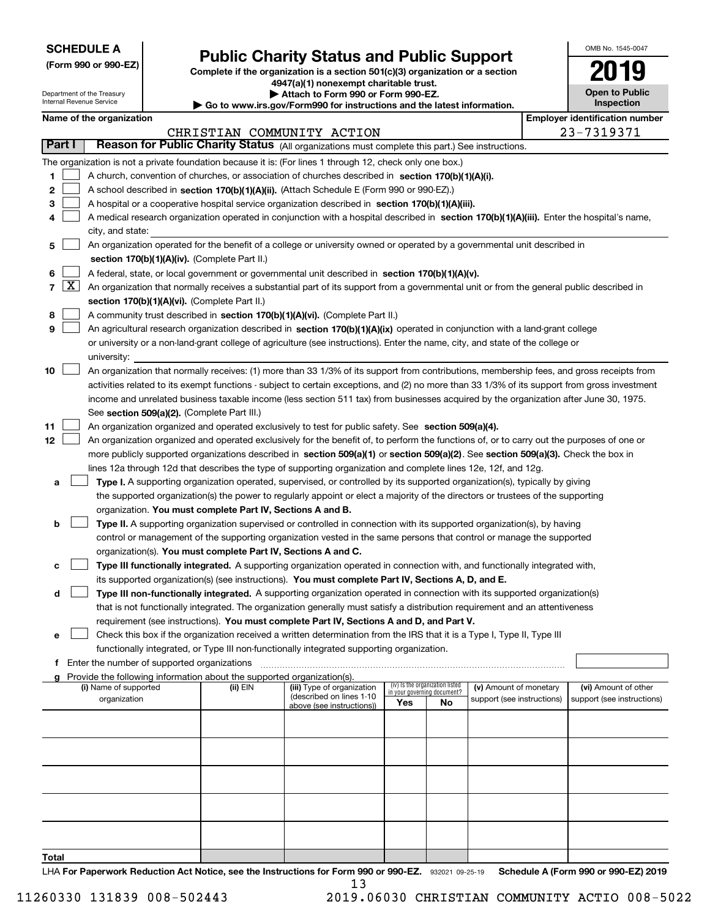**SCHEDULE A**
**(Form 990 or 990-EZ)**

Department of the Treasury
Internal Revenue Service

# Public Charity Status and Public Support

**Complete if the organization is a section 501(c)(3) organization or a section 4947(a)(1) nonexempt charitable trust.**
**▶ Attach to Form 990 or Form 990-EZ.**
**▶ Go to www.irs.gov/Form990 for instructions and the latest information.**

OMB No. 1545-0047

**2019**

**Open to Public Inspection**

**Name of the organization:** CHRISTIAN COMMUNITY ACTION

**Employer identification number:** 23-7319371

## Part I Reason for Public Charity Status (All organizations must complete this part.) See instructions.

The organization is not a private foundation because it is: (For lines 1 through 12, check only one box.)

1 [ ] A church, convention of churches, or association of churches described in **section 170(b)(1)(A)(i).**

2 [ ] A school described in **section 170(b)(1)(A)(ii).** (Attach Schedule E (Form 990 or 990-EZ).)

3 [ ] A hospital or a cooperative hospital service organization described in **section 170(b)(1)(A)(iii).**

4 [ ] A medical research organization operated in conjunction with a hospital described in **section 170(b)(1)(A)(iii).** Enter the hospital's name, city, and state:

5 [ ] An organization operated for the benefit of a college or university owned or operated by a governmental unit described in **section 170(b)(1)(A)(iv).** (Complete Part II.)

6 [ ] A federal, state, or local government or governmental unit described in **section 170(b)(1)(A)(v).**

7 [X] An organization that normally receives a substantial part of its support from a governmental unit or from the general public described in **section 170(b)(1)(A)(vi).** (Complete Part II.)

8 [ ] A community trust described in **section 170(b)(1)(A)(vi).** (Complete Part II.)

9 [ ] An agricultural research organization described in **section 170(b)(1)(A)(ix)** operated in conjunction with a land-grant college or university or a non-land-grant college of agriculture (see instructions). Enter the name, city, and state of the college or university:

10 [ ] An organization that normally receives: (1) more than 33 1/3% of its support from contributions, membership fees, and gross receipts from activities related to its exempt functions - subject to certain exceptions, and (2) no more than 33 1/3% of its support from gross investment income and unrelated business taxable income (less section 511 tax) from businesses acquired by the organization after June 30, 1975. See **section 509(a)(2).** (Complete Part III.)

11 [ ] An organization organized and operated exclusively to test for public safety. See **section 509(a)(4).**

12 [ ] An organization organized and operated exclusively for the benefit of, to perform the functions of, or to carry out the purposes of one or more publicly supported organizations described in **section 509(a)(1)** or **section 509(a)(2)**. See **section 509(a)(3).** Check the box in lines 12a through 12d that describes the type of supporting organization and complete lines 12e, 12f, and 12g.

a [ ] **Type I.** A supporting organization operated, supervised, or controlled by its supported organization(s), typically by giving the supported organization(s) the power to regularly appoint or elect a majority of the directors or trustees of the supporting organization. **You must complete Part IV, Sections A and B.**

b [ ] **Type II.** A supporting organization supervised or controlled in connection with its supported organization(s), by having control or management of the supporting organization vested in the same persons that control or manage the supported organization(s). **You must complete Part IV, Sections A and C.**

c [ ] **Type III functionally integrated.** A supporting organization operated in connection with, and functionally integrated with, its supported organization(s) (see instructions). **You must complete Part IV, Sections A, D, and E.**

d [ ] **Type III non-functionally integrated.** A supporting organization operated in connection with its supported organization(s) that is not functionally integrated. The organization generally must satisfy a distribution requirement and an attentiveness requirement (see instructions). **You must complete Part IV, Sections A and D, and Part V.**

e [ ] Check this box if the organization received a written determination from the IRS that it is a Type I, Type II, Type III functionally integrated, or Type III non-functionally integrated supporting organization.

f Enter the number of supported organizations

g Provide the following information about the supported organization(s).

| (i) Name of supported organization | (ii) EIN | (iii) Type of organization (described on lines 1-10 above (see instructions)) | (iv) Is the organization listed in your governing document? Yes | No | (v) Amount of monetary support (see instructions) | (vi) Amount of other support (see instructions) |
|---|---|---|---|---|---|---|
| | | | | | | |
| | | | | | | |
| | | | | | | |
| | | | | | | |
| | | | | | | |
| **Total** | | | | | | |

LHA **For Paperwork Reduction Act Notice, see the Instructions for Form 990 or 990-EZ.** 932021 09-25-19 **Schedule A (Form 990 or 990-EZ) 2019**

11260330 131839 008-502443 2019.06030 CHRISTIAN COMMUNITY ACTIO 008-5022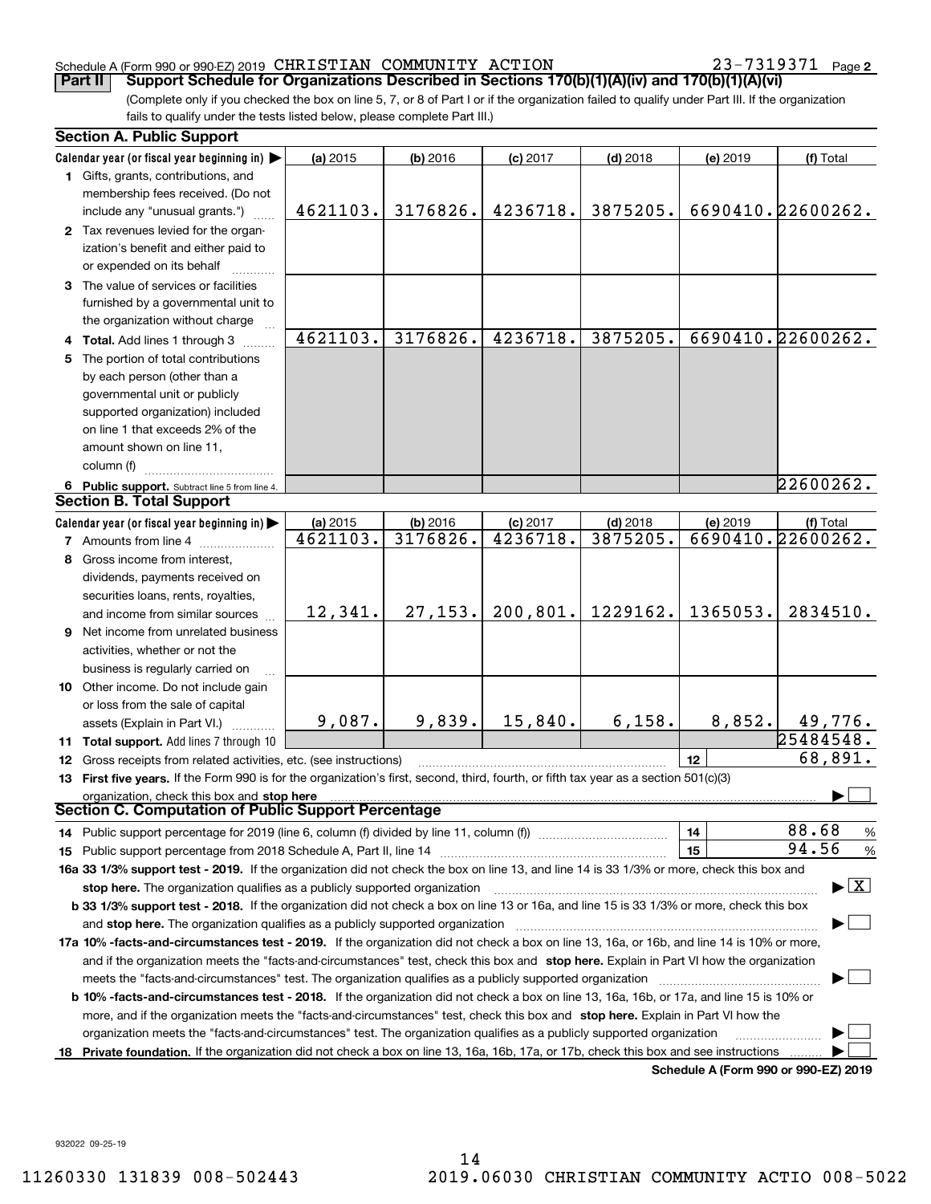Schedule A (Form 990 or 990-EZ) 2019 CHRISTIAN COMMUNITY ACTION 23-7319371 Page 2

**Part II** **Support Schedule for Organizations Described in Sections 170(b)(1)(A)(iv) and 170(b)(1)(A)(vi)**

(Complete only if you checked the box on line 5, 7, or 8 of Part I or if the organization failed to qualify under Part III. If the organization fails to qualify under the tests listed below, please complete Part III.)

### Section A. Public Support

| Calendar year (or fiscal year beginning in) ▶ | (a) 2015 | (b) 2016 | (c) 2017 | (d) 2018 | (e) 2019 | (f) Total |
|---|---|---|---|---|---|---|
| 1 Gifts, grants, contributions, and membership fees received. (Do not include any "unusual grants.") | 4621103. | 3176826. | 4236718. | 3875205. | 6690410. | 22600262. |
| 2 Tax revenues levied for the organization's benefit and either paid to or expended on its behalf | | | | | | |
| 3 The value of services or facilities furnished by a governmental unit to the organization without charge | | | | | | |
| 4 Total. Add lines 1 through 3 | 4621103. | 3176826. | 4236718. | 3875205. | 6690410. | 22600262. |
| 5 The portion of total contributions by each person (other than a governmental unit or publicly supported organization) included on line 1 that exceeds 2% of the amount shown on line 11, column (f) | | | | | | |
| 6 Public support. Subtract line 5 from line 4. | | | | | | 22600262. |

### Section B. Total Support

| Calendar year (or fiscal year beginning in) ▶ | (a) 2015 | (b) 2016 | (c) 2017 | (d) 2018 | (e) 2019 | (f) Total |
|---|---|---|---|---|---|---|
| 7 Amounts from line 4 | 4621103. | 3176826. | 4236718. | 3875205. | 6690410. | 22600262. |
| 8 Gross income from interest, dividends, payments received on securities loans, rents, royalties, and income from similar sources | 12,341. | 27,153. | 200,801. | 1229162. | 1365053. | 2834510. |
| 9 Net income from unrelated business activities, whether or not the business is regularly carried on | | | | | | |
| 10 Other income. Do not include gain or loss from the sale of capital assets (Explain in Part VI.) | 9,087. | 9,839. | 15,840. | 6,158. | 8,852. | 49,776. |
| 11 Total support. Add lines 7 through 10 | | | | | | 25484548. |
| 12 Gross receipts from related activities, etc. (see instructions) | | | | | 12 | 68,891. |

**13 First five years.** If the Form 990 is for the organization's first, second, third, fourth, or fifth tax year as a section 501(c)(3) organization, check this box and **stop here** ▶ ☐

### Section C. Computation of Public Support Percentage

| | | |
|---|---|---|
| 14 Public support percentage for 2019 (line 6, column (f) divided by line 11, column (f)) | 14 | 88.68 % |
| 15 Public support percentage from 2018 Schedule A, Part II, line 14 | 15 | 94.56 % |

**16a 33 1/3% support test - 2019.** If the organization did not check the box on line 13, and line 14 is 33 1/3% or more, check this box and **stop here.** The organization qualifies as a publicly supported organization ▶ ☒

**b 33 1/3% support test - 2018.** If the organization did not check a box on line 13 or 16a, and line 15 is 33 1/3% or more, check this box and **stop here.** The organization qualifies as a publicly supported organization ▶ ☐

**17a 10% -facts-and-circumstances test - 2019.** If the organization did not check a box on line 13, 16a, or 16b, and line 14 is 10% or more, and if the organization meets the "facts-and-circumstances" test, check this box and **stop here.** Explain in Part VI how the organization meets the "facts-and-circumstances" test. The organization qualifies as a publicly supported organization ▶ ☐

**b 10% -facts-and-circumstances test - 2018.** If the organization did not check a box on line 13, 16a, 16b, or 17a, and line 15 is 10% or more, and if the organization meets the "facts-and-circumstances" test, check this box and **stop here.** Explain in Part VI how the organization meets the "facts-and-circumstances" test. The organization qualifies as a publicly supported organization ▶ ☐

**18 Private foundation.** If the organization did not check a box on line 13, 16a, 16b, 17a, or 17b, check this box and see instructions ▶ ☐

**Schedule A (Form 990 or 990-EZ) 2019**

932022 09-25-19

11260330 131839 008-502443 2019.06030 CHRISTIAN COMMUNITY ACTIO 008-5022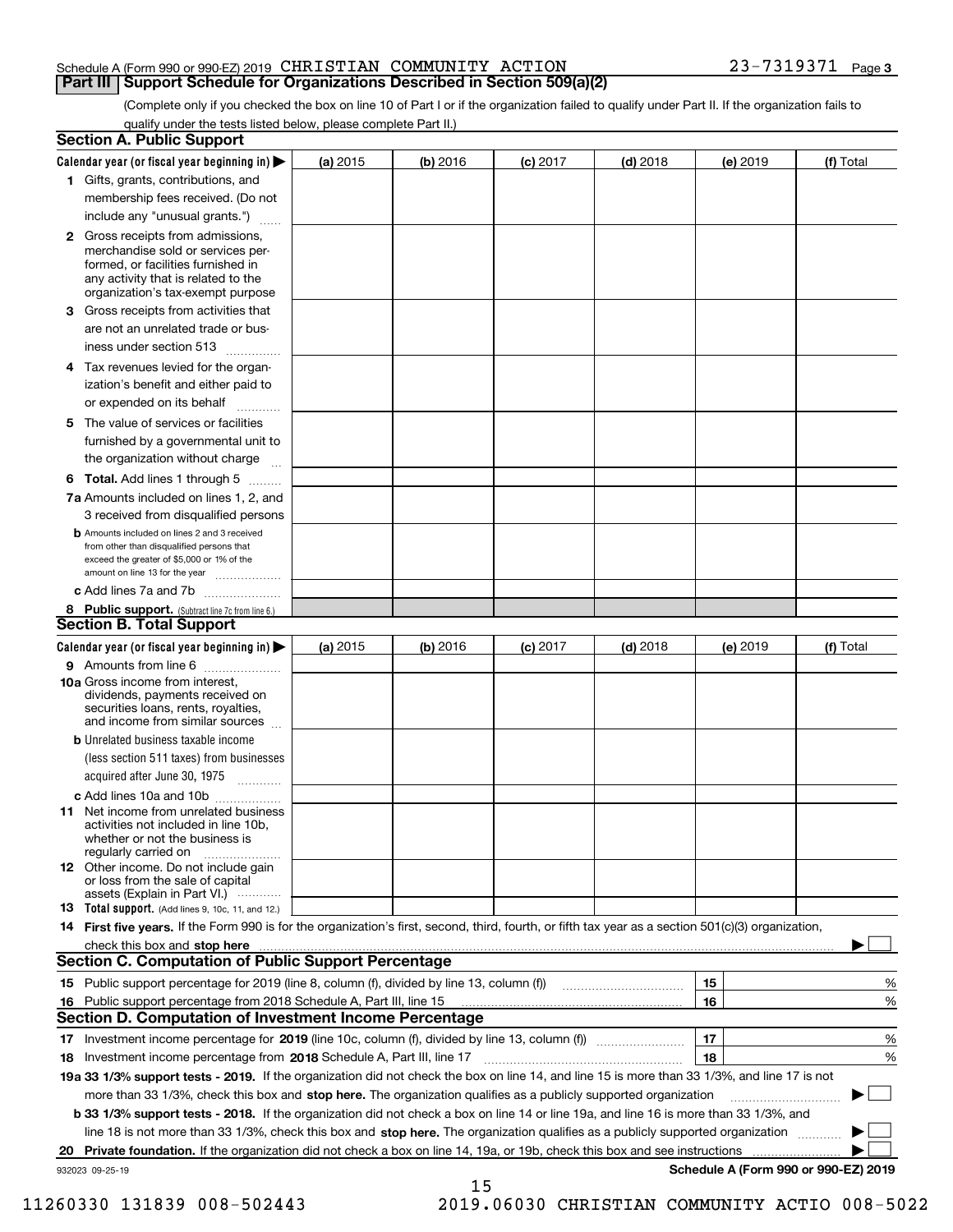Schedule A (Form 990 or 990-EZ) 2019 CHRISTIAN COMMUNITY ACTION 23-7319371 Page 3

## Part III Support Schedule for Organizations Described in Section 509(a)(2)

(Complete only if you checked the box on line 10 of Part I or if the organization failed to qualify under Part II. If the organization fails to qualify under the tests listed below, please complete Part II.)

### Section A. Public Support

| Calendar year (or fiscal year beginning in) ▶ | (a) 2015 | (b) 2016 | (c) 2017 | (d) 2018 | (e) 2019 | (f) Total |
|---|---|---|---|---|---|---|
| 1 Gifts, grants, contributions, and membership fees received. (Do not include any "unusual grants.") | | | | | | |
| 2 Gross receipts from admissions, merchandise sold or services performed, or facilities furnished in any activity that is related to the organization's tax-exempt purpose | | | | | | |
| 3 Gross receipts from activities that are not an unrelated trade or business under section 513 | | | | | | |
| 4 Tax revenues levied for the organization's benefit and either paid to or expended on its behalf | | | | | | |
| 5 The value of services or facilities furnished by a governmental unit to the organization without charge | | | | | | |
| 6 Total. Add lines 1 through 5 | | | | | | |
| 7a Amounts included on lines 1, 2, and 3 received from disqualified persons | | | | | | |
| b Amounts included on lines 2 and 3 received from other than disqualified persons that exceed the greater of $5,000 or 1% of the amount on line 13 for the year | | | | | | |
| c Add lines 7a and 7b | | | | | | |
| 8 Public support. (Subtract line 7c from line 6.) | | | | | | |

### Section B. Total Support

| Calendar year (or fiscal year beginning in) ▶ | (a) 2015 | (b) 2016 | (c) 2017 | (d) 2018 | (e) 2019 | (f) Total |
|---|---|---|---|---|---|---|
| 9 Amounts from line 6 | | | | | | |
| 10a Gross income from interest, dividends, payments received on securities loans, rents, royalties, and income from similar sources | | | | | | |
| b Unrelated business taxable income (less section 511 taxes) from businesses acquired after June 30, 1975 | | | | | | |
| c Add lines 10a and 10b | | | | | | |
| 11 Net income from unrelated business activities not included in line 10b, whether or not the business is regularly carried on | | | | | | |
| 12 Other income. Do not include gain or loss from the sale of capital assets (Explain in Part VI.) | | | | | | |
| 13 Total support. (Add lines 9, 10c, 11, and 12.) | | | | | | |

14 **First five years.** If the Form 990 is for the organization's first, second, third, fourth, or fifth tax year as a section 501(c)(3) organization, check this box and **stop here** ▶ ☐

### Section C. Computation of Public Support Percentage

| | | | |
|---|---|---|---|
| 15 | Public support percentage for 2019 (line 8, column (f), divided by line 13, column (f)) | 15 | % |
| 16 | Public support percentage from 2018 Schedule A, Part III, line 15 | 16 | % |

### Section D. Computation of Investment Income Percentage

| | | | |
|---|---|---|---|
| 17 | Investment income percentage for **2019** (line 10c, column (f), divided by line 13, column (f)) | 17 | % |
| 18 | Investment income percentage from **2018** Schedule A, Part III, line 17 | 18 | % |

**19a 33 1/3% support tests - 2019.** If the organization did not check the box on line 14, and line 15 is more than 33 1/3%, and line 17 is not more than 33 1/3%, check this box and **stop here.** The organization qualifies as a publicly supported organization ▶ ☐

**b 33 1/3% support tests - 2018.** If the organization did not check a box on line 14 or line 19a, and line 16 is more than 33 1/3%, and line 18 is not more than 33 1/3%, check this box and **stop here.** The organization qualifies as a publicly supported organization ▶ ☐

**20 Private foundation.** If the organization did not check a box on line 14, 19a, or 19b, check this box and see instructions ▶ ☐

932023 09-25-19 **Schedule A (Form 990 or 990-EZ) 2019**

11260330 131839 008-502443 2019.06030 CHRISTIAN COMMUNITY ACTIO 008-5022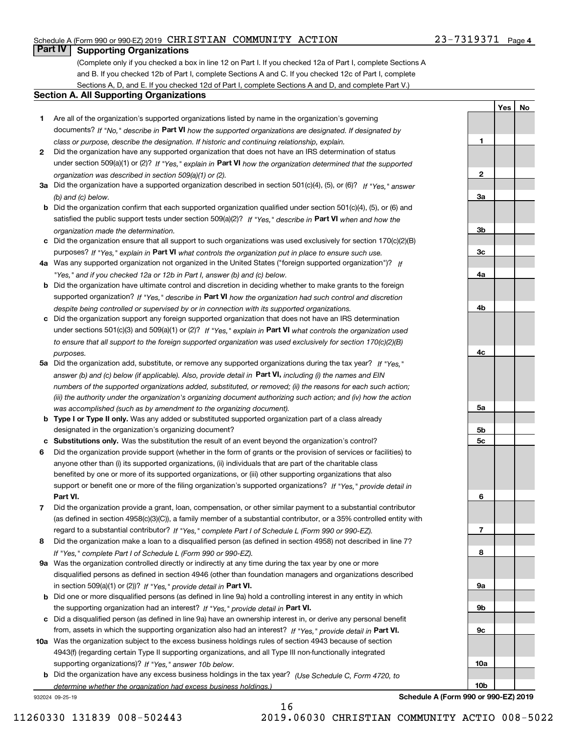## Part IV Supporting Organizations

(Complete only if you checked a box in line 12 on Part I. If you checked 12a of Part I, complete Sections A and B. If you checked 12b of Part I, complete Sections A and C. If you checked 12c of Part I, complete Sections A, D, and E. If you checked 12d of Part I, complete Sections A and D, and complete Part V.)

### Section A. All Supporting Organizations

| | | Line | Yes | No |
|---|---|---|---|---|
| **1** | Are all of the organization's supported organizations listed by name in the organization's governing documents? *If "No," describe in* **Part VI** *how the supported organizations are designated. If designated by class or purpose, describe the designation. If historic and continuing relationship, explain.* | 1 | | |
| **2** | Did the organization have any supported organization that does not have an IRS determination of status under section 509(a)(1) or (2)? *If "Yes," explain in* **Part VI** *how the organization determined that the supported organization was described in section 509(a)(1) or (2).* | 2 | | |
| **3a** | Did the organization have a supported organization described in section 501(c)(4), (5), or (6)? *If "Yes," answer (b) and (c) below.* | 3a | | |
| **b** | Did the organization confirm that each supported organization qualified under section 501(c)(4), (5), or (6) and satisfied the public support tests under section 509(a)(2)? *If "Yes," describe in* **Part VI** *when and how the organization made the determination.* | 3b | | |
| **c** | Did the organization ensure that all support to such organizations was used exclusively for section 170(c)(2)(B) purposes? *If "Yes," explain in* **Part VI** *what controls the organization put in place to ensure such use.* | 3c | | |
| **4a** | Was any supported organization not organized in the United States ("foreign supported organization")? *If "Yes," and if you checked 12a or 12b in Part I, answer (b) and (c) below.* | 4a | | |
| **b** | Did the organization have ultimate control and discretion in deciding whether to make grants to the foreign supported organization? *If "Yes," describe in* **Part VI** *how the organization had such control and discretion despite being controlled or supervised by or in connection with its supported organizations.* | 4b | | |
| **c** | Did the organization support any foreign supported organization that does not have an IRS determination under sections 501(c)(3) and 509(a)(1) or (2)? *If "Yes," explain in* **Part VI** *what controls the organization used to ensure that all support to the foreign supported organization was used exclusively for section 170(c)(2)(B) purposes.* | 4c | | |
| **5a** | Did the organization add, substitute, or remove any supported organizations during the tax year? *If "Yes," answer (b) and (c) below (if applicable). Also, provide detail in* **Part VI,** *including (i) the names and EIN numbers of the supported organizations added, substituted, or removed; (ii) the reasons for each such action; (iii) the authority under the organization's organizing document authorizing such action; and (iv) how the action was accomplished (such as by amendment to the organizing document).* | 5a | | |
| **b** | **Type I or Type II only.** Was any added or substituted supported organization part of a class already designated in the organization's organizing document? | 5b | | |
| **c** | **Substitutions only.** Was the substitution the result of an event beyond the organization's control? | 5c | | |
| **6** | Did the organization provide support (whether in the form of grants or the provision of services or facilities) to anyone other than (i) its supported organizations, (ii) individuals that are part of the charitable class benefited by one or more of its supported organizations, or (iii) other supporting organizations that also support or benefit one or more of the filing organization's supported organizations? *If "Yes," provide detail in* **Part VI.** | 6 | | |
| **7** | Did the organization provide a grant, loan, compensation, or other similar payment to a substantial contributor (as defined in section 4958(c)(3)(C)), a family member of a substantial contributor, or a 35% controlled entity with regard to a substantial contributor? *If "Yes," complete Part I of Schedule L (Form 990 or 990-EZ).* | 7 | | |
| **8** | Did the organization make a loan to a disqualified person (as defined in section 4958) not described in line 7? *If "Yes," complete Part I of Schedule L (Form 990 or 990-EZ).* | 8 | | |
| **9a** | Was the organization controlled directly or indirectly at any time during the tax year by one or more disqualified persons as defined in section 4946 (other than foundation managers and organizations described in section 509(a)(1) or (2))? *If "Yes," provide detail in* **Part VI.** | 9a | | |
| **b** | Did one or more disqualified persons (as defined in line 9a) hold a controlling interest in any entity in which the supporting organization had an interest? *If "Yes," provide detail in* **Part VI.** | 9b | | |
| **c** | Did a disqualified person (as defined in line 9a) have an ownership interest in, or derive any personal benefit from, assets in which the supporting organization also had an interest? *If "Yes," provide detail in* **Part VI.** | 9c | | |
| **10a** | Was the organization subject to the excess business holdings rules of section 4943 because of section 4943(f) (regarding certain Type II supporting organizations, and all Type III non-functionally integrated supporting organizations)? *If "Yes," answer 10b below.* | 10a | | |
| **b** | Did the organization have any excess business holdings in the tax year? *(Use Schedule C, Form 4720, to determine whether the organization had excess business holdings.)* | 10b | | |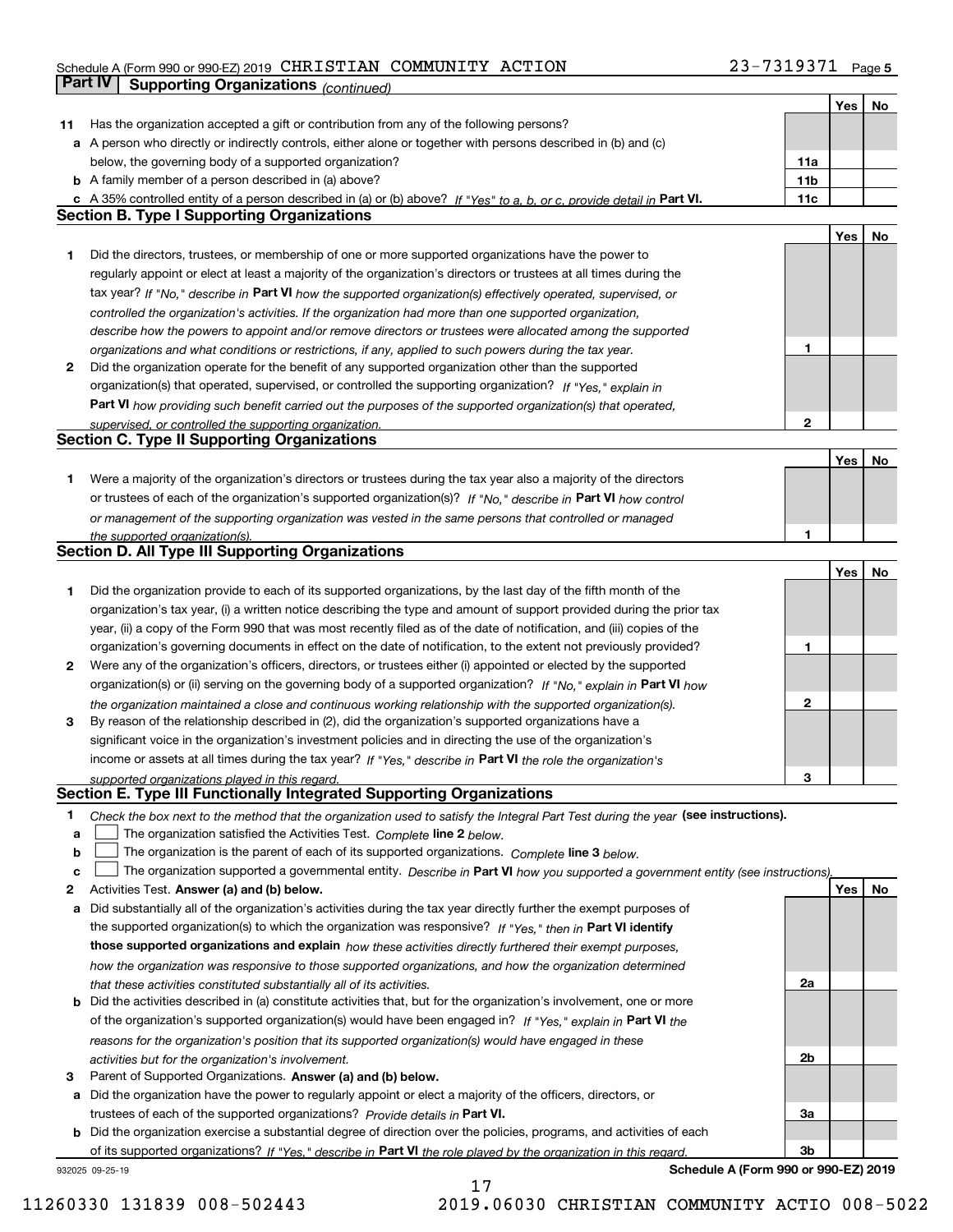Schedule A (Form 990 or 990-EZ) 2019 CHRISTIAN COMMUNITY ACTION 23-7319371 Page 5

## Part IV Supporting Organizations *(continued)*

| | | | Yes | No |
|---|---|---|---|---|
| **11** | Has the organization accepted a gift or contribution from any of the following persons? | | | |
| **a** | A person who directly or indirectly controls, either alone or together with persons described in (b) and (c) below, the governing body of a supported organization? | **11a** | | |
| **b** | A family member of a person described in (a) above? | **11b** | | |
| **c** | A 35% controlled entity of a person described in (a) or (b) above? *If "Yes" to a, b, or c, provide detail in* **Part VI.** | **11c** | | |

### Section B. Type I Supporting Organizations

| | | | Yes | No |
|---|---|---|---|---|
| **1** | Did the directors, trustees, or membership of one or more supported organizations have the power to regularly appoint or elect at least a majority of the organization's directors or trustees at all times during the tax year? *If "No," describe in* **Part VI** *how the supported organization(s) effectively operated, supervised, or controlled the organization's activities. If the organization had more than one supported organization, describe how the powers to appoint and/or remove directors or trustees were allocated among the supported organizations and what conditions or restrictions, if any, applied to such powers during the tax year.* | **1** | | |
| **2** | Did the organization operate for the benefit of any supported organization other than the supported organization(s) that operated, supervised, or controlled the supporting organization? *If "Yes," explain in* **Part VI** *how providing such benefit carried out the purposes of the supported organization(s) that operated, supervised, or controlled the supporting organization.* | **2** | | |

### Section C. Type II Supporting Organizations

| | | | Yes | No |
|---|---|---|---|---|
| **1** | Were a majority of the organization's directors or trustees during the tax year also a majority of the directors or trustees of each of the organization's supported organization(s)? *If "No," describe in* **Part VI** *how control or management of the supporting organization was vested in the same persons that controlled or managed the supported organization(s).* | **1** | | |

### Section D. All Type III Supporting Organizations

| | | | Yes | No |
|---|---|---|---|---|
| **1** | Did the organization provide to each of its supported organizations, by the last day of the fifth month of the organization's tax year, (i) a written notice describing the type and amount of support provided during the prior tax year, (ii) a copy of the Form 990 that was most recently filed as of the date of notification, and (iii) copies of the organization's governing documents in effect on the date of notification, to the extent not previously provided? | **1** | | |
| **2** | Were any of the organization's officers, directors, or trustees either (i) appointed or elected by the supported organization(s) or (ii) serving on the governing body of a supported organization? *If "No," explain in* **Part VI** *how the organization maintained a close and continuous working relationship with the supported organization(s).* | **2** | | |
| **3** | By reason of the relationship described in (2), did the organization's supported organizations have a significant voice in the organization's investment policies and in directing the use of the organization's income or assets at all times during the tax year? *If "Yes," describe in* **Part VI** *the role the organization's supported organizations played in this regard.* | **3** | | |

### Section E. Type III Functionally Integrated Supporting Organizations

**1** *Check the box next to the method that the organization used to satisfy the Integral Part Test during the year* **(see instructions).**

- **a** ☐ The organization satisfied the Activities Test. *Complete* **line 2** *below.*
- **b** ☐ The organization is the parent of each of its supported organizations. *Complete* **line 3** *below.*
- **c** ☐ The organization supported a governmental entity. *Describe in* **Part VI** *how you supported a government entity (see instructions).*

| | | | Yes | No |
|---|---|---|---|---|
| **2** | Activities Test. **Answer (a) and (b) below.** | | | |
| **a** | Did substantially all of the organization's activities during the tax year directly further the exempt purposes of the supported organization(s) to which the organization was responsive? *If "Yes," then in* **Part VI identify those supported organizations and explain** *how these activities directly furthered their exempt purposes, how the organization was responsive to those supported organizations, and how the organization determined that these activities constituted substantially all of its activities.* | **2a** | | |
| **b** | Did the activities described in (a) constitute activities that, but for the organization's involvement, one or more of the organization's supported organization(s) would have been engaged in? *If "Yes," explain in* **Part VI** *the reasons for the organization's position that its supported organization(s) would have engaged in these activities but for the organization's involvement.* | **2b** | | |
| **3** | Parent of Supported Organizations. **Answer (a) and (b) below.** | | | |
| **a** | Did the organization have the power to regularly appoint or elect a majority of the officers, directors, or trustees of each of the supported organizations? *Provide details in* **Part VI.** | **3a** | | |
| **b** | Did the organization exercise a substantial degree of direction over the policies, programs, and activities of each of its supported organizations? *If "Yes," describe in* **Part VI** *the role played by the organization in this regard.* | **3b** | | |

932025 09-25-19 **Schedule A (Form 990 or 990-EZ) 2019**

11260330 131839 008-502443 2019.06030 CHRISTIAN COMMUNITY ACTIO 008-5022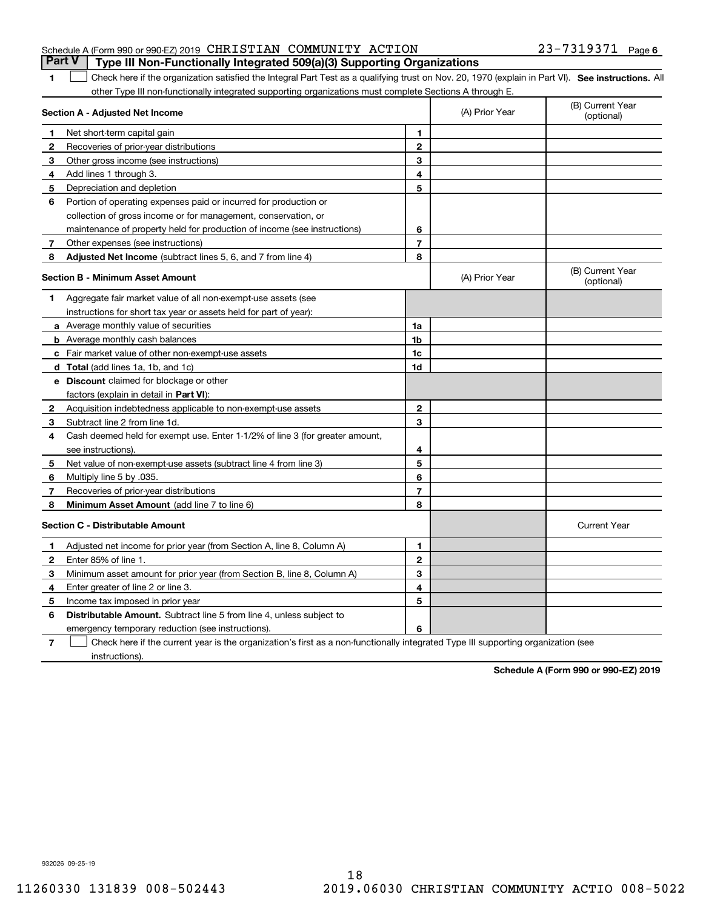Schedule A (Form 990 or 990-EZ) 2019 CHRISTIAN COMMUNITY ACTION 23-7319371 Page 6

## Part V Type III Non-Functionally Integrated 509(a)(3) Supporting Organizations

1 ☐ Check here if the organization satisfied the Integral Part Test as a qualifying trust on Nov. 20, 1970 (explain in Part VI). **See instructions.** All other Type III non-functionally integrated supporting organizations must complete Sections A through E.

| **Section A - Adjusted Net Income** | | | (A) Prior Year | (B) Current Year (optional) |
|---|---|---|---|---|
| 1 | Net short-term capital gain | 1 | | |
| 2 | Recoveries of prior-year distributions | 2 | | |
| 3 | Other gross income (see instructions) | 3 | | |
| 4 | Add lines 1 through 3. | 4 | | |
| 5 | Depreciation and depletion | 5 | | |
| 6 | Portion of operating expenses paid or incurred for production or collection of gross income or for management, conservation, or maintenance of property held for production of income (see instructions) | 6 | | |
| 7 | Other expenses (see instructions) | 7 | | |
| 8 | **Adjusted Net Income** (subtract lines 5, 6, and 7 from line 4) | 8 | | |

| **Section B - Minimum Asset Amount** | | | (A) Prior Year | (B) Current Year (optional) |
|---|---|---|---|---|
| 1 | Aggregate fair market value of all non-exempt-use assets (see instructions for short tax year or assets held for part of year): | | | |
| a | Average monthly value of securities | 1a | | |
| b | Average monthly cash balances | 1b | | |
| c | Fair market value of other non-exempt-use assets | 1c | | |
| d | **Total** (add lines 1a, 1b, and 1c) | 1d | | |
| e | **Discount** claimed for blockage or other factors (explain in detail in **Part VI**): | | | |
| 2 | Acquisition indebtedness applicable to non-exempt-use assets | 2 | | |
| 3 | Subtract line 2 from line 1d. | 3 | | |
| 4 | Cash deemed held for exempt use. Enter 1-1/2% of line 3 (for greater amount, see instructions). | 4 | | |
| 5 | Net value of non-exempt-use assets (subtract line 4 from line 3) | 5 | | |
| 6 | Multiply line 5 by .035. | 6 | | |
| 7 | Recoveries of prior-year distributions | 7 | | |
| 8 | **Minimum Asset Amount** (add line 7 to line 6) | 8 | | |

| **Section C - Distributable Amount** | | | | Current Year |
|---|---|---|---|---|
| 1 | Adjusted net income for prior year (from Section A, line 8, Column A) | 1 | | |
| 2 | Enter 85% of line 1. | 2 | | |
| 3 | Minimum asset amount for prior year (from Section B, line 8, Column A) | 3 | | |
| 4 | Enter greater of line 2 or line 3. | 4 | | |
| 5 | Income tax imposed in prior year | 5 | | |
| 6 | **Distributable Amount.** Subtract line 5 from line 4, unless subject to emergency temporary reduction (see instructions). | 6 | | |

7 ☐ Check here if the current year is the organization's first as a non-functionally integrated Type III supporting organization (see instructions).

**Schedule A (Form 990 or 990-EZ) 2019**

932026 09-25-19

11260330 131839 008-502443 2019.06030 CHRISTIAN COMMUNITY ACTIO 008-5022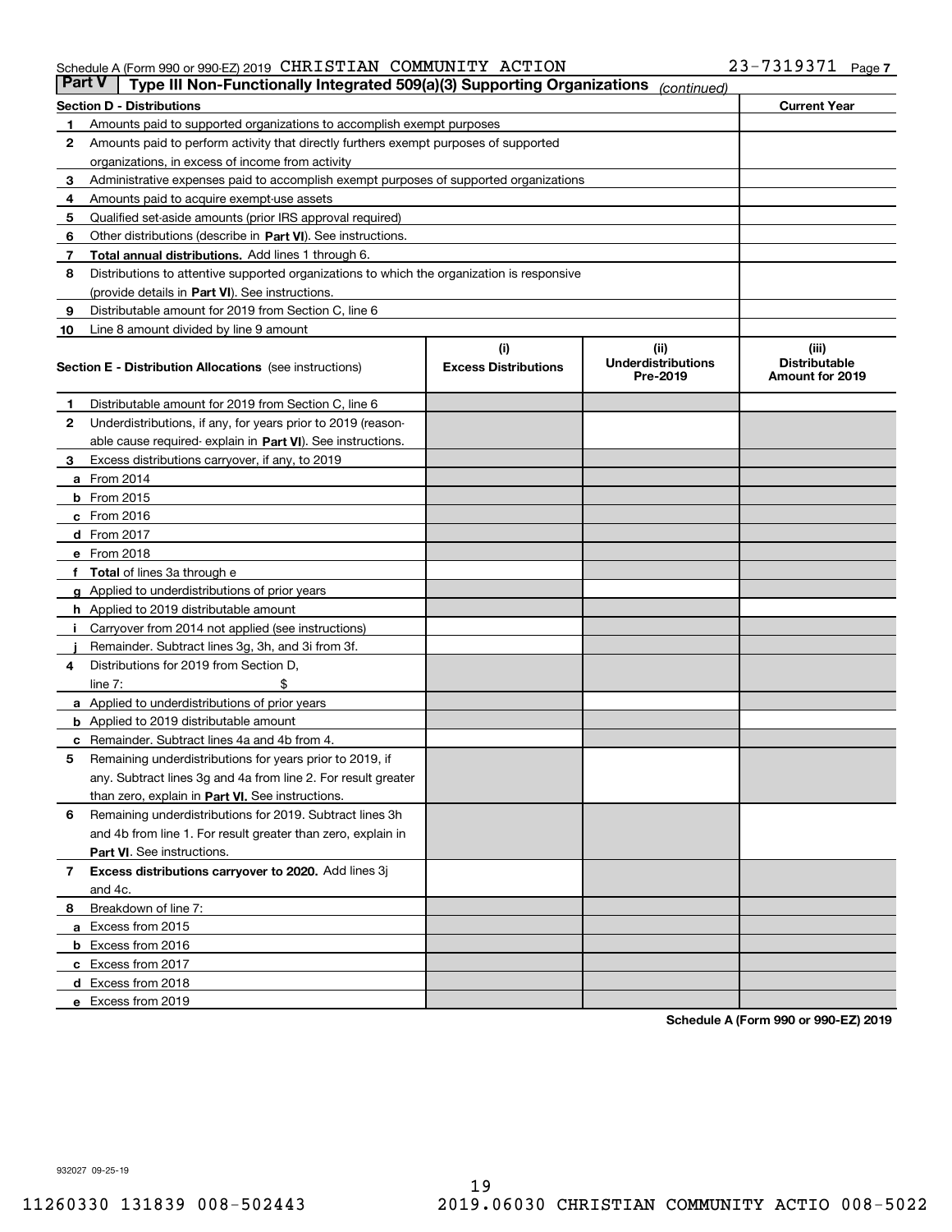Schedule A (Form 990 or 990-EZ) 2019 CHRISTIAN COMMUNITY ACTION 23-7319371 Page 7

## Part V | Type III Non-Functionally Integrated 509(a)(3) Supporting Organizations *(continued)*

| Section D - Distributions | | Current Year |
|---|---|---|
| 1 | Amounts paid to supported organizations to accomplish exempt purposes | |
| 2 | Amounts paid to perform activity that directly furthers exempt purposes of supported organizations, in excess of income from activity | |
| 3 | Administrative expenses paid to accomplish exempt purposes of supported organizations | |
| 4 | Amounts paid to acquire exempt-use assets | |
| 5 | Qualified set-aside amounts (prior IRS approval required) | |
| 6 | Other distributions (describe in **Part VI**). See instructions. | |
| 7 | **Total annual distributions.** Add lines 1 through 6. | |
| 8 | Distributions to attentive supported organizations to which the organization is responsive (provide details in **Part VI**). See instructions. | |
| 9 | Distributable amount for 2019 from Section C, line 6 | |
| 10 | Line 8 amount divided by line 9 amount | |

| Section E - Distribution Allocations (see instructions) | (i) Excess Distributions | (ii) Underdistributions Pre-2019 | (iii) Distributable Amount for 2019 |
|---|---|---|---|
| **1** Distributable amount for 2019 from Section C, line 6 | | | |
| **2** Underdistributions, if any, for years prior to 2019 (reasonable cause required- explain in **Part VI**). See instructions. | | | |
| **3** Excess distributions carryover, if any, to 2019 | | | |
| **a** From 2014 | | | |
| **b** From 2015 | | | |
| **c** From 2016 | | | |
| **d** From 2017 | | | |
| **e** From 2018 | | | |
| **f Total** of lines 3a through e | | | |
| **g** Applied to underdistributions of prior years | | | |
| **h** Applied to 2019 distributable amount | | | |
| **i** Carryover from 2014 not applied (see instructions) | | | |
| **j** Remainder. Subtract lines 3g, 3h, and 3i from 3f. | | | |
| **4** Distributions for 2019 from Section D, line 7: $ | | | |
| **a** Applied to underdistributions of prior years | | | |
| **b** Applied to 2019 distributable amount | | | |
| **c** Remainder. Subtract lines 4a and 4b from 4. | | | |
| **5** Remaining underdistributions for years prior to 2019, if any. Subtract lines 3g and 4a from line 2. For result greater than zero, explain in **Part VI.** See instructions. | | | |
| **6** Remaining underdistributions for 2019. Subtract lines 3h and 4b from line 1. For result greater than zero, explain in **Part VI**. See instructions. | | | |
| **7 Excess distributions carryover to 2020.** Add lines 3j and 4c. | | | |
| **8** Breakdown of line 7: | | | |
| **a** Excess from 2015 | | | |
| **b** Excess from 2016 | | | |
| **c** Excess from 2017 | | | |
| **d** Excess from 2018 | | | |
| **e** Excess from 2019 | | | |

**Schedule A (Form 990 or 990-EZ) 2019**

932027 09-25-19

11260330 131839 008-502443 2019.06030 CHRISTIAN COMMUNITY ACTIO 008-5022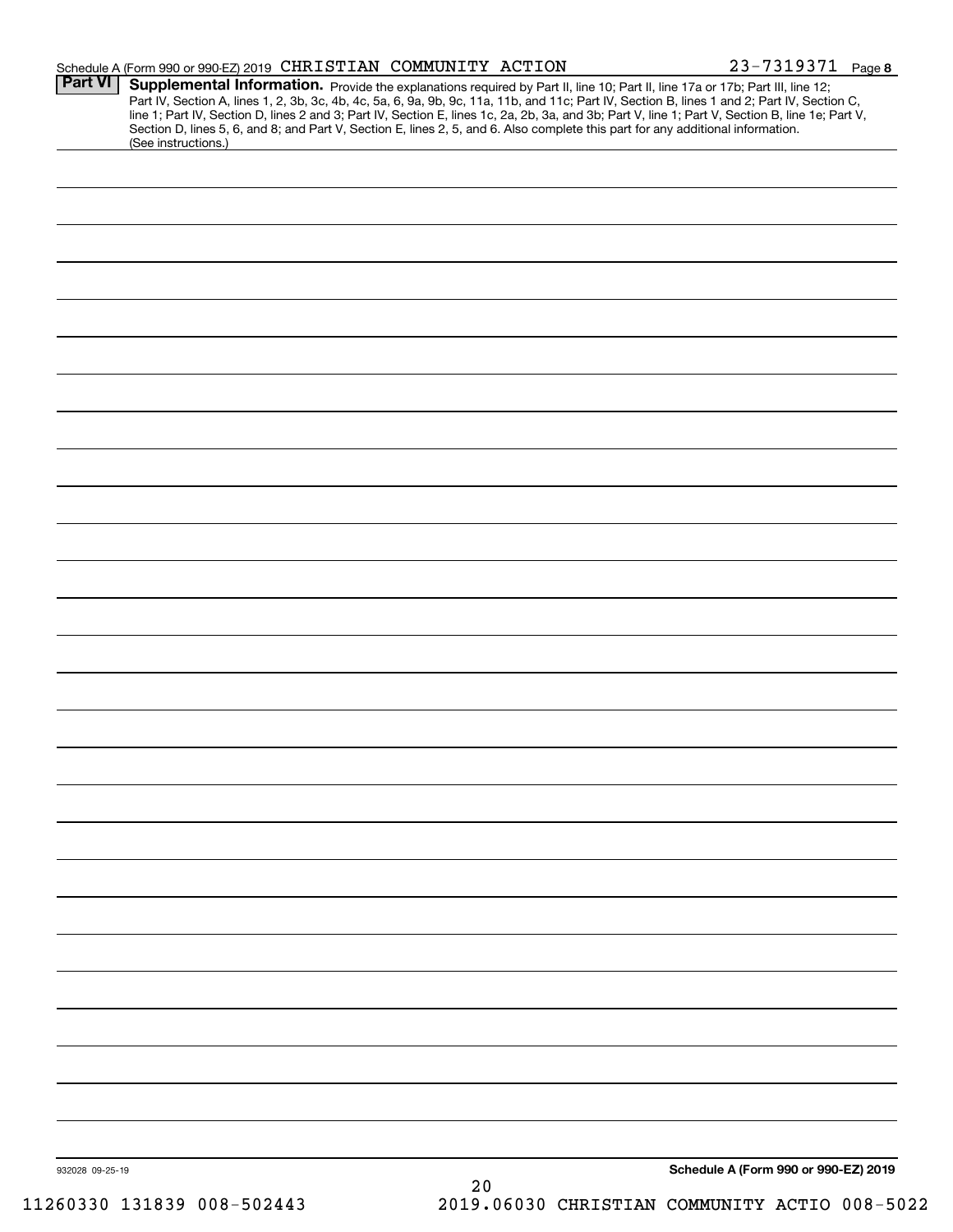Schedule A (Form 990 or 990-EZ) 2019 CHRISTIAN COMMUNITY ACTION 23-7319371 Page 8

**Part VI** **Supplemental Information.** Provide the explanations required by Part II, line 10; Part II, line 17a or 17b; Part III, line 12; Part IV, Section A, lines 1, 2, 3b, 3c, 4b, 4c, 5a, 6, 9a, 9b, 9c, 11a, 11b, and 11c; Part IV, Section B, lines 1 and 2; Part IV, Section C, line 1; Part IV, Section D, lines 2 and 3; Part IV, Section E, lines 1c, 2a, 2b, 3a, and 3b; Part V, line 1; Part V, Section B, line 1e; Part V, Section D, lines 5, 6, and 8; and Part V, Section E, lines 2, 5, and 6. Also complete this part for any additional information. (See instructions.)

932028 09-25-19

**Schedule A (Form 990 or 990-EZ) 2019**

11260330 131839 008-502443 2019.06030 CHRISTIAN COMMUNITY ACTIO 008-5022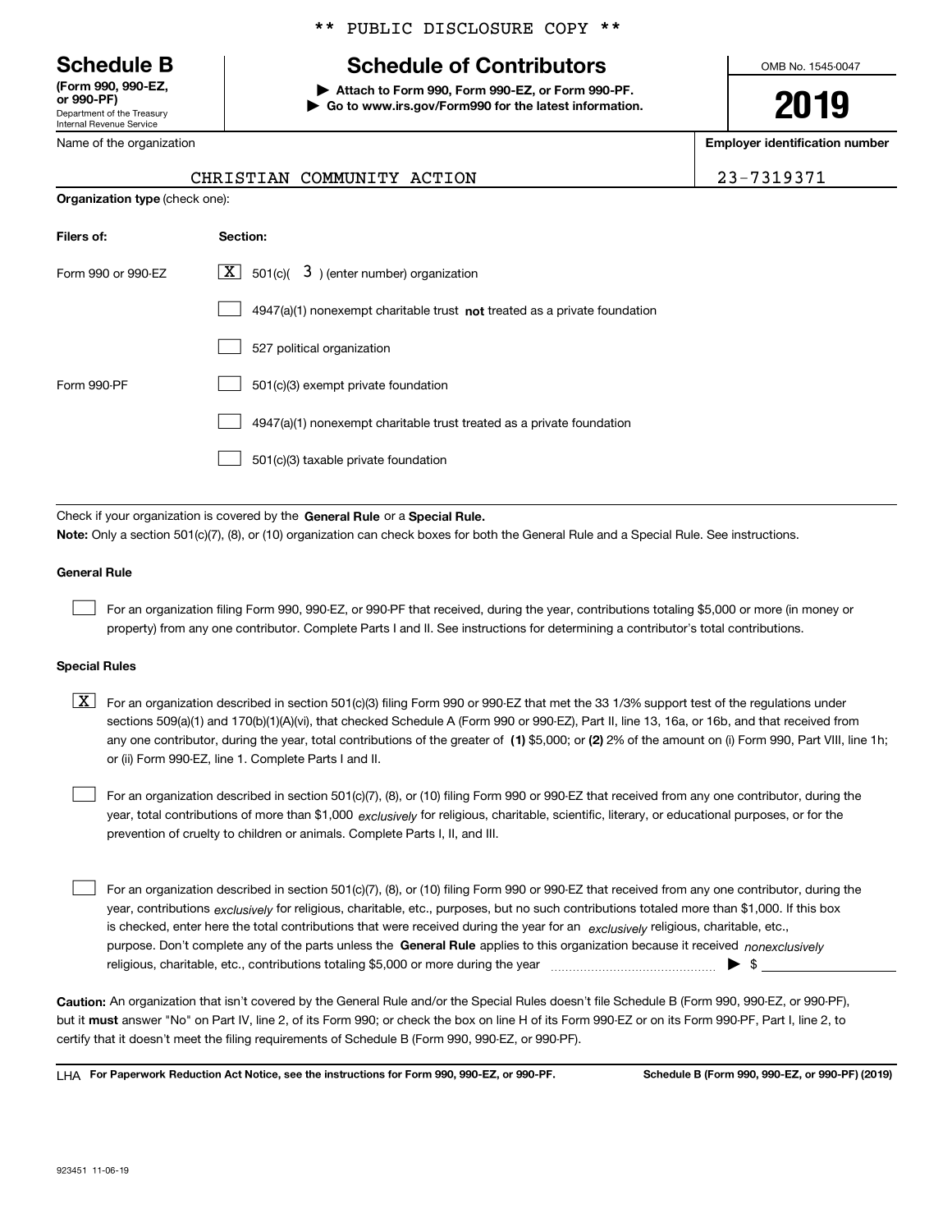** PUBLIC DISCLOSURE COPY **

# Schedule B

**(Form 990, 990-EZ, or 990-PF)**
Department of the Treasury
Internal Revenue Service

## Schedule of Contributors

▶ **Attach to Form 990, Form 990-EZ, or Form 990-PF.**
▶ **Go to www.irs.gov/Form990 for the latest information.**

OMB No. 1545-0047

**2019**

Name of the organization: CHRISTIAN COMMUNITY ACTION

**Employer identification number:** 23-7319371

**Organization type** (check one):

| Filers of: | Section: |
|---|---|
| Form 990 or 990-EZ | [X] 501(c)( 3 ) (enter number) organization |
| | [ ] 4947(a)(1) nonexempt charitable trust **not** treated as a private foundation |
| | [ ] 527 political organization |
| Form 990-PF | [ ] 501(c)(3) exempt private foundation |
| | [ ] 4947(a)(1) nonexempt charitable trust treated as a private foundation |
| | [ ] 501(c)(3) taxable private foundation |

Check if your organization is covered by the **General Rule** or a **Special Rule.**

**Note:** Only a section 501(c)(7), (8), or (10) organization can check boxes for both the General Rule and a Special Rule. See instructions.

### General Rule

[ ] For an organization filing Form 990, 990-EZ, or 990-PF that received, during the year, contributions totaling $5,000 or more (in money or property) from any one contributor. Complete Parts I and II. See instructions for determining a contributor's total contributions.

### Special Rules

[X] For an organization described in section 501(c)(3) filing Form 990 or 990-EZ that met the 33 1/3% support test of the regulations under sections 509(a)(1) and 170(b)(1)(A)(vi), that checked Schedule A (Form 990 or 990-EZ), Part II, line 13, 16a, or 16b, and that received from any one contributor, during the year, total contributions of the greater of **(1)** $5,000; or **(2)** 2% of the amount on (i) Form 990, Part VIII, line 1h; or (ii) Form 990-EZ, line 1. Complete Parts I and II.

[ ] For an organization described in section 501(c)(7), (8), or (10) filing Form 990 or 990-EZ that received from any one contributor, during the year, total contributions of more than $1,000 *exclusively* for religious, charitable, scientific, literary, or educational purposes, or for the prevention of cruelty to children or animals. Complete Parts I, II, and III.

[ ] For an organization described in section 501(c)(7), (8), or (10) filing Form 990 or 990-EZ that received from any one contributor, during the year, contributions *exclusively* for religious, charitable, etc., purposes, but no such contributions totaled more than $1,000. If this box is checked, enter here the total contributions that were received during the year for an *exclusively* religious, charitable, etc., purpose. Don't complete any of the parts unless the **General Rule** applies to this organization because it received *nonexclusively* religious, charitable, etc., contributions totaling $5,000 or more during the year ▶ $ ______

**Caution:** An organization that isn't covered by the General Rule and/or the Special Rules doesn't file Schedule B (Form 990, 990-EZ, or 990-PF), but it **must** answer "No" on Part IV, line 2, of its Form 990; or check the box on line H of its Form 990-EZ or on its Form 990-PF, Part I, line 2, to certify that it doesn't meet the filing requirements of Schedule B (Form 990, 990-EZ, or 990-PF).

LHA **For Paperwork Reduction Act Notice, see the instructions for Form 990, 990-EZ, or 990-PF.** **Schedule B (Form 990, 990-EZ, or 990-PF) (2019)**

923451 11-06-19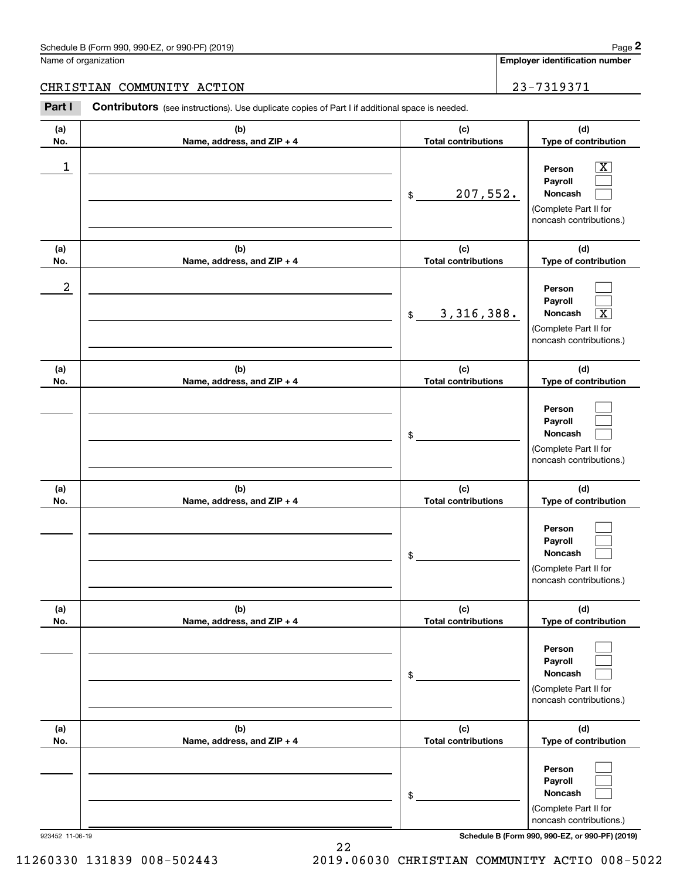Name of organization

**Employer identification number**

CHRISTIAN COMMUNITY ACTION | 23-7319371

**Part I** **Contributors** (see instructions). Use duplicate copies of Part I if additional space is needed.

| (a) No. | (b) Name, address, and ZIP + 4 | (c) Total contributions | (d) Type of contribution |
|---|---|---|---|
| 1 | | $ 207,552. | Person [X] Payroll [ ] Noncash [ ] (Complete Part II for noncash contributions.) |
| 2 | | $ 3,316,388. | Person [ ] Payroll [ ] Noncash [X] (Complete Part II for noncash contributions.) |
| | | $ | Person [ ] Payroll [ ] Noncash [ ] (Complete Part II for noncash contributions.) |
| | | $ | Person [ ] Payroll [ ] Noncash [ ] (Complete Part II for noncash contributions.) |
| | | $ | Person [ ] Payroll [ ] Noncash [ ] (Complete Part II for noncash contributions.) |
| | | $ | Person [ ] Payroll [ ] Noncash [ ] (Complete Part II for noncash contributions.) |

923452 11-06-19

11260330 131839 008-502443 2019.06030 CHRISTIAN COMMUNITY ACTIO 008-5022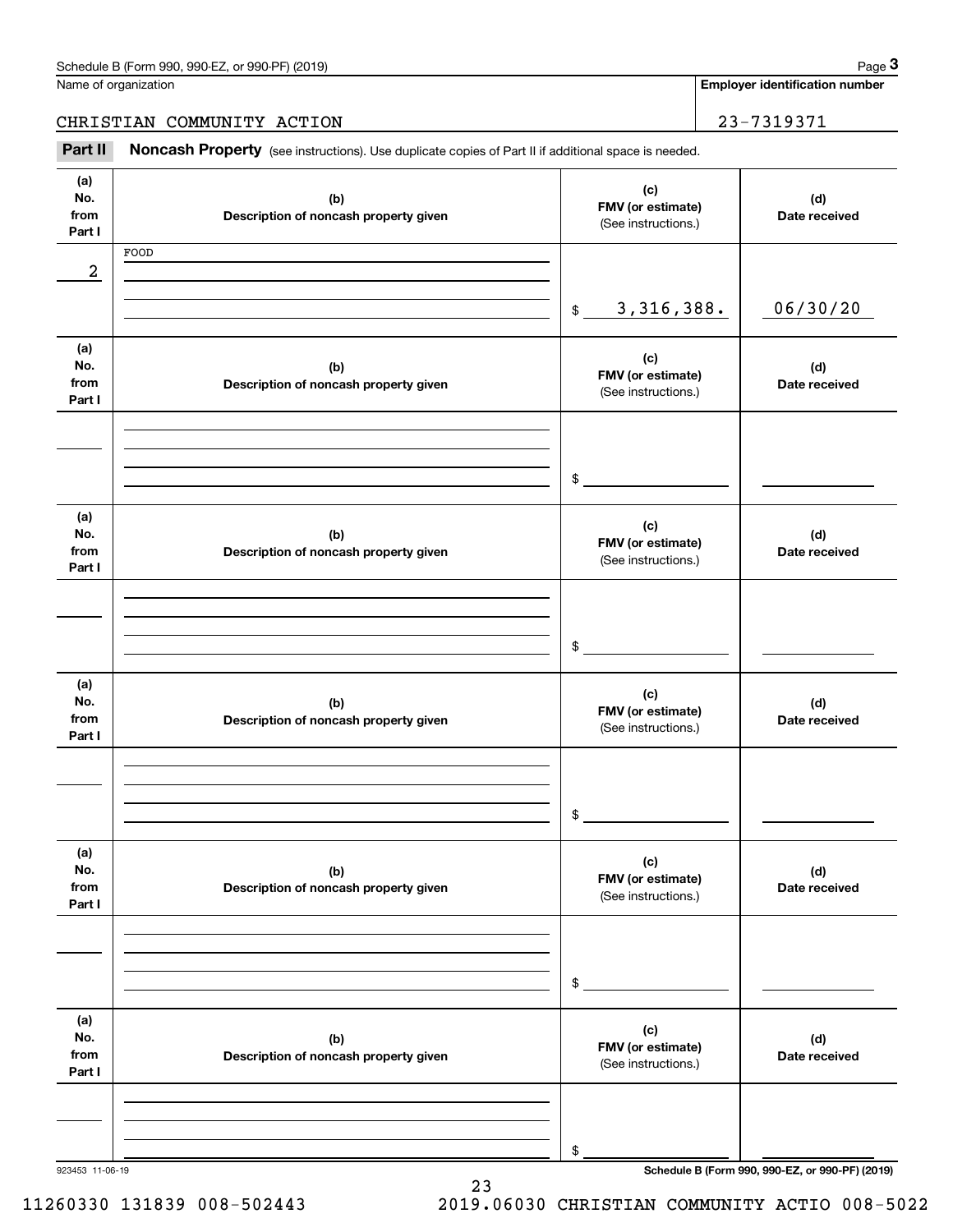Name of organization

CHRISTIAN COMMUNITY ACTION

**Employer identification number**

23-7319371

**Part II** **Noncash Property** (see instructions). Use duplicate copies of Part II if additional space is needed.

| (a) No. from Part I | (b) Description of noncash property given | (c) FMV (or estimate) (See instructions.) | (d) Date received |
|---|---|---|---|
| 2 | FOOD | $ 3,316,388. | 06/30/20 |
| | | $ | |
| | | $ | |
| | | $ | |
| | | $ | |
| | | $ | |

923453 11-06-19

**Schedule B (Form 990, 990-EZ, or 990-PF) (2019)**

11260330 131839 008-502443 2019.06030 CHRISTIAN COMMUNITY ACTIO 008-5022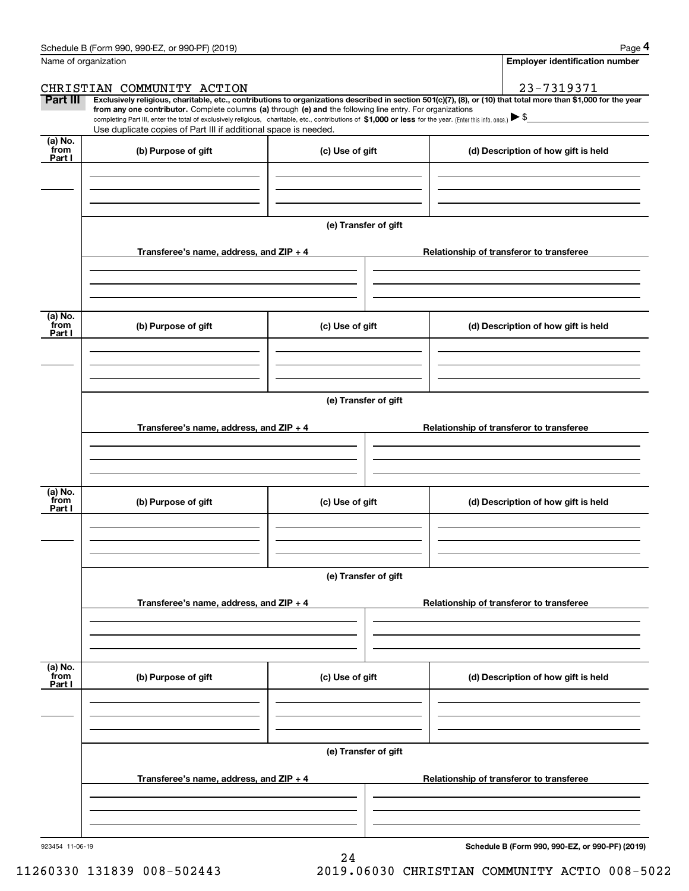Name of organization

CHRISTIAN COMMUNITY ACTION

**Employer identification number**

23-7319371

**Part III** **Exclusively religious, charitable, etc., contributions to organizations described in section 501(c)(7), (8), or (10) that total more than $1,000 for the year from any one contributor.** Complete columns **(a)** through **(e) and** the following line entry. For organizations completing Part III, enter the total of exclusively religious, charitable, etc., contributions of **$1,000 or less** for the year. (Enter this info. once.) ▶ $

Use duplicate copies of Part III if additional space is needed.

| (a) No. from Part I | (b) Purpose of gift | (c) Use of gift | (d) Description of how gift is held |
|---|---|---|---|
| | | | |

**(e) Transfer of gift**

| Transferee's name, address, and ZIP + 4 | Relationship of transferor to transferee |
|---|---|
| | |

| (a) No. from Part I | (b) Purpose of gift | (c) Use of gift | (d) Description of how gift is held |
|---|---|---|---|
| | | | |

**(e) Transfer of gift**

| Transferee's name, address, and ZIP + 4 | Relationship of transferor to transferee |
|---|---|
| | |

| (a) No. from Part I | (b) Purpose of gift | (c) Use of gift | (d) Description of how gift is held |
|---|---|---|---|
| | | | |

**(e) Transfer of gift**

| Transferee's name, address, and ZIP + 4 | Relationship of transferor to transferee |
|---|---|
| | |

| (a) No. from Part I | (b) Purpose of gift | (c) Use of gift | (d) Description of how gift is held |
|---|---|---|---|
| | | | |

**(e) Transfer of gift**

| Transferee's name, address, and ZIP + 4 | Relationship of transferor to transferee |
|---|---|
| | |

923454 11-06-19

**Schedule B (Form 990, 990-EZ, or 990-PF) (2019)**

11260330 131839 008-502443 2019.06030 CHRISTIAN COMMUNITY ACTIO 008-5022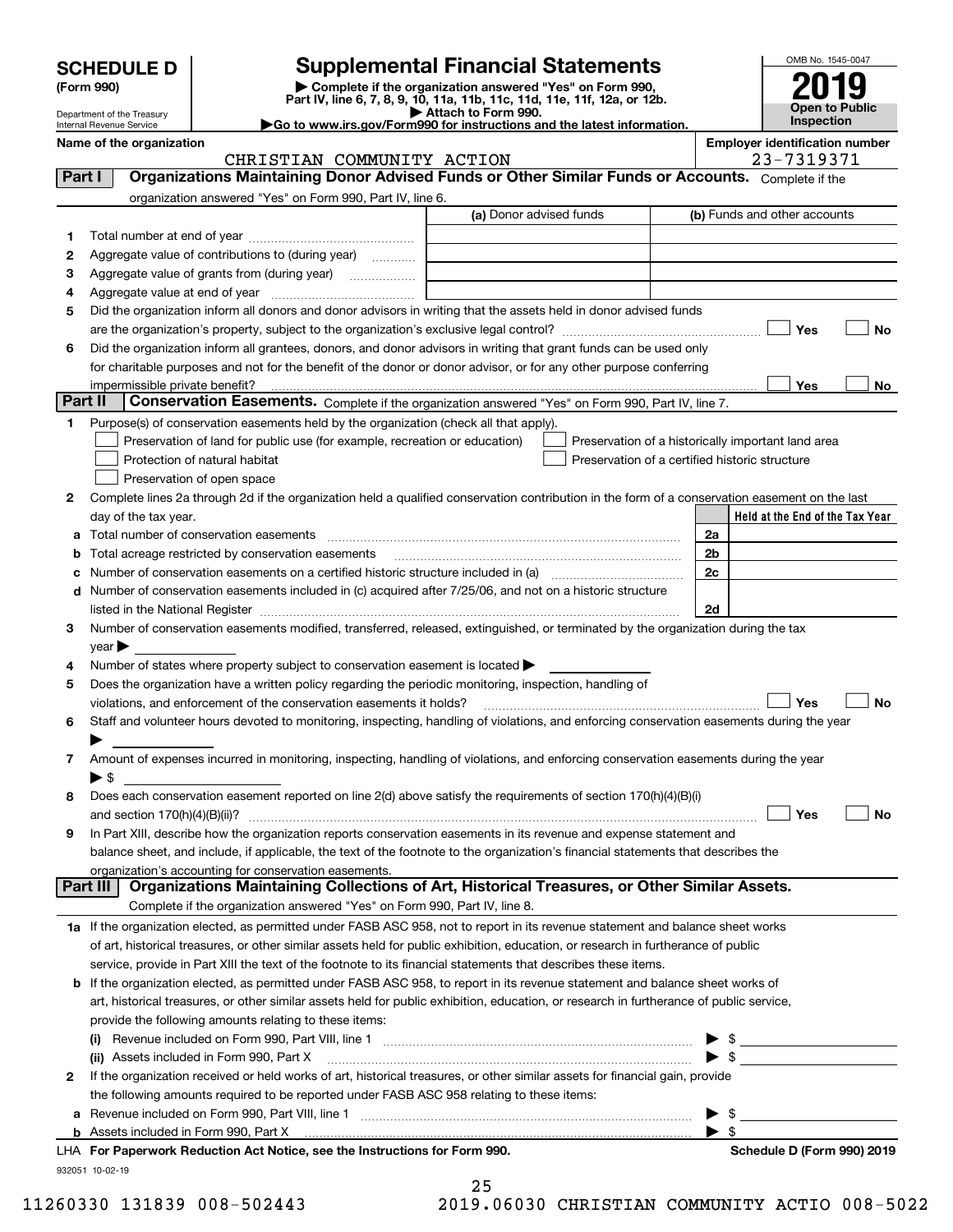# SCHEDULE D (Form 990)

Department of the Treasury
Internal Revenue Service

## Supplemental Financial Statements

▶ Complete if the organization answered "Yes" on Form 990, Part IV, line 6, 7, 8, 9, 10, 11a, 11b, 11c, 11d, 11e, 11f, 12a, or 12b.
▶ Attach to Form 990.
▶Go to www.irs.gov/Form990 for instructions and the latest information.

OMB No. 1545-0047
**2019**
**Open to Public Inspection**

**Name of the organization:** CHRISTIAN COMMUNITY ACTION
**Employer identification number:** 23-7319371

### Part I — Organizations Maintaining Donor Advised Funds or Other Similar Funds or Accounts. Complete if the organization answered "Yes" on Form 990, Part IV, line 6.

| | | (a) Donor advised funds | (b) Funds and other accounts |
|---|---|---|---|
| 1 | Total number at end of year | | |
| 2 | Aggregate value of contributions to (during year) | | |
| 3 | Aggregate value of grants from (during year) | | |
| 4 | Aggregate value at end of year | | |

5 Did the organization inform all donors and donor advisors in writing that the assets held in donor advised funds are the organization's property, subject to the organization's exclusive legal control? ☐ Yes ☐ No

6 Did the organization inform all grantees, donors, and donor advisors in writing that grant funds can be used only for charitable purposes and not for the benefit of the donor or donor advisor, or for any other purpose conferring impermissible private benefit? ☐ Yes ☐ No

### Part II — Conservation Easements. Complete if the organization answered "Yes" on Form 990, Part IV, line 7.

1 Purpose(s) of conservation easements held by the organization (check all that apply).
- ☐ Preservation of land for public use (for example, recreation or education)
- ☐ Protection of natural habitat
- ☐ Preservation of open space
- ☐ Preservation of a historically important land area
- ☐ Preservation of a certified historic structure

2 Complete lines 2a through 2d if the organization held a qualified conservation contribution in the form of a conservation easement on the last day of the tax year.

| | | | Held at the End of the Tax Year |
|---|---|---|---|
| a | Total number of conservation easements | 2a | |
| b | Total acreage restricted by conservation easements | 2b | |
| c | Number of conservation easements on a certified historic structure included in (a) | 2c | |
| d | Number of conservation easements included in (c) acquired after 7/25/06, and not on a historic structure listed in the National Register | 2d | |

3 Number of conservation easements modified, transferred, released, extinguished, or terminated by the organization during the tax year ▶

4 Number of states where property subject to conservation easement is located ▶

5 Does the organization have a written policy regarding the periodic monitoring, inspection, handling of violations, and enforcement of the conservation easements it holds? ☐ Yes ☐ No

6 Staff and volunteer hours devoted to monitoring, inspecting, handling of violations, and enforcing conservation easements during the year ▶

7 Amount of expenses incurred in monitoring, inspecting, handling of violations, and enforcing conservation easements during the year ▶ $

8 Does each conservation easement reported on line 2(d) above satisfy the requirements of section 170(h)(4)(B)(i) and section 170(h)(4)(B)(ii)? ☐ Yes ☐ No

9 In Part XIII, describe how the organization reports conservation easements in its revenue and expense statement and balance sheet, and include, if applicable, the text of the footnote to the organization's financial statements that describes the organization's accounting for conservation easements.

### Part III — Organizations Maintaining Collections of Art, Historical Treasures, or Other Similar Assets. Complete if the organization answered "Yes" on Form 990, Part IV, line 8.

1a If the organization elected, as permitted under FASB ASC 958, not to report in its revenue statement and balance sheet works of art, historical treasures, or other similar assets held for public exhibition, education, or research in furtherance of public service, provide in Part XIII the text of the footnote to its financial statements that describes these items.

b If the organization elected, as permitted under FASB ASC 958, to report in its revenue statement and balance sheet works of art, historical treasures, or other similar assets held for public exhibition, education, or research in furtherance of public service, provide the following amounts relating to these items:

(i) Revenue included on Form 990, Part VIII, line 1 ▶ $

(ii) Assets included in Form 990, Part X ▶ $

2 If the organization received or held works of art, historical treasures, or other similar assets for financial gain, provide the following amounts required to be reported under FASB ASC 958 relating to these items:

a Revenue included on Form 990, Part VIII, line 1 ▶ $

b Assets included in Form 990, Part X ▶ $

LHA For Paperwork Reduction Act Notice, see the Instructions for Form 990. Schedule D (Form 990) 2019

932051 10-02-19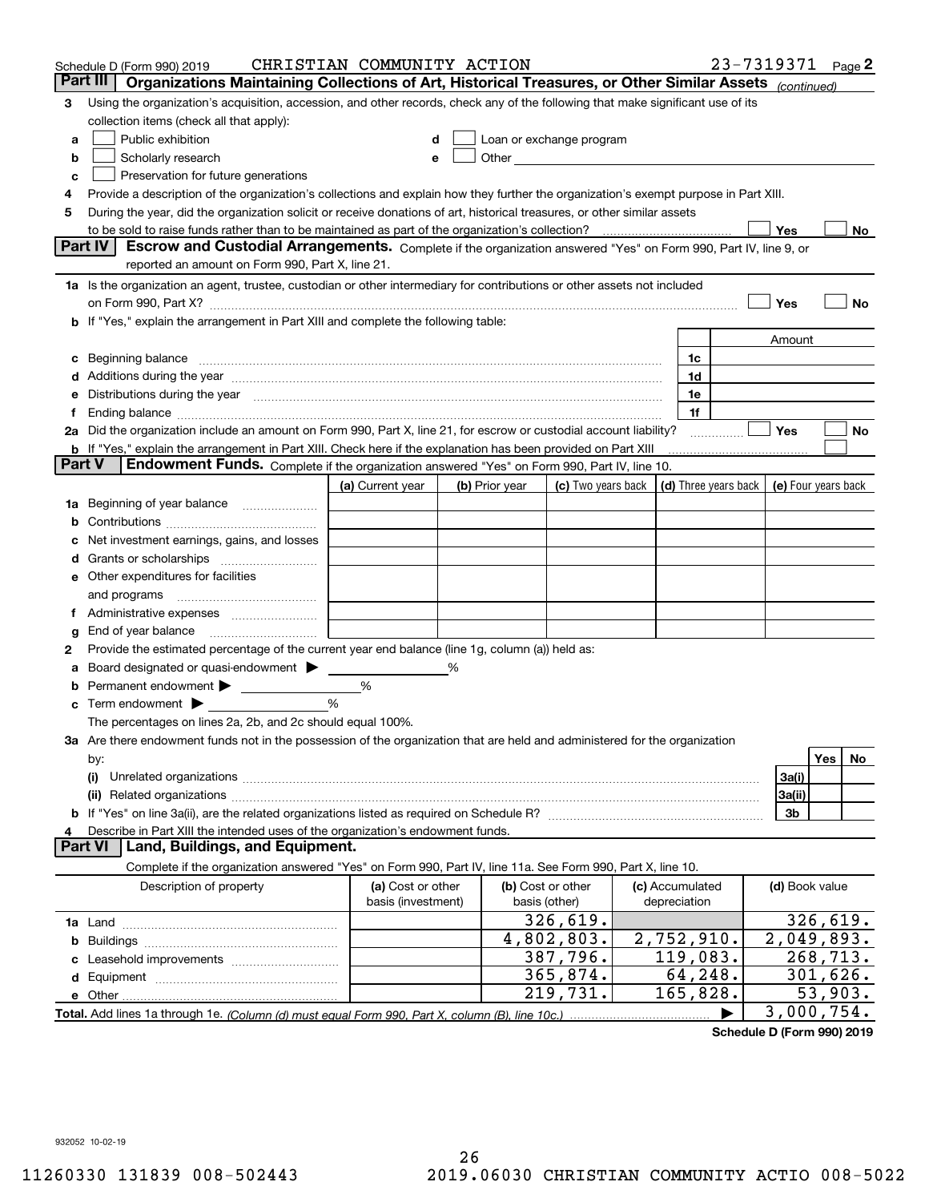Schedule D (Form 990) 2019 CHRISTIAN COMMUNITY ACTION 23-7319371 Page 2

## Part III Organizations Maintaining Collections of Art, Historical Treasures, or Other Similar Assets *(continued)*

**3** Using the organization's acquisition, accession, and other records, check any of the following that make significant use of its collection items (check all that apply):

- **a** ☐ Public exhibition
- **b** ☐ Scholarly research
- **c** ☐ Preservation for future generations
- **d** ☐ Loan or exchange program
- **e** ☐ Other

**4** Provide a description of the organization's collections and explain how they further the organization's exempt purpose in Part XIII.

**5** During the year, did the organization solicit or receive donations of art, historical treasures, or other similar assets to be sold to raise funds rather than to be maintained as part of the organization's collection? ☐ Yes ☐ No

## Part IV Escrow and Custodial Arrangements.

Complete if the organization answered "Yes" on Form 990, Part IV, line 9, or reported an amount on Form 990, Part X, line 21.

**1a** Is the organization an agent, trustee, custodian or other intermediary for contributions or other assets not included on Form 990, Part X? ☐ Yes ☐ No

**b** If "Yes," explain the arrangement in Part XIII and complete the following table:

| | | Amount |
|---|---|---|
| **c** Beginning balance | 1c | |
| **d** Additions during the year | 1d | |
| **e** Distributions during the year | 1e | |
| **f** Ending balance | 1f | |

**2a** Did the organization include an amount on Form 990, Part X, line 21, for escrow or custodial account liability? ☐ Yes ☐ No

**b** If "Yes," explain the arrangement in Part XIII. Check here if the explanation has been provided on Part XIII ☐

## Part V Endowment Funds.

Complete if the organization answered "Yes" on Form 990, Part IV, line 10.

| | (a) Current year | (b) Prior year | (c) Two years back | (d) Three years back | (e) Four years back |
|---|---|---|---|---|---|
| **1a** Beginning of year balance | | | | | |
| **b** Contributions | | | | | |
| **c** Net investment earnings, gains, and losses | | | | | |
| **d** Grants or scholarships | | | | | |
| **e** Other expenditures for facilities and programs | | | | | |
| **f** Administrative expenses | | | | | |
| **g** End of year balance | | | | | |

**2** Provide the estimated percentage of the current year end balance (line 1g, column (a)) held as:

- **a** Board designated or quasi-endowment ▶ _____ %
- **b** Permanent endowment ▶ _____ %
- **c** Term endowment ▶ _____ %

The percentages on lines 2a, 2b, and 2c should equal 100%.

**3a** Are there endowment funds not in the possession of the organization that are held and administered for the organization by:

| | | Yes | No |
|---|---|---|---|
| **(i)** Unrelated organizations | 3a(i) | | |
| **(ii)** Related organizations | 3a(ii) | | |
| **b** If "Yes" on line 3a(ii), are the related organizations listed as required on Schedule R? | 3b | | |

**4** Describe in Part XIII the intended uses of the organization's endowment funds.

## Part VI Land, Buildings, and Equipment.

Complete if the organization answered "Yes" on Form 990, Part IV, line 11a. See Form 990, Part X, line 10.

| Description of property | (a) Cost or other basis (investment) | (b) Cost or other basis (other) | (c) Accumulated depreciation | (d) Book value |
|---|---|---|---|---|
| **1a** Land | | 326,619. | | 326,619. |
| **b** Buildings | | 4,802,803. | 2,752,910. | 2,049,893. |
| **c** Leasehold improvements | | 387,796. | 119,083. | 268,713. |
| **d** Equipment | | 365,874. | 64,248. | 301,626. |
| **e** Other | | 219,731. | 165,828. | 53,903. |
| **Total.** Add lines 1a through 1e. *(Column (d) must equal Form 990, Part X, column (B), line 10c.)* ▶ | | | | 3,000,754. |

**Schedule D (Form 990) 2019**

932052 10-02-19

11260330 131839 008-502443 2019.06030 CHRISTIAN COMMUNITY ACTIO 008-5022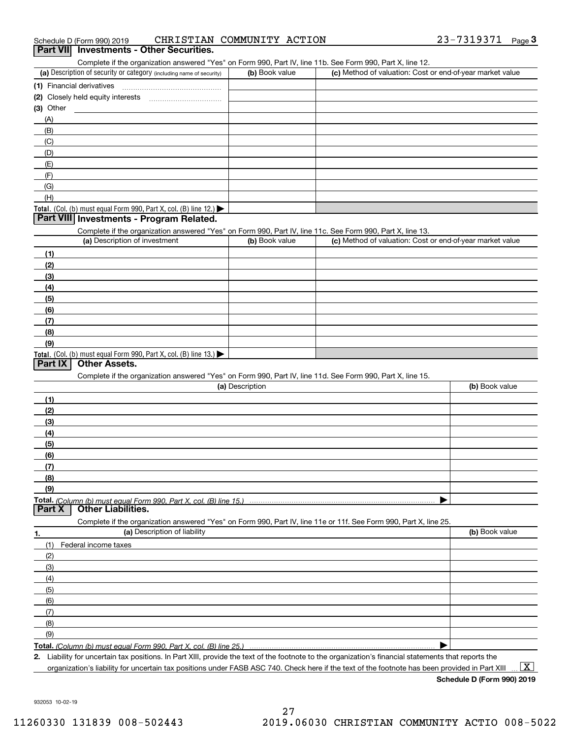Schedule D (Form 990) 2019 CHRISTIAN COMMUNITY ACTION 23-7319371 Page 3

## Part VII Investments - Other Securities.

Complete if the organization answered "Yes" on Form 990, Part IV, line 11b. See Form 990, Part X, line 12.

| (a) Description of security or category (including name of security) | (b) Book value | (c) Method of valuation: Cost or end-of-year market value |
|---|---|---|
| (1) Financial derivatives | | |
| (2) Closely held equity interests | | |
| (3) Other | | |
| (A) | | |
| (B) | | |
| (C) | | |
| (D) | | |
| (E) | | |
| (F) | | |
| (G) | | |
| (H) | | |
| **Total.** (Col. (b) must equal Form 990, Part X, col. (B) line 12.) ▶ | | |

## Part VIII Investments - Program Related.

Complete if the organization answered "Yes" on Form 990, Part IV, line 11c. See Form 990, Part X, line 13.

| (a) Description of investment | (b) Book value | (c) Method of valuation: Cost or end-of-year market value |
|---|---|---|
| (1) | | |
| (2) | | |
| (3) | | |
| (4) | | |
| (5) | | |
| (6) | | |
| (7) | | |
| (8) | | |
| (9) | | |
| **Total.** (Col. (b) must equal Form 990, Part X, col. (B) line 13.) ▶ | | |

## Part IX Other Assets.

Complete if the organization answered "Yes" on Form 990, Part IV, line 11d. See Form 990, Part X, line 15.

| (a) Description | (b) Book value |
|---|---|
| (1) | |
| (2) | |
| (3) | |
| (4) | |
| (5) | |
| (6) | |
| (7) | |
| (8) | |
| (9) | |
| **Total.** *(Column (b) must equal Form 990, Part X, col. (B) line 15.)* ▶ | |

## Part X Other Liabilities.

Complete if the organization answered "Yes" on Form 990, Part IV, line 11e or 11f. See Form 990, Part X, line 25.

| 1. (a) Description of liability | (b) Book value |
|---|---|
| (1) Federal income taxes | |
| (2) | |
| (3) | |
| (4) | |
| (5) | |
| (6) | |
| (7) | |
| (8) | |
| (9) | |
| **Total.** *(Column (b) must equal Form 990, Part X, col. (B) line 25.)* ▶ | |

**2.** Liability for uncertain tax positions. In Part XIII, provide the text of the footnote to the organization's financial statements that reports the organization's liability for uncertain tax positions under FASB ASC 740. Check here if the text of the footnote has been provided in Part XIII ... [X]

**Schedule D (Form 990) 2019**

932053 10-02-19

11260330 131839 008-502443 2019.06030 CHRISTIAN COMMUNITY ACTIO 008-5022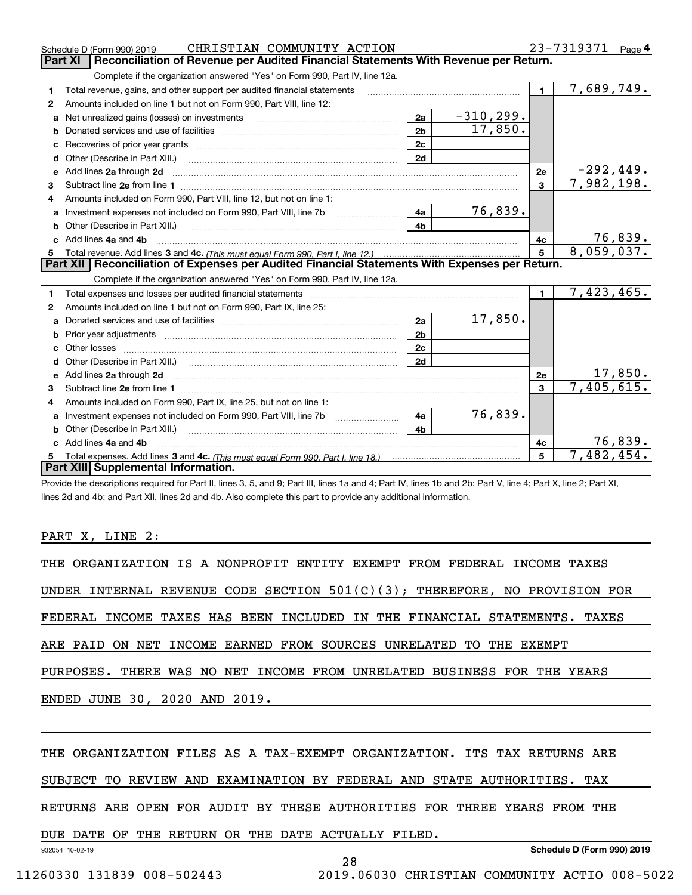Schedule D (Form 990) 2019 CHRISTIAN COMMUNITY ACTION 23-7319371 Page 4

## Part XI Reconciliation of Revenue per Audited Financial Statements With Revenue per Return.

Complete if the organization answered "Yes" on Form 990, Part IV, line 12a.

| | | | | | |
|---|---|---|---|---|---|
| 1 | Total revenue, gains, and other support per audited financial statements | | | 1 | 7,689,749. |
| 2 | Amounts included on line 1 but not on Form 990, Part VIII, line 12: | | | | |
| a | Net unrealized gains (losses) on investments | 2a | -310,299. | | |
| b | Donated services and use of facilities | 2b | 17,850. | | |
| c | Recoveries of prior year grants | 2c | | | |
| d | Other (Describe in Part XIII.) | 2d | | | |
| e | Add lines 2a through 2d | | | 2e | -292,449. |
| 3 | Subtract line 2e from line 1 | | | 3 | 7,982,198. |
| 4 | Amounts included on Form 990, Part VIII, line 12, but not on line 1: | | | | |
| a | Investment expenses not included on Form 990, Part VIII, line 7b | 4a | 76,839. | | |
| b | Other (Describe in Part XIII.) | 4b | | | |
| c | Add lines 4a and 4b | | | 4c | 76,839. |
| 5 | Total revenue. Add lines 3 and 4c. *(This must equal Form 990, Part I, line 12.)* | | | 5 | 8,059,037. |

## Part XII Reconciliation of Expenses per Audited Financial Statements With Expenses per Return.

Complete if the organization answered "Yes" on Form 990, Part IV, line 12a.

| | | | | | |
|---|---|---|---|---|---|
| 1 | Total expenses and losses per audited financial statements | | | 1 | 7,423,465. |
| 2 | Amounts included on line 1 but not on Form 990, Part IX, line 25: | | | | |
| a | Donated services and use of facilities | 2a | 17,850. | | |
| b | Prior year adjustments | 2b | | | |
| c | Other losses | 2c | | | |
| d | Other (Describe in Part XIII.) | 2d | | | |
| e | Add lines 2a through 2d | | | 2e | 17,850. |
| 3 | Subtract line 2e from line 1 | | | 3 | 7,405,615. |
| 4 | Amounts included on Form 990, Part IX, line 25, but not on line 1: | | | | |
| a | Investment expenses not included on Form 990, Part VIII, line 7b | 4a | 76,839. | | |
| b | Other (Describe in Part XIII.) | 4b | | | |
| c | Add lines 4a and 4b | | | 4c | 76,839. |
| 5 | Total expenses. Add lines 3 and 4c. *(This must equal Form 990, Part I, line 18.)* | | | 5 | 7,482,454. |

## Part XIII Supplemental Information.

Provide the descriptions required for Part II, lines 3, 5, and 9; Part III, lines 1a and 4; Part IV, lines 1b and 2b; Part V, line 4; Part X, line 2; Part XI, lines 2d and 4b; and Part XII, lines 2d and 4b. Also complete this part to provide any additional information.

PART X, LINE 2:

THE ORGANIZATION IS A NONPROFIT ENTITY EXEMPT FROM FEDERAL INCOME TAXES UNDER INTERNAL REVENUE CODE SECTION 501(C)(3); THEREFORE, NO PROVISION FOR FEDERAL INCOME TAXES HAS BEEN INCLUDED IN THE FINANCIAL STATEMENTS. TAXES ARE PAID ON NET INCOME EARNED FROM SOURCES UNRELATED TO THE EXEMPT PURPOSES. THERE WAS NO NET INCOME FROM UNRELATED BUSINESS FOR THE YEARS ENDED JUNE 30, 2020 AND 2019.

THE ORGANIZATION FILES AS A TAX-EXEMPT ORGANIZATION. ITS TAX RETURNS ARE SUBJECT TO REVIEW AND EXAMINATION BY FEDERAL AND STATE AUTHORITIES. TAX RETURNS ARE OPEN FOR AUDIT BY THESE AUTHORITIES FOR THREE YEARS FROM THE DUE DATE OF THE RETURN OR THE DATE ACTUALLY FILED.

932054 10-02-19 Schedule D (Form 990) 2019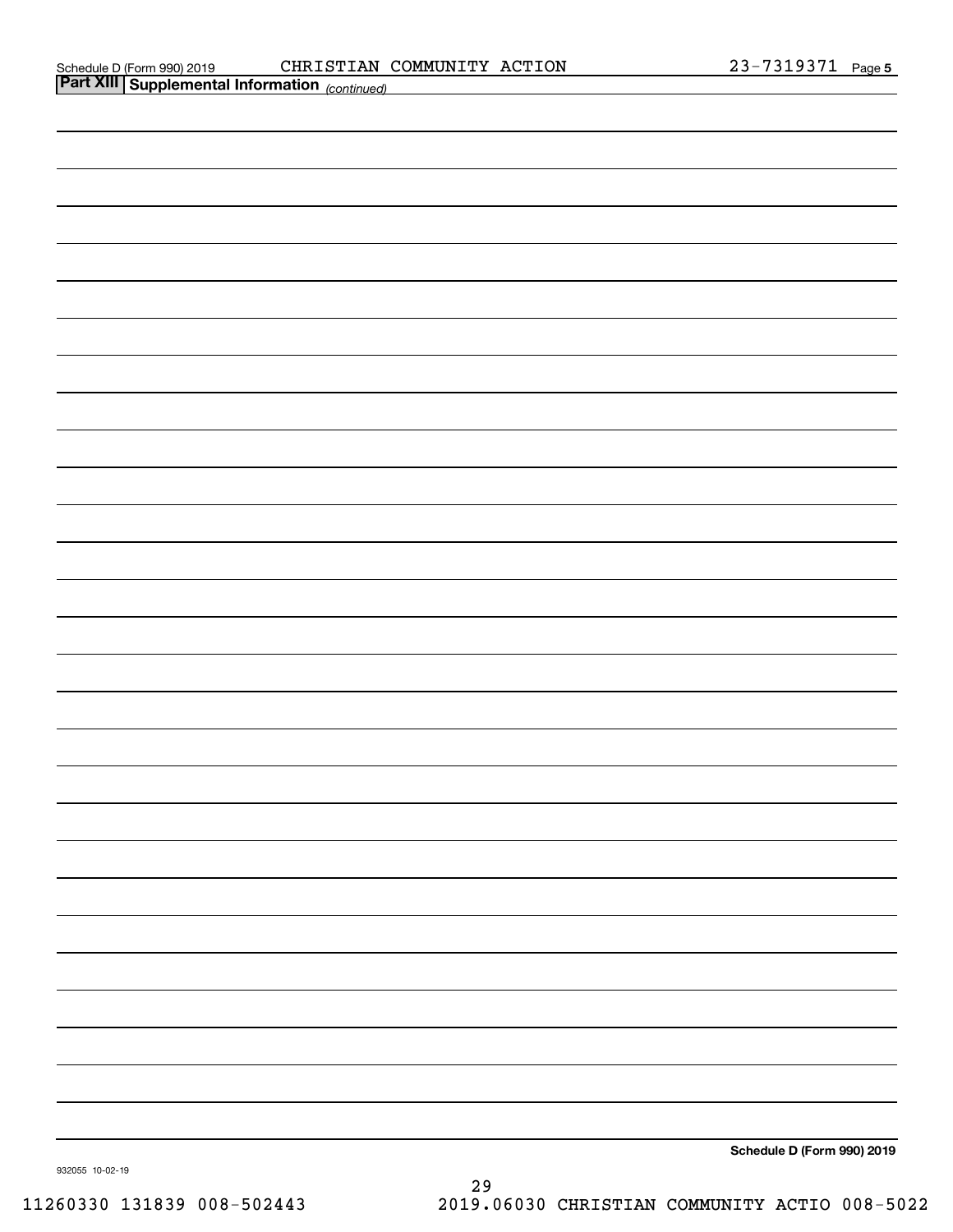Schedule D (Form 990) 2019 CHRISTIAN COMMUNITY ACTION 23-7319371 Page 5

**Part XIII Supplemental Information** *(continued)*

**Schedule D (Form 990) 2019**

932055 10-02-19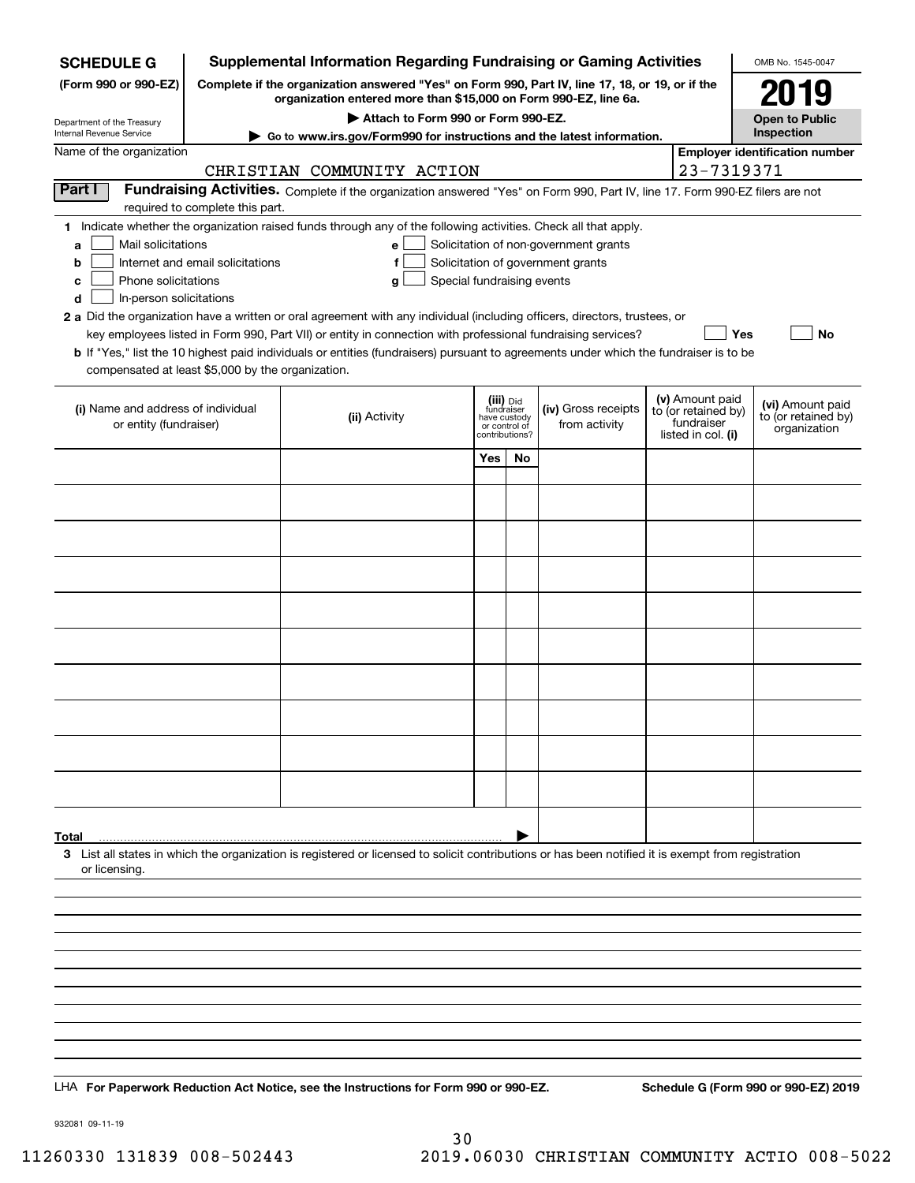**SCHEDULE G** (Form 990 or 990-EZ)

Department of the Treasury
Internal Revenue Service

# Supplemental Information Regarding Fundraising or Gaming Activities

**Complete if the organization answered "Yes" on Form 990, Part IV, line 17, 18, or 19, or if the organization entered more than $15,000 on Form 990-EZ, line 6a.**

▶ **Attach to Form 990 or Form 990-EZ.**

▶ **Go to www.irs.gov/Form990 for instructions and the latest information.**

OMB No. 1545-0047

**2019**

**Open to Public Inspection**

Name of the organization: CHRISTIAN COMMUNITY ACTION

**Employer identification number:** 23-7319371

## Part I Fundraising Activities.

Complete if the organization answered "Yes" on Form 990, Part IV, line 17. Form 990-EZ filers are not required to complete this part.

**1** Indicate whether the organization raised funds through any of the following activities. Check all that apply.

- **a** ☐ Mail solicitations
- **b** ☐ Internet and email solicitations
- **c** ☐ Phone solicitations
- **d** ☐ In-person solicitations
- **e** ☐ Solicitation of non-government grants
- **f** ☐ Solicitation of government grants
- **g** ☐ Special fundraising events

**2 a** Did the organization have a written or oral agreement with any individual (including officers, directors, trustees, or key employees listed in Form 990, Part VII) or entity in connection with professional fundraising services? ☐ **Yes** ☐ **No**

**b** If "Yes," list the 10 highest paid individuals or entities (fundraisers) pursuant to agreements under which the fundraiser is to be compensated at least $5,000 by the organization.

| (i) Name and address of individual or entity (fundraiser) | (ii) Activity | (iii) Did fundraiser have custody or control of contributions? Yes | No | (iv) Gross receipts from activity | (v) Amount paid to (or retained by) fundraiser listed in col. (i) | (vi) Amount paid to (or retained by) organization |
|---|---|---|---|---|---|---|
| | | | | | | |
| | | | | | | |
| | | | | | | |
| | | | | | | |
| | | | | | | |
| | | | | | | |
| | | | | | | |
| | | | | | | |
| | | | | | | |
| | | | | | | |
| **Total** ▶ | | | | | | |

**3** List all states in which the organization is registered or licensed to solicit contributions or has been notified it is exempt from registration or licensing.

LHA **For Paperwork Reduction Act Notice, see the Instructions for Form 990 or 990-EZ.** **Schedule G (Form 990 or 990-EZ) 2019**

932081 09-11-19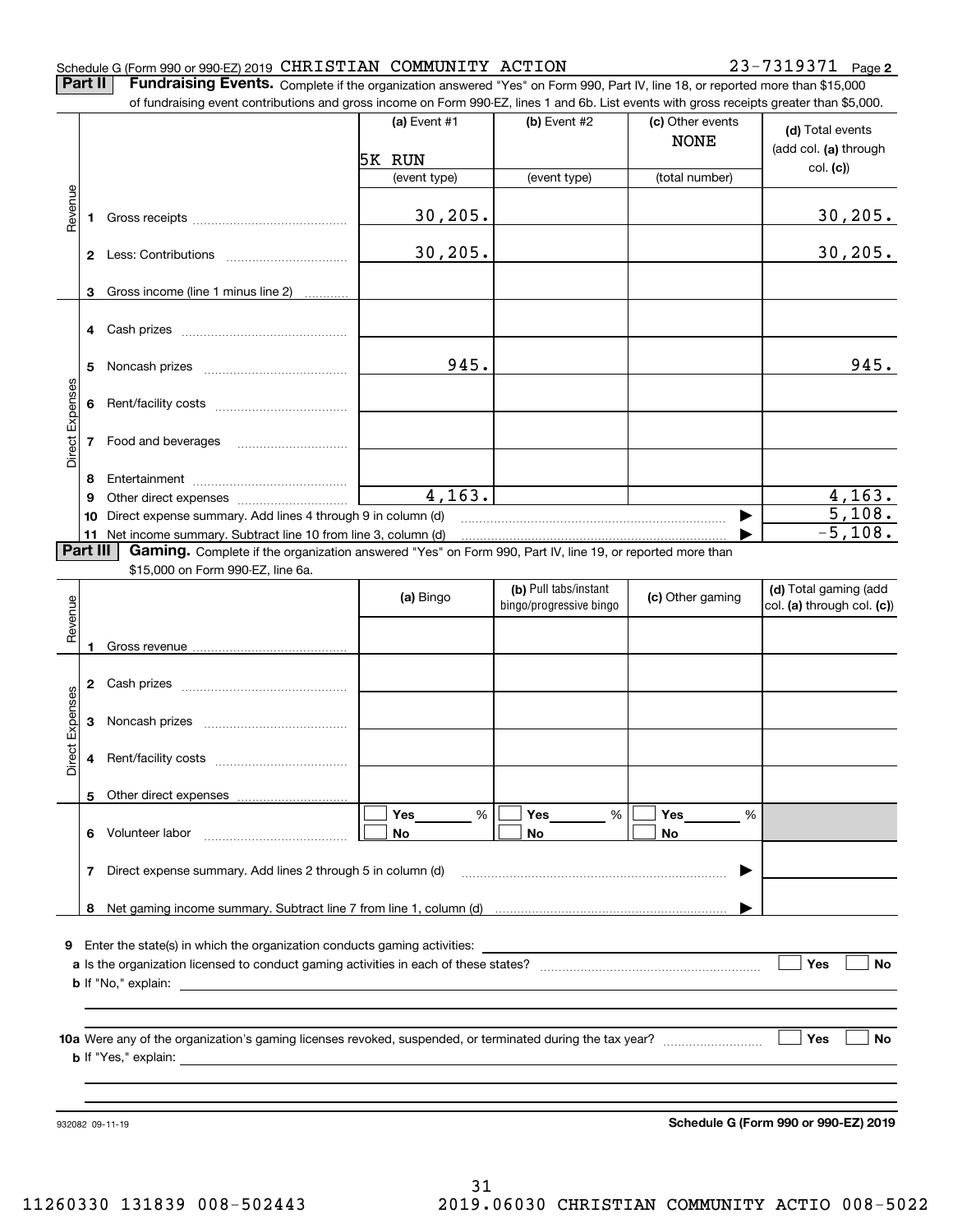Schedule G (Form 990 or 990-EZ) 2019 CHRISTIAN COMMUNITY ACTION 23-7319371 Page **2**

**Part II** **Fundraising Events.** Complete if the organization answered "Yes" on Form 990, Part IV, line 18, or reported more than $15,000 of fundraising event contributions and gross income on Form 990-EZ, lines 1 and 6b. List events with gross receipts greater than $5,000.

| | | | (a) Event #1<br>5K RUN<br>(event type) | (b) Event #2<br><br>(event type) | (c) Other events<br>NONE<br>(total number) | (d) Total events (add col. (a) through col. (c)) |
|---|---|---|---|---|---|---|
| Revenue | 1 | Gross receipts | 30,205. | | | 30,205. |
| | 2 | Less: Contributions | 30,205. | | | 30,205. |
| | 3 | Gross income (line 1 minus line 2) | | | | |
| Direct Expenses | 4 | Cash prizes | | | | |
| | 5 | Noncash prizes | 945. | | | 945. |
| | 6 | Rent/facility costs | | | | |
| | 7 | Food and beverages | | | | |
| | 8 | Entertainment | | | | |
| | 9 | Other direct expenses | 4,163. | | | 4,163. |
| | 10 | Direct expense summary. Add lines 4 through 9 in column (d) | | | ▶ | 5,108. |
| | 11 | Net income summary. Subtract line 10 from line 3, column (d) | | | ▶ | -5,108. |

**Part III** **Gaming.** Complete if the organization answered "Yes" on Form 990, Part IV, line 19, or reported more than $15,000 on Form 990-EZ, line 6a.

| | | | (a) Bingo | (b) Pull tabs/instant bingo/progressive bingo | (c) Other gaming | (d) Total gaming (add col. (a) through col. (c)) |
|---|---|---|---|---|---|---|
| Revenue | 1 | Gross revenue | | | | |
| Direct Expenses | 2 | Cash prizes | | | | |
| | 3 | Noncash prizes | | | | |
| | 4 | Rent/facility costs | | | | |
| | 5 | Other direct expenses | | | | |
| | 6 | Volunteer labor | ☐ Yes ___ %<br>☐ No | ☐ Yes ___ %<br>☐ No | ☐ Yes ___ %<br>☐ No | |
| | 7 | Direct expense summary. Add lines 2 through 5 in column (d) | | | ▶ | |
| | 8 | Net gaming income summary. Subtract line 7 from line 1, column (d) | | | ▶ | |

**9** Enter the state(s) in which the organization conducts gaming activities: ______

**a** Is the organization licensed to conduct gaming activities in each of these states? ☐ Yes ☐ No

**b** If "No," explain: ______

**10a** Were any of the organization's gaming licenses revoked, suspended, or terminated during the tax year? ☐ Yes ☐ No

**b** If "Yes," explain: ______

932082 09-11-19 **Schedule G (Form 990 or 990-EZ) 2019**

11260330 131839 008-502443 2019.06030 CHRISTIAN COMMUNITY ACTIO 008-5022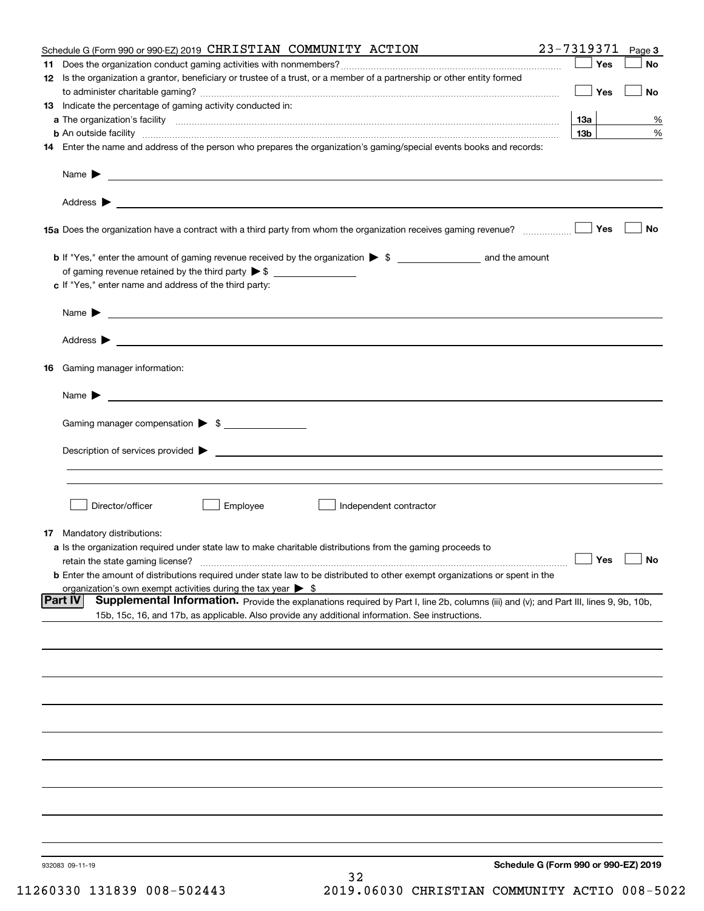Schedule G (Form 990 or 990-EZ) 2019 CHRISTIAN COMMUNITY ACTION 23-7319371 Page 3

**11** Does the organization conduct gaming activities with nonmembers? ☐ Yes ☐ No

**12** Is the organization a grantor, beneficiary or trustee of a trust, or a member of a partnership or other entity formed to administer charitable gaming? ☐ Yes ☐ No

**13** Indicate the percentage of gaming activity conducted in:

**a** The organization's facility **13a** %

**b** An outside facility **13b** %

**14** Enter the name and address of the person who prepares the organization's gaming/special events books and records:

Name ▶

Address ▶

**15a** Does the organization have a contract with a third party from whom the organization receives gaming revenue? ☐ Yes ☐ No

**b** If "Yes," enter the amount of gaming revenue received by the organization ▶ $ \_\_\_\_\_\_\_\_ and the amount of gaming revenue retained by the third party ▶ $ \_\_\_\_\_\_\_\_

**c** If "Yes," enter name and address of the third party:

Name ▶

Address ▶

**16** Gaming manager information:

Name ▶

Gaming manager compensation ▶ $

Description of services provided ▶

☐ Director/officer ☐ Employee ☐ Independent contractor

**17** Mandatory distributions:

**a** Is the organization required under state law to make charitable distributions from the gaming proceeds to retain the state gaming license? ☐ Yes ☐ No

**b** Enter the amount of distributions required under state law to be distributed to other exempt organizations or spent in the organization's own exempt activities during the tax year ▶ $

**Part IV** **Supplemental Information.** Provide the explanations required by Part I, line 2b, columns (iii) and (v); and Part III, lines 9, 9b, 10b, 15b, 15c, 16, and 17b, as applicable. Also provide any additional information. See instructions.

932083 09-11-19

**Schedule G (Form 990 or 990-EZ) 2019**

11260330 131839 008-502443 2019.06030 CHRISTIAN COMMUNITY ACTIO 008-5022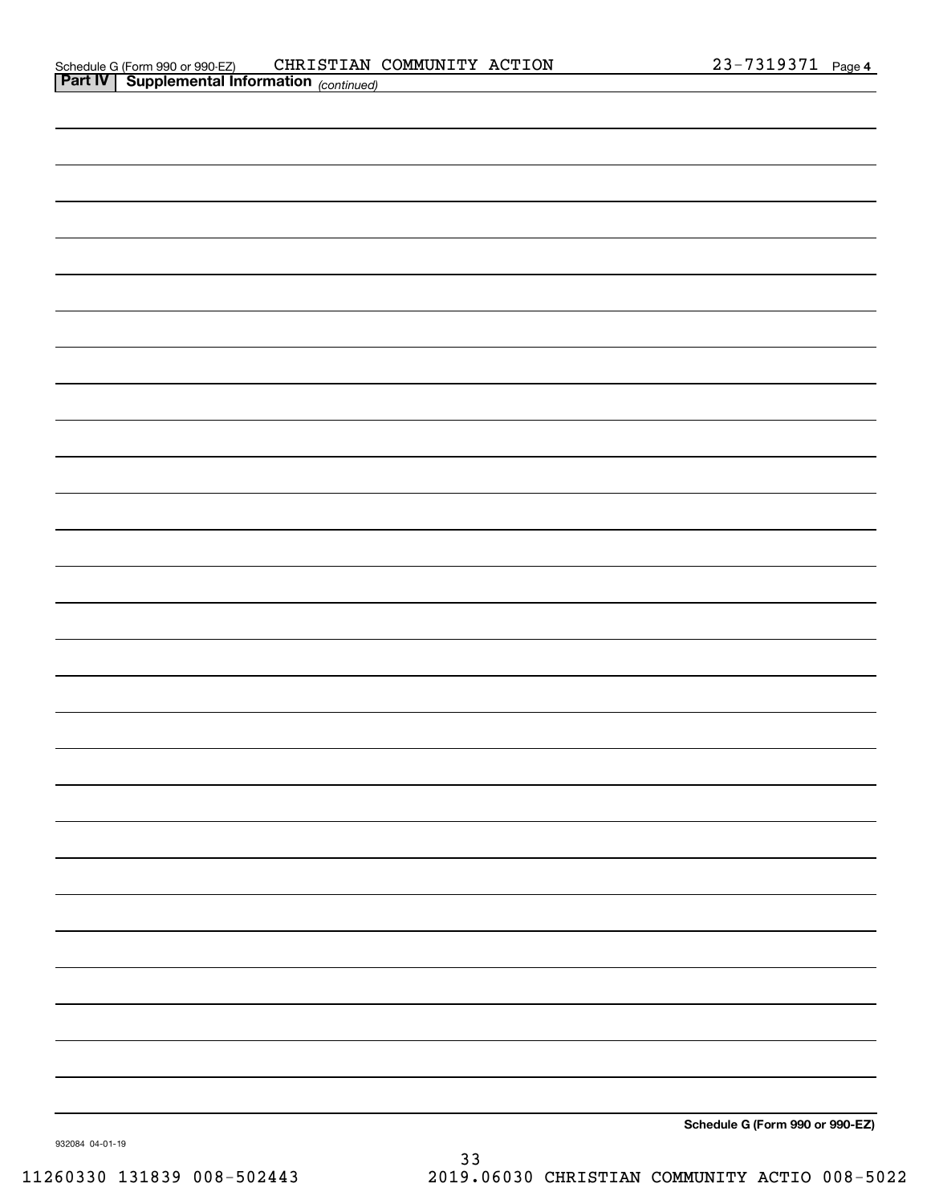Schedule G (Form 990 or 990-EZ) CHRISTIAN COMMUNITY ACTION 23-7319371 Page 4

**Part IV | Supplemental Information** *(continued)*

**Schedule G (Form 990 or 990-EZ)**

932084 04-01-19

11260330 131839 008-502443 2019.06030 CHRISTIAN COMMUNITY ACTIO 008-5022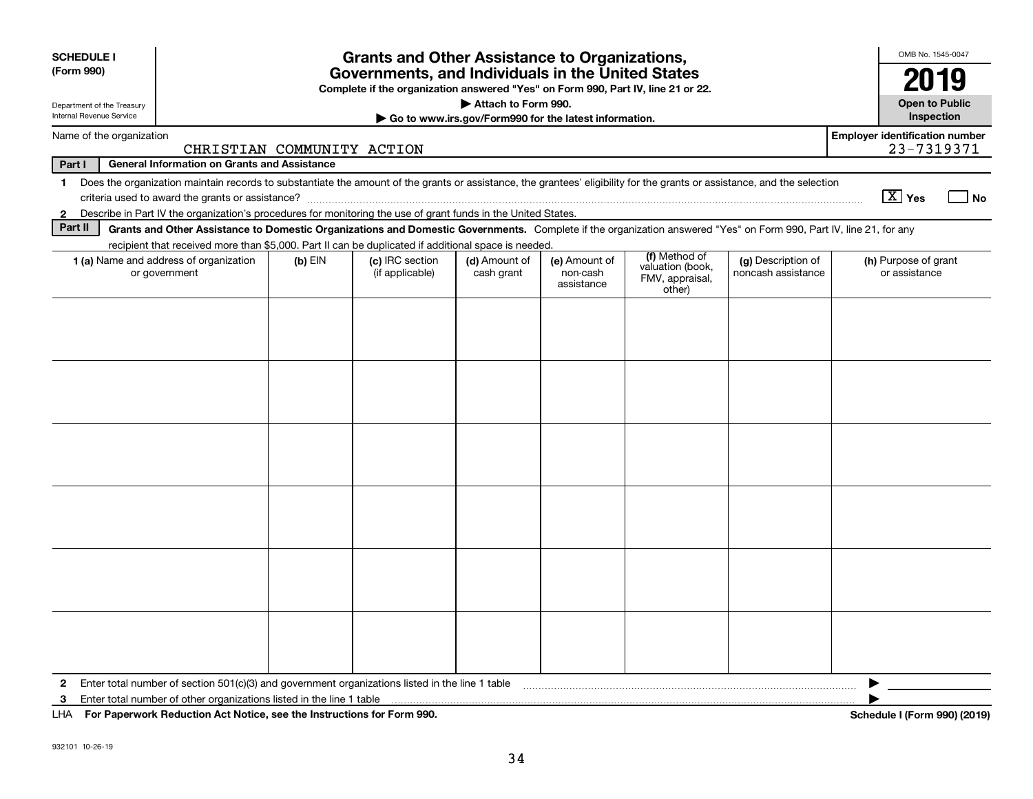**SCHEDULE I**
**(Form 990)**

Department of the Treasury
Internal Revenue Service

# Grants and Other Assistance to Organizations, Governments, and Individuals in the United States

**Complete if the organization answered "Yes" on Form 990, Part IV, line 21 or 22.**
**▶ Attach to Form 990.**
**▶ Go to www.irs.gov/Form990 for the latest information.**

OMB No. 1545-0047

**2019**

**Open to Public Inspection**

Name of the organization: CHRISTIAN COMMUNITY ACTION

**Employer identification number:** 23-7319371

**Part I** **General Information on Grants and Assistance**

1 Does the organization maintain records to substantiate the amount of the grants or assistance, the grantees' eligibility for the grants or assistance, and the selection criteria used to award the grants or assistance? [X] Yes [ ] No

2 Describe in Part IV the organization's procedures for monitoring the use of grant funds in the United States.

**Part II** **Grants and Other Assistance to Domestic Organizations and Domestic Governments.** Complete if the organization answered "Yes" on Form 990, Part IV, line 21, for any recipient that received more than $5,000. Part II can be duplicated if additional space is needed.

| 1 (a) Name and address of organization or government | (b) EIN | (c) IRC section (if applicable) | (d) Amount of cash grant | (e) Amount of non-cash assistance | (f) Method of valuation (book, FMV, appraisal, other) | (g) Description of noncash assistance | (h) Purpose of grant or assistance |
|---|---|---|---|---|---|---|---|
| | | | | | | | |
| | | | | | | | |
| | | | | | | | |
| | | | | | | | |
| | | | | | | | |
| | | | | | | | |

2 Enter total number of section 501(c)(3) and government organizations listed in the line 1 table ▶

3 Enter total number of other organizations listed in the line 1 table ▶

LHA **For Paperwork Reduction Act Notice, see the Instructions for Form 990.** **Schedule I (Form 990) (2019)**

932101 10-26-19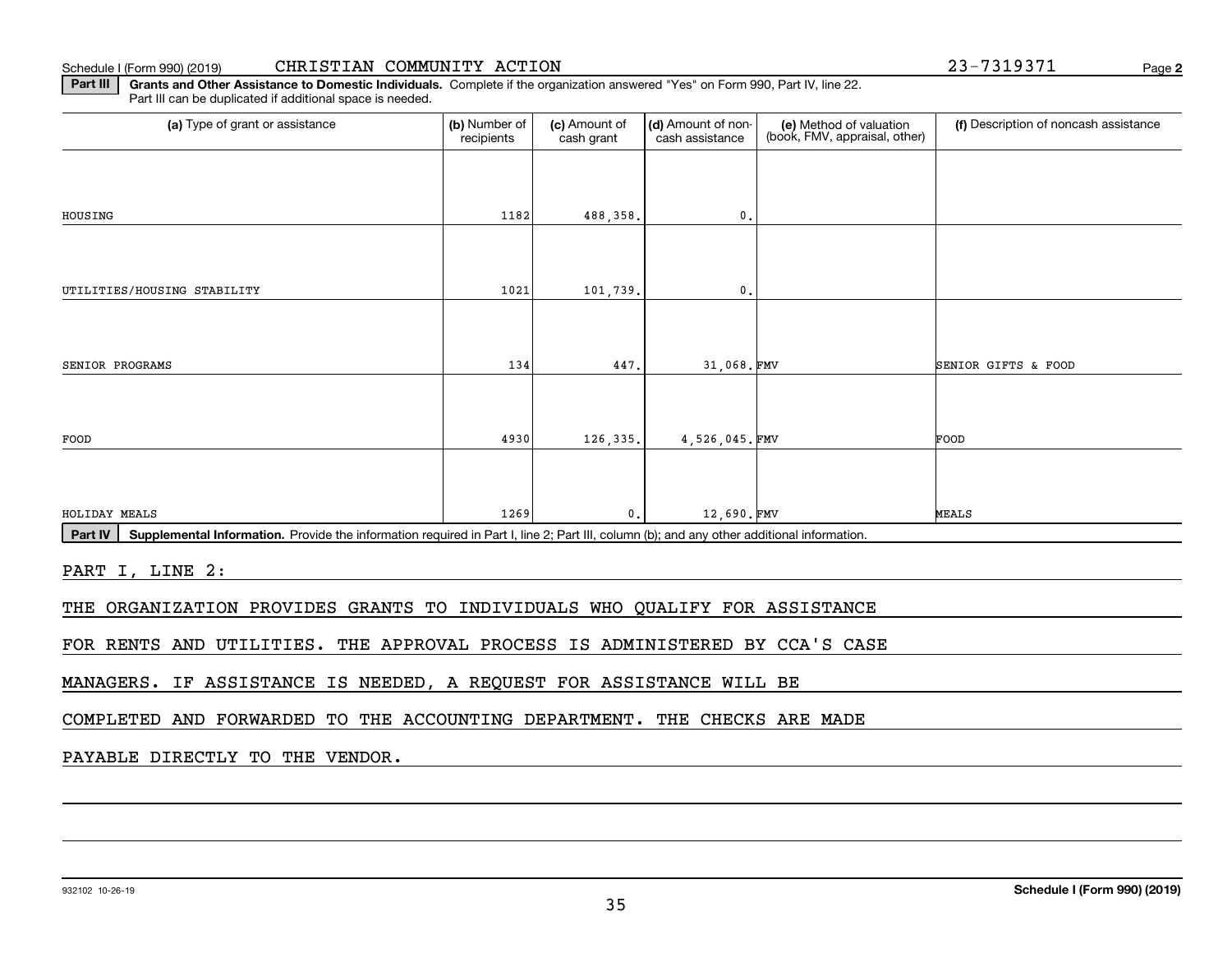Schedule I (Form 990) (2019) CHRISTIAN COMMUNITY ACTION 23-7319371 Page **2**

**Part III** **Grants and Other Assistance to Domestic Individuals.** Complete if the organization answered "Yes" on Form 990, Part IV, line 22. Part III can be duplicated if additional space is needed.

| (a) Type of grant or assistance | (b) Number of recipients | (c) Amount of cash grant | (d) Amount of non-cash assistance | (e) Method of valuation (book, FMV, appraisal, other) | (f) Description of noncash assistance |
|---|---|---|---|---|---|
| HOUSING | 1182 | 488,358. | 0. | | |
| UTILITIES/HOUSING STABILITY | 1021 | 101,739. | 0. | | |
| SENIOR PROGRAMS | 134 | 447. | 31,068. | FMV | SENIOR GIFTS & FOOD |
| FOOD | 4930 | 126,335. | 4,526,045. | FMV | FOOD |
| HOLIDAY MEALS | 1269 | 0. | 12,690. | FMV | MEALS |

**Part IV** **Supplemental Information.** Provide the information required in Part I, line 2; Part III, column (b); and any other additional information.

PART I, LINE 2:

THE ORGANIZATION PROVIDES GRANTS TO INDIVIDUALS WHO QUALIFY FOR ASSISTANCE FOR RENTS AND UTILITIES. THE APPROVAL PROCESS IS ADMINISTERED BY CCA'S CASE MANAGERS. IF ASSISTANCE IS NEEDED, A REQUEST FOR ASSISTANCE WILL BE COMPLETED AND FORWARDED TO THE ACCOUNTING DEPARTMENT. THE CHECKS ARE MADE PAYABLE DIRECTLY TO THE VENDOR.

932102 10-26-19 **Schedule I (Form 990) (2019)**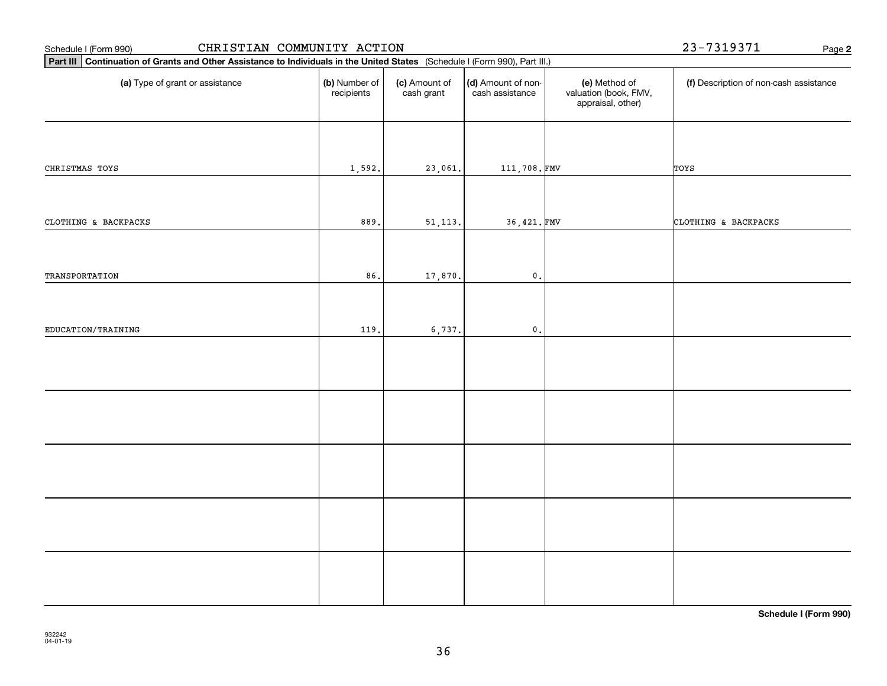Schedule I (Form 990) CHRISTIAN COMMUNITY ACTION 23-7319371 Page **2**

**Part III** **Continuation of Grants and Other Assistance to Individuals in the United States** (Schedule I (Form 990), Part III.)

| (a) Type of grant or assistance | (b) Number of recipients | (c) Amount of cash grant | (d) Amount of non-cash assistance | (e) Method of valuation (book, FMV, appraisal, other) | (f) Description of non-cash assistance |
|---|---|---|---|---|---|
| CHRISTMAS TOYS | 1,592. | 23,061. | 111,708. | FMV | TOYS |
| CLOTHING & BACKPACKS | 889. | 51,113. | 36,421. | FMV | CLOTHING & BACKPACKS |
| TRANSPORTATION | 86. | 17,870. | 0. | | |
| EDUCATION/TRAINING | 119. | 6,737. | 0. | | |
| | | | | | |
| | | | | | |
| | | | | | |
| | | | | | |
| | | | | | |

**Schedule I (Form 990)**

932242
04-01-19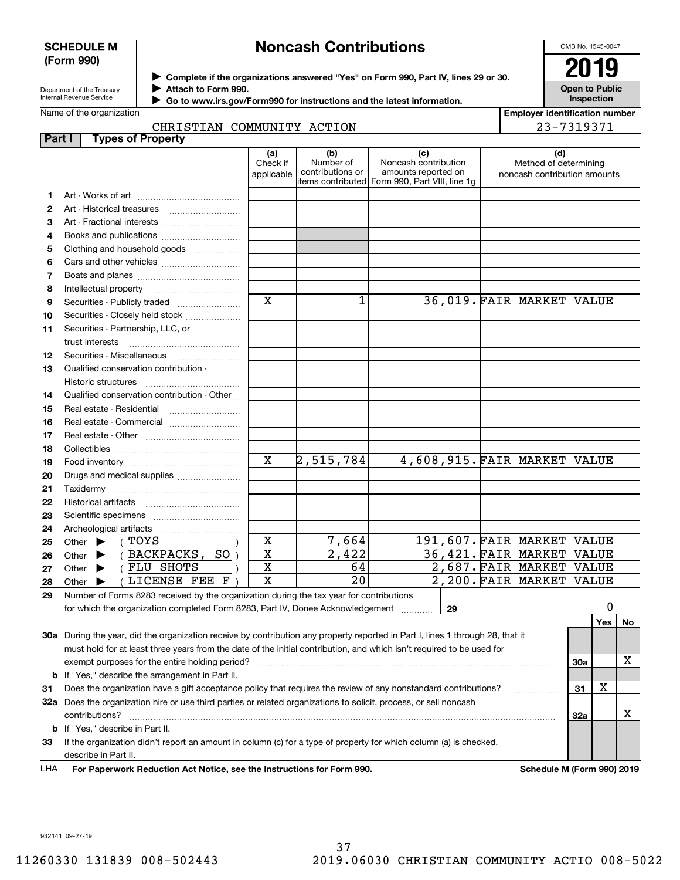**SCHEDULE M (Form 990)**

# Noncash Contributions

▶ Complete if the organizations answered "Yes" on Form 990, Part IV, lines 29 or 30.
▶ Attach to Form 990.
▶ Go to www.irs.gov/Form990 for instructions and the latest information.

Department of the Treasury
Internal Revenue Service

OMB No. 1545-0047

**2019**

**Open to Public Inspection**

Name of the organization: CHRISTIAN COMMUNITY ACTION

Employer identification number: 23-7319371

## Part I Types of Property

| | | (a) Check if applicable | (b) Number of contributions or items contributed | (c) Noncash contribution amounts reported on Form 990, Part VIII, line 1g | (d) Method of determining noncash contribution amounts |
|---|---|---|---|---|---|
| 1 | Art - Works of art | | | | |
| 2 | Art - Historical treasures | | | | |
| 3 | Art - Fractional interests | | | | |
| 4 | Books and publications | | | | |
| 5 | Clothing and household goods | | | | |
| 6 | Cars and other vehicles | | | | |
| 7 | Boats and planes | | | | |
| 8 | Intellectual property | | | | |
| 9 | Securities - Publicly traded | X | 1 | 36,019. | FAIR MARKET VALUE |
| 10 | Securities - Closely held stock | | | | |
| 11 | Securities - Partnership, LLC, or trust interests | | | | |
| 12 | Securities - Miscellaneous | | | | |
| 13 | Qualified conservation contribution - Historic structures | | | | |
| 14 | Qualified conservation contribution - Other | | | | |
| 15 | Real estate - Residential | | | | |
| 16 | Real estate - Commercial | | | | |
| 17 | Real estate - Other | | | | |
| 18 | Collectibles | | | | |
| 19 | Food inventory | X | 2,515,784 | 4,608,915. | FAIR MARKET VALUE |
| 20 | Drugs and medical supplies | | | | |
| 21 | Taxidermy | | | | |
| 22 | Historical artifacts | | | | |
| 23 | Scientific specimens | | | | |
| 24 | Archeological artifacts | | | | |
| 25 | Other ▶ ( TOYS ) | X | 7,664 | 191,607. | FAIR MARKET VALUE |
| 26 | Other ▶ ( BACKPACKS, SO ) | X | 2,422 | 36,421. | FAIR MARKET VALUE |
| 27 | Other ▶ ( FLU SHOTS ) | X | 64 | 2,687. | FAIR MARKET VALUE |
| 28 | Other ▶ ( LICENSE FEE F ) | X | 20 | 2,200. | FAIR MARKET VALUE |

**29** Number of Forms 8283 received by the organization during the tax year for contributions for which the organization completed Form 8283, Part IV, Donee Acknowledgement ..... **29** | 0

| | | | Yes | No |
|---|---|---|---|---|
| 30a | During the year, did the organization receive by contribution any property reported in Part I, lines 1 through 28, that it must hold for at least three years from the date of the initial contribution, and which isn't required to be used for exempt purposes for the entire holding period? | 30a | | X |
| b | If "Yes," describe the arrangement in Part II. | | | |
| 31 | Does the organization have a gift acceptance policy that requires the review of any nonstandard contributions? | 31 | X | |
| 32a | Does the organization hire or use third parties or related organizations to solicit, process, or sell noncash contributions? | 32a | | X |
| b | If "Yes," describe in Part II. | | | |
| 33 | If the organization didn't report an amount in column (c) for a type of property for which column (a) is checked, describe in Part II. | | | |

LHA **For Paperwork Reduction Act Notice, see the Instructions for Form 990.** **Schedule M (Form 990) 2019**

932141 09-27-19

11260330 131839 008-502443 2019.06030 CHRISTIAN COMMUNITY ACTIO 008-5022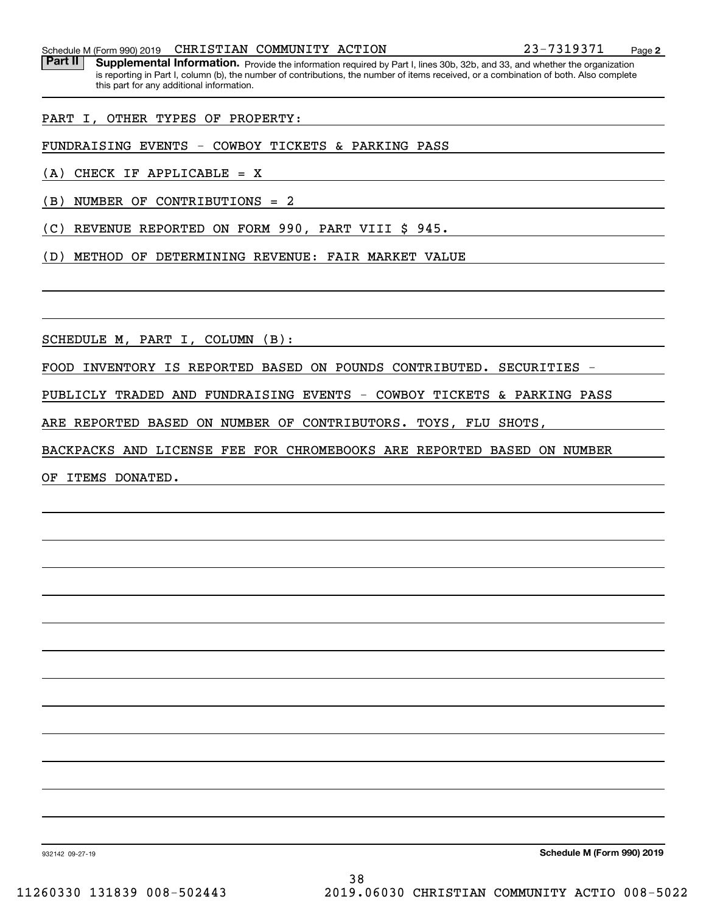Schedule M (Form 990) 2019 CHRISTIAN COMMUNITY ACTION 23-7319371 Page **2**

**Part II** **Supplemental Information.** Provide the information required by Part I, lines 30b, 32b, and 33, and whether the organization is reporting in Part I, column (b), the number of contributions, the number of items received, or a combination of both. Also complete this part for any additional information.

PART I, OTHER TYPES OF PROPERTY:

FUNDRAISING EVENTS - COWBOY TICKETS & PARKING PASS

(A) CHECK IF APPLICABLE = X

(B) NUMBER OF CONTRIBUTIONS = 2

(C) REVENUE REPORTED ON FORM 990, PART VIII $ 945.

(D) METHOD OF DETERMINING REVENUE: FAIR MARKET VALUE

SCHEDULE M, PART I, COLUMN (B):

FOOD INVENTORY IS REPORTED BASED ON POUNDS CONTRIBUTED. SECURITIES - PUBLICLY TRADED AND FUNDRAISING EVENTS - COWBOY TICKETS & PARKING PASS ARE REPORTED BASED ON NUMBER OF CONTRIBUTORS. TOYS, FLU SHOTS, BACKPACKS AND LICENSE FEE FOR CHROMEBOOKS ARE REPORTED BASED ON NUMBER OF ITEMS DONATED.

932142 09-27-19 **Schedule M (Form 990) 2019**

11260330 131839 008-502443 2019.06030 CHRISTIAN COMMUNITY ACTIO 008-5022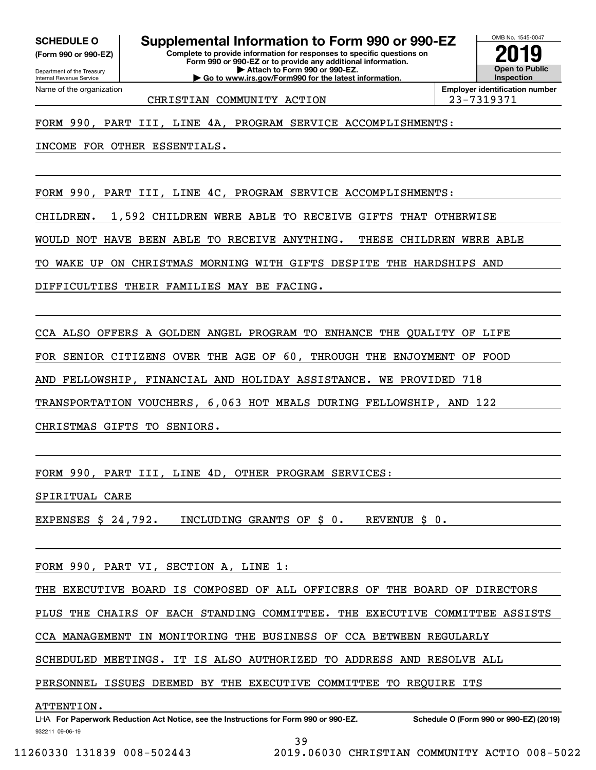**SCHEDULE O**
**(Form 990 or 990-EZ)**

Department of the Treasury
Internal Revenue Service

# Supplemental Information to Form 990 or 990-EZ

**Complete to provide information for responses to specific questions on Form 990 or 990-EZ or to provide any additional information.**
**▶ Attach to Form 990 or 990-EZ.**
**▶ Go to www.irs.gov/Form990 for the latest information.**

OMB No. 1545-0047

**2019**

**Open to Public Inspection**

Name of the organization: CHRISTIAN COMMUNITY ACTION

**Employer identification number:** 23-7319371

FORM 990, PART III, LINE 4A, PROGRAM SERVICE ACCOMPLISHMENTS:

INCOME FOR OTHER ESSENTIALS.

FORM 990, PART III, LINE 4C, PROGRAM SERVICE ACCOMPLISHMENTS:

CHILDREN. 1,592 CHILDREN WERE ABLE TO RECEIVE GIFTS THAT OTHERWISE WOULD NOT HAVE BEEN ABLE TO RECEIVE ANYTHING. THESE CHILDREN WERE ABLE TO WAKE UP ON CHRISTMAS MORNING WITH GIFTS DESPITE THE HARDSHIPS AND DIFFICULTIES THEIR FAMILIES MAY BE FACING.

CCA ALSO OFFERS A GOLDEN ANGEL PROGRAM TO ENHANCE THE QUALITY OF LIFE FOR SENIOR CITIZENS OVER THE AGE OF 60, THROUGH THE ENJOYMENT OF FOOD AND FELLOWSHIP, FINANCIAL AND HOLIDAY ASSISTANCE. WE PROVIDED 718 TRANSPORTATION VOUCHERS, 6,063 HOT MEALS DURING FELLOWSHIP, AND 122 CHRISTMAS GIFTS TO SENIORS.

FORM 990, PART III, LINE 4D, OTHER PROGRAM SERVICES:

SPIRITUAL CARE

EXPENSES $ 24,792. INCLUDING GRANTS OF $ 0. REVENUE $ 0.

FORM 990, PART VI, SECTION A, LINE 1:

THE EXECUTIVE BOARD IS COMPOSED OF ALL OFFICERS OF THE BOARD OF DIRECTORS PLUS THE CHAIRS OF EACH STANDING COMMITTEE. THE EXECUTIVE COMMITTEE ASSISTS CCA MANAGEMENT IN MONITORING THE BUSINESS OF CCA BETWEEN REGULARLY SCHEDULED MEETINGS. IT IS ALSO AUTHORIZED TO ADDRESS AND RESOLVE ALL PERSONNEL ISSUES DEEMED BY THE EXECUTIVE COMMITTEE TO REQUIRE ITS ATTENTION.

LHA **For Paperwork Reduction Act Notice, see the Instructions for Form 990 or 990-EZ.** **Schedule O (Form 990 or 990-EZ) (2019)**

932211 09-06-19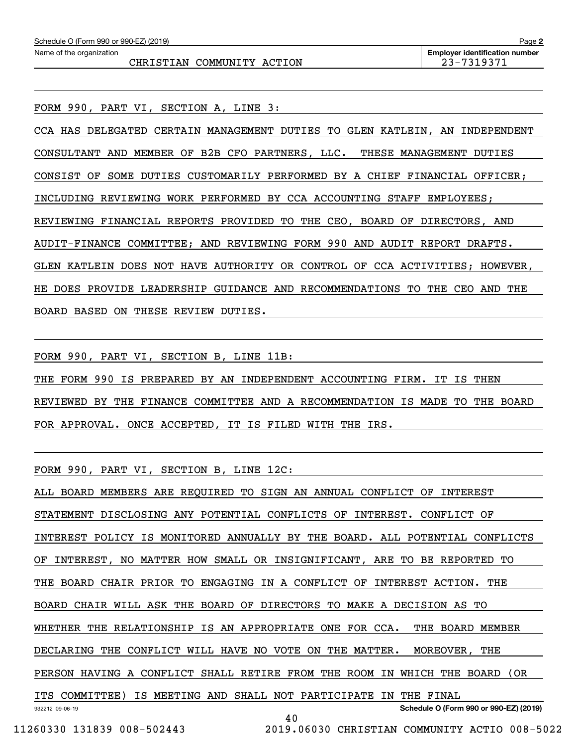Name of the organization: CHRISTIAN COMMUNITY ACTION

Employer identification number: 23-7319371

FORM 990, PART VI, SECTION A, LINE 3:

CCA HAS DELEGATED CERTAIN MANAGEMENT DUTIES TO GLEN KATLEIN, AN INDEPENDENT CONSULTANT AND MEMBER OF B2B CFO PARTNERS, LLC. THESE MANAGEMENT DUTIES CONSIST OF SOME DUTIES CUSTOMARILY PERFORMED BY A CHIEF FINANCIAL OFFICER; INCLUDING REVIEWING WORK PERFORMED BY CCA ACCOUNTING STAFF EMPLOYEES; REVIEWING FINANCIAL REPORTS PROVIDED TO THE CEO, BOARD OF DIRECTORS, AND AUDIT-FINANCE COMMITTEE; AND REVIEWING FORM 990 AND AUDIT REPORT DRAFTS. GLEN KATLEIN DOES NOT HAVE AUTHORITY OR CONTROL OF CCA ACTIVITIES; HOWEVER, HE DOES PROVIDE LEADERSHIP GUIDANCE AND RECOMMENDATIONS TO THE CEO AND THE BOARD BASED ON THESE REVIEW DUTIES.

FORM 990, PART VI, SECTION B, LINE 11B:

THE FORM 990 IS PREPARED BY AN INDEPENDENT ACCOUNTING FIRM. IT IS THEN REVIEWED BY THE FINANCE COMMITTEE AND A RECOMMENDATION IS MADE TO THE BOARD FOR APPROVAL. ONCE ACCEPTED, IT IS FILED WITH THE IRS.

FORM 990, PART VI, SECTION B, LINE 12C:

ALL BOARD MEMBERS ARE REQUIRED TO SIGN AN ANNUAL CONFLICT OF INTEREST STATEMENT DISCLOSING ANY POTENTIAL CONFLICTS OF INTEREST. CONFLICT OF INTEREST POLICY IS MONITORED ANNUALLY BY THE BOARD. ALL POTENTIAL CONFLICTS OF INTEREST, NO MATTER HOW SMALL OR INSIGNIFICANT, ARE TO BE REPORTED TO THE BOARD CHAIR PRIOR TO ENGAGING IN A CONFLICT OF INTEREST ACTION. THE BOARD CHAIR WILL ASK THE BOARD OF DIRECTORS TO MAKE A DECISION AS TO WHETHER THE RELATIONSHIP IS AN APPROPRIATE ONE FOR CCA. THE BOARD MEMBER DECLARING THE CONFLICT WILL HAVE NO VOTE ON THE MATTER. MOREOVER, THE PERSON HAVING A CONFLICT SHALL RETIRE FROM THE ROOM IN WHICH THE BOARD (OR ITS COMMITTEE) IS MEETING AND SHALL NOT PARTICIPATE IN THE FINAL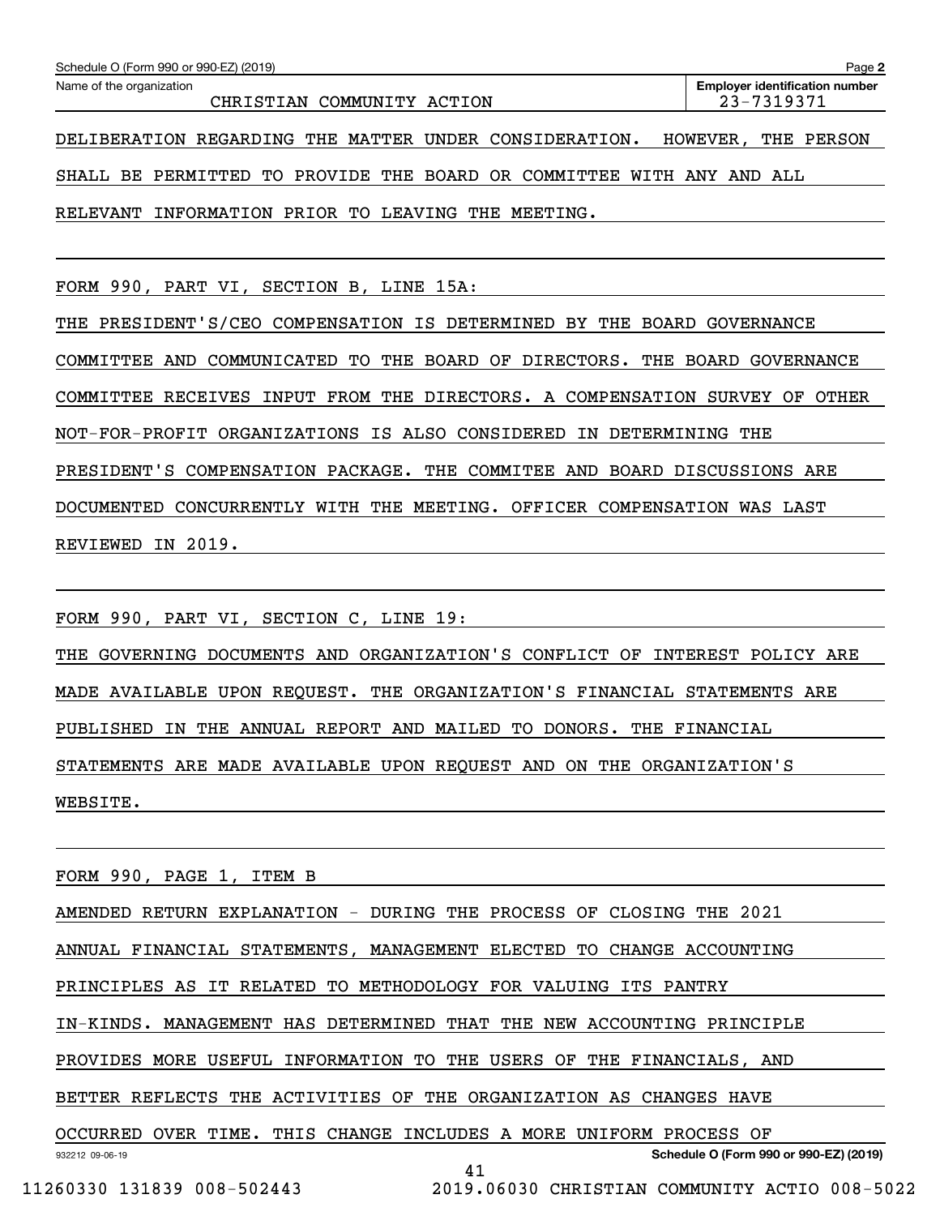Schedule O (Form 990 or 990-EZ) (2019) Page **2**

| Name of the organization | Employer identification number |
|---|---|
| CHRISTIAN COMMUNITY ACTION | 23-7319371 |

DELIBERATION REGARDING THE MATTER UNDER CONSIDERATION. HOWEVER, THE PERSON SHALL BE PERMITTED TO PROVIDE THE BOARD OR COMMITTEE WITH ANY AND ALL RELEVANT INFORMATION PRIOR TO LEAVING THE MEETING.

FORM 990, PART VI, SECTION B, LINE 15A:

THE PRESIDENT'S/CEO COMPENSATION IS DETERMINED BY THE BOARD GOVERNANCE COMMITTEE AND COMMUNICATED TO THE BOARD OF DIRECTORS. THE BOARD GOVERNANCE COMMITTEE RECEIVES INPUT FROM THE DIRECTORS. A COMPENSATION SURVEY OF OTHER NOT-FOR-PROFIT ORGANIZATIONS IS ALSO CONSIDERED IN DETERMINING THE PRESIDENT'S COMPENSATION PACKAGE. THE COMMITEE AND BOARD DISCUSSIONS ARE DOCUMENTED CONCURRENTLY WITH THE MEETING. OFFICER COMPENSATION WAS LAST REVIEWED IN 2019.

FORM 990, PART VI, SECTION C, LINE 19:

THE GOVERNING DOCUMENTS AND ORGANIZATION'S CONFLICT OF INTEREST POLICY ARE MADE AVAILABLE UPON REQUEST. THE ORGANIZATION'S FINANCIAL STATEMENTS ARE PUBLISHED IN THE ANNUAL REPORT AND MAILED TO DONORS. THE FINANCIAL STATEMENTS ARE MADE AVAILABLE UPON REQUEST AND ON THE ORGANIZATION'S WEBSITE.

FORM 990, PAGE 1, ITEM B

AMENDED RETURN EXPLANATION - DURING THE PROCESS OF CLOSING THE 2021 ANNUAL FINANCIAL STATEMENTS, MANAGEMENT ELECTED TO CHANGE ACCOUNTING PRINCIPLES AS IT RELATED TO METHODOLOGY FOR VALUING ITS PANTRY IN-KINDS. MANAGEMENT HAS DETERMINED THAT THE NEW ACCOUNTING PRINCIPLE PROVIDES MORE USEFUL INFORMATION TO THE USERS OF THE FINANCIALS, AND BETTER REFLECTS THE ACTIVITIES OF THE ORGANIZATION AS CHANGES HAVE OCCURRED OVER TIME. THIS CHANGE INCLUDES A MORE UNIFORM PROCESS OF

932212 09-06-19 **Schedule O (Form 990 or 990-EZ) (2019)**

11260330 131839 008-502443 2019.06030 CHRISTIAN COMMUNITY ACTIO 008-5022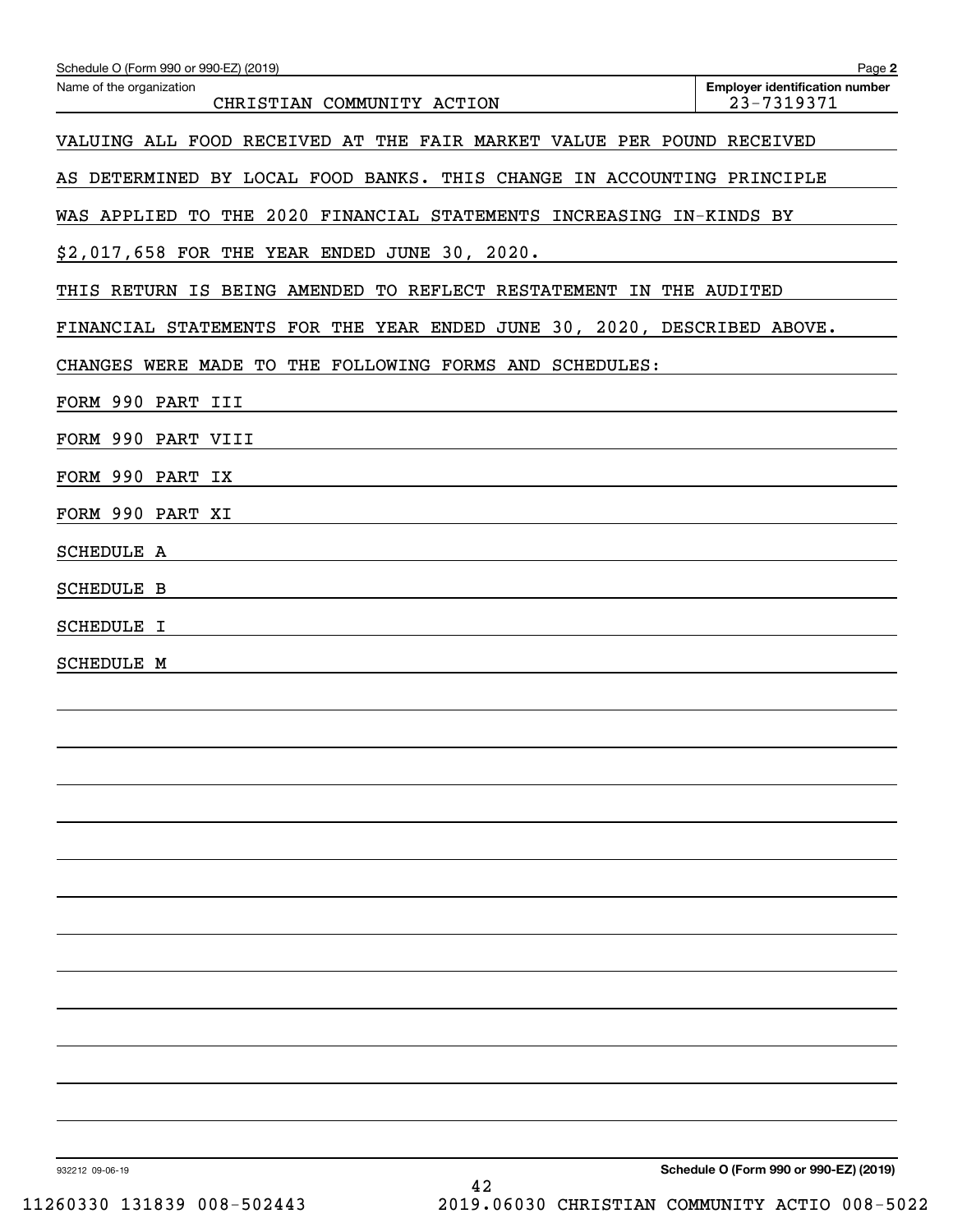Name of the organization: CHRISTIAN COMMUNITY ACTION

Employer identification number: 23-7319371

VALUING ALL FOOD RECEIVED AT THE FAIR MARKET VALUE PER POUND RECEIVED AS DETERMINED BY LOCAL FOOD BANKS. THIS CHANGE IN ACCOUNTING PRINCIPLE WAS APPLIED TO THE 2020 FINANCIAL STATEMENTS INCREASING IN-KINDS BY $2,017,658 FOR THE YEAR ENDED JUNE 30, 2020.

THIS RETURN IS BEING AMENDED TO REFLECT RESTATEMENT IN THE AUDITED FINANCIAL STATEMENTS FOR THE YEAR ENDED JUNE 30, 2020, DESCRIBED ABOVE.

CHANGES WERE MADE TO THE FOLLOWING FORMS AND SCHEDULES:

FORM 990 PART III

FORM 990 PART VIII

FORM 990 PART IX

FORM 990 PART XI

SCHEDULE A

SCHEDULE B

SCHEDULE I

SCHEDULE M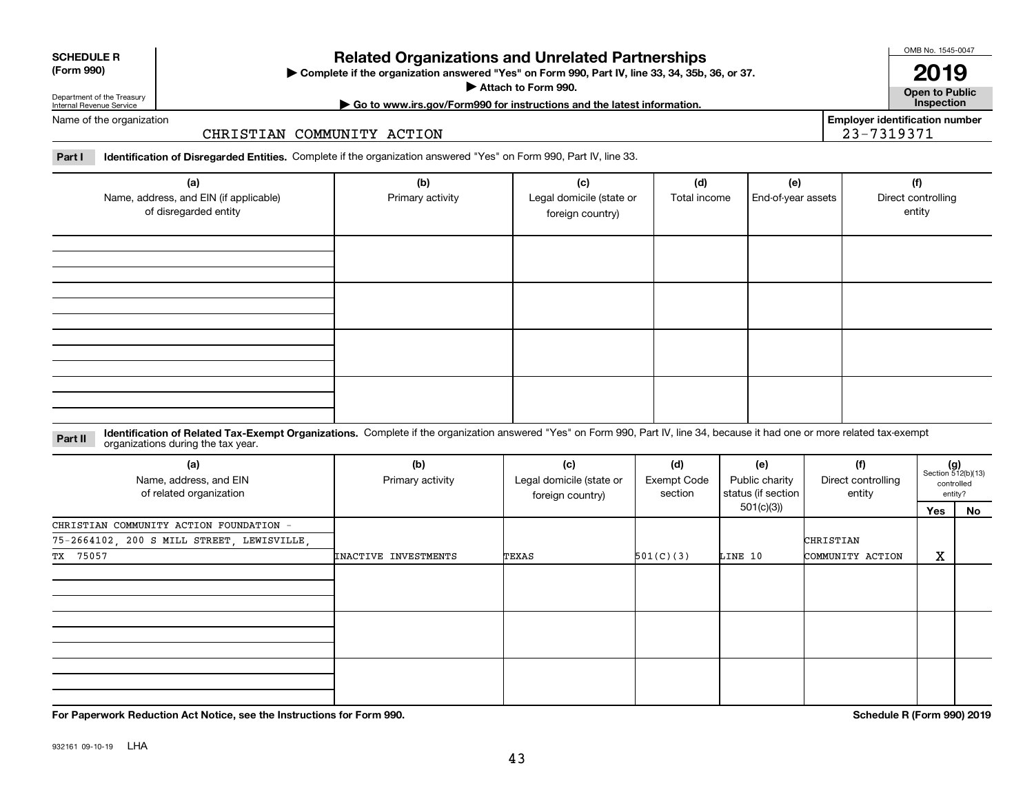**SCHEDULE R (Form 990)**

Department of the Treasury
Internal Revenue Service

# Related Organizations and Unrelated Partnerships

▶ Complete if the organization answered "Yes" on Form 990, Part IV, line 33, 34, 35b, 36, or 37.
▶ Attach to Form 990.
▶ Go to www.irs.gov/Form990 for instructions and the latest information.

OMB No. 1545-0047

**2019**

**Open to Public Inspection**

Name of the organization: CHRISTIAN COMMUNITY ACTION

Employer identification number: 23-7319371

**Part I** **Identification of Disregarded Entities.** Complete if the organization answered "Yes" on Form 990, Part IV, line 33.

| (a) Name, address, and EIN (if applicable) of disregarded entity | (b) Primary activity | (c) Legal domicile (state or foreign country) | (d) Total income | (e) End-of-year assets | (f) Direct controlling entity |
|---|---|---|---|---|---|
| | | | | | |
| | | | | | |
| | | | | | |
| | | | | | |

**Part II** **Identification of Related Tax-Exempt Organizations.** Complete if the organization answered "Yes" on Form 990, Part IV, line 34, because it had one or more related tax-exempt organizations during the tax year.

| (a) Name, address, and EIN of related organization | (b) Primary activity | (c) Legal domicile (state or foreign country) | (d) Exempt Code section | (e) Public charity status (if section 501(c)(3)) | (f) Direct controlling entity | (g) Section 512(b)(13) controlled entity? Yes | No |
|---|---|---|---|---|---|---|---|
| CHRISTIAN COMMUNITY ACTION FOUNDATION - 75-2664102, 200 S MILL STREET, LEWISVILLE, TX 75057 | INACTIVE INVESTMENTS | TEXAS | 501(C)(3) | LINE 10 | CHRISTIAN COMMUNITY ACTION | X | |
| | | | | | | | |
| | | | | | | | |
| | | | | | | | |

**For Paperwork Reduction Act Notice, see the Instructions for Form 990.**

**Schedule R (Form 990) 2019**

932161 09-10-19 LHA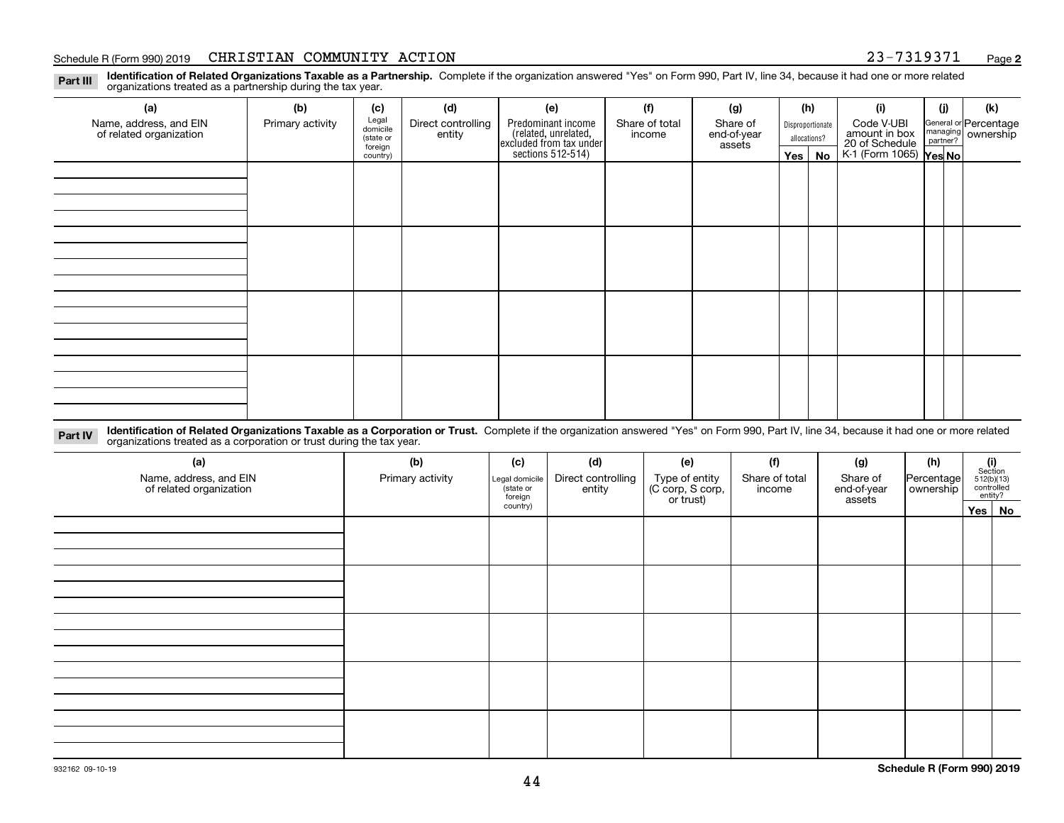Schedule R (Form 990) 2019 CHRISTIAN COMMUNITY ACTION 23-7319371

**Part III** **Identification of Related Organizations Taxable as a Partnership.** Complete if the organization answered "Yes" on Form 990, Part IV, line 34, because it had one or more related organizations treated as a partnership during the tax year.

| (a) Name, address, and EIN of related organization | (b) Primary activity | (c) Legal domicile (state or foreign country) | (d) Direct controlling entity | (e) Predominant income (related, unrelated, excluded from tax under sections 512-514) | (f) Share of total income | (g) Share of end-of-year assets | (h) Disproportionate allocations? Yes | No | (i) Code V-UBI amount in box 20 of Schedule K-1 (Form 1065) | (j) General or managing partner? Yes | No | (k) Percentage ownership |
|---|---|---|---|---|---|---|---|---|---|---|---|---|
| | | | | | | | | | | | | |
| | | | | | | | | | | | | |
| | | | | | | | | | | | | |
| | | | | | | | | | | | | |

**Part IV** **Identification of Related Organizations Taxable as a Corporation or Trust.** Complete if the organization answered "Yes" on Form 990, Part IV, line 34, because it had one or more related organizations treated as a corporation or trust during the tax year.

| (a) Name, address, and EIN of related organization | (b) Primary activity | (c) Legal domicile (state or foreign country) | (d) Direct controlling entity | (e) Type of entity (C corp, S corp, or trust) | (f) Share of total income | (g) Share of end-of-year assets | (h) Percentage ownership | (i) Section 512(b)(13) controlled entity? Yes | No |
|---|---|---|---|---|---|---|---|---|---|
| | | | | | | | | | |
| | | | | | | | | | |
| | | | | | | | | | |
| | | | | | | | | | |
| | | | | | | | | | |

932162 09-10-19

Schedule R (Form 990) 2019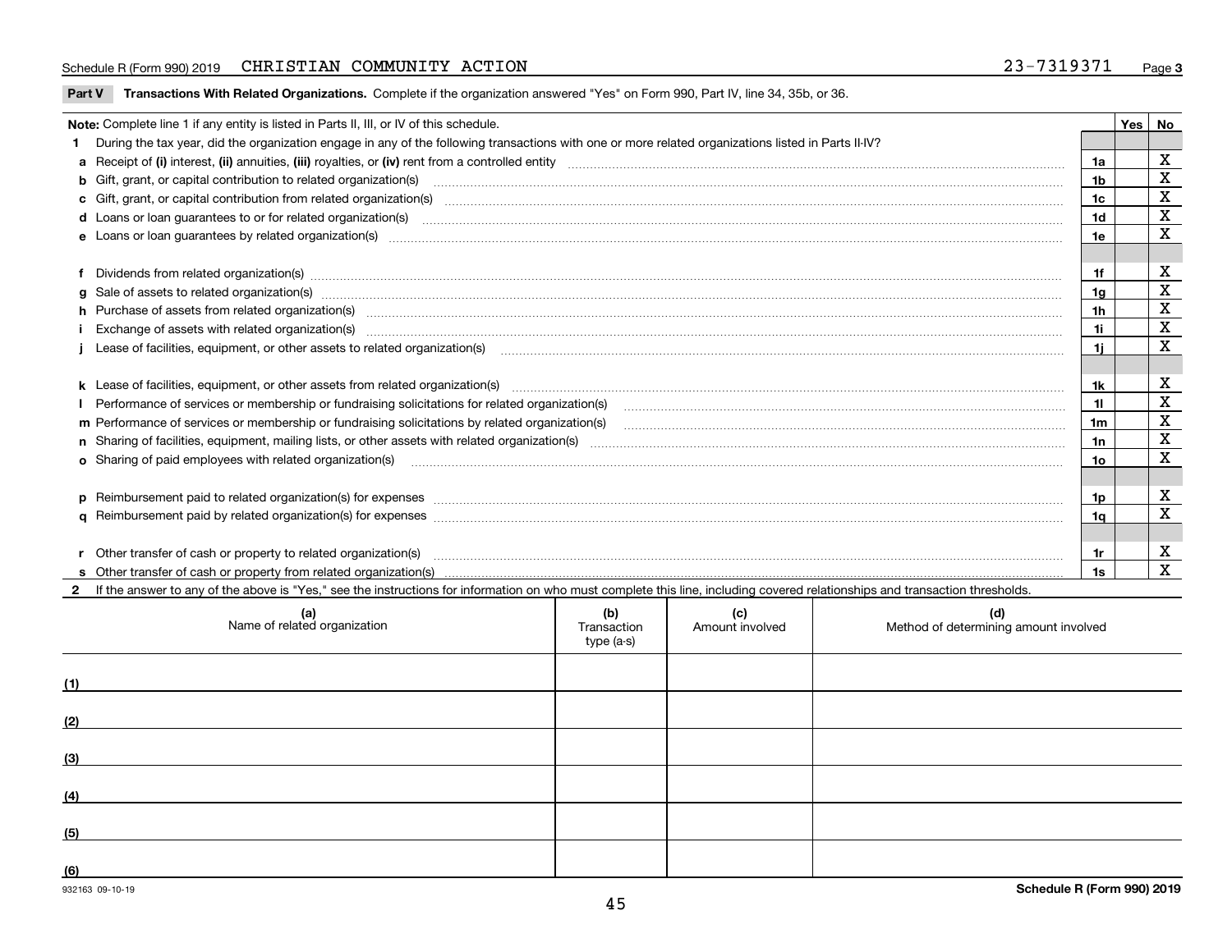Schedule R (Form 990) 2019 CHRISTIAN COMMUNITY ACTION 23-7319371 Page 3

**Part V Transactions With Related Organizations.** Complete if the organization answered "Yes" on Form 990, Part IV, line 34, 35b, or 36.

| Note: Complete line 1 if any entity is listed in Parts II, III, or IV of this schedule. | | Yes | No |
|---|---|---|---|
| **1** During the tax year, did the organization engage in any of the following transactions with one or more related organizations listed in Parts II-IV? | | | |
| **a** Receipt of **(i)** interest, **(ii)** annuities, **(iii)** royalties, or **(iv)** rent from a controlled entity | 1a | | X |
| **b** Gift, grant, or capital contribution to related organization(s) | 1b | | X |
| **c** Gift, grant, or capital contribution from related organization(s) | 1c | | X |
| **d** Loans or loan guarantees to or for related organization(s) | 1d | | X |
| **e** Loans or loan guarantees by related organization(s) | 1e | | X |
| **f** Dividends from related organization(s) | 1f | | X |
| **g** Sale of assets to related organization(s) | 1g | | X |
| **h** Purchase of assets from related organization(s) | 1h | | X |
| **i** Exchange of assets with related organization(s) | 1i | | X |
| **j** Lease of facilities, equipment, or other assets to related organization(s) | 1j | | X |
| **k** Lease of facilities, equipment, or other assets from related organization(s) | 1k | | X |
| **l** Performance of services or membership or fundraising solicitations for related organization(s) | 1l | | X |
| **m** Performance of services or membership or fundraising solicitations by related organization(s) | 1m | | X |
| **n** Sharing of facilities, equipment, mailing lists, or other assets with related organization(s) | 1n | | X |
| **o** Sharing of paid employees with related organization(s) | 1o | | X |
| **p** Reimbursement paid to related organization(s) for expenses | 1p | | X |
| **q** Reimbursement paid by related organization(s) for expenses | 1q | | X |
| **r** Other transfer of cash or property to related organization(s) | 1r | | X |
| **s** Other transfer of cash or property from related organization(s) | 1s | | X |

**2** If the answer to any of the above is "Yes," see the instructions for information on who must complete this line, including covered relationships and transaction thresholds.

| (a) Name of related organization | (b) Transaction type (a-s) | (c) Amount involved | (d) Method of determining amount involved |
|---|---|---|---|
| (1) | | | |
| (2) | | | |
| (3) | | | |
| (4) | | | |
| (5) | | | |
| (6) | | | |

932163 09-10-19 Schedule R (Form 990) 2019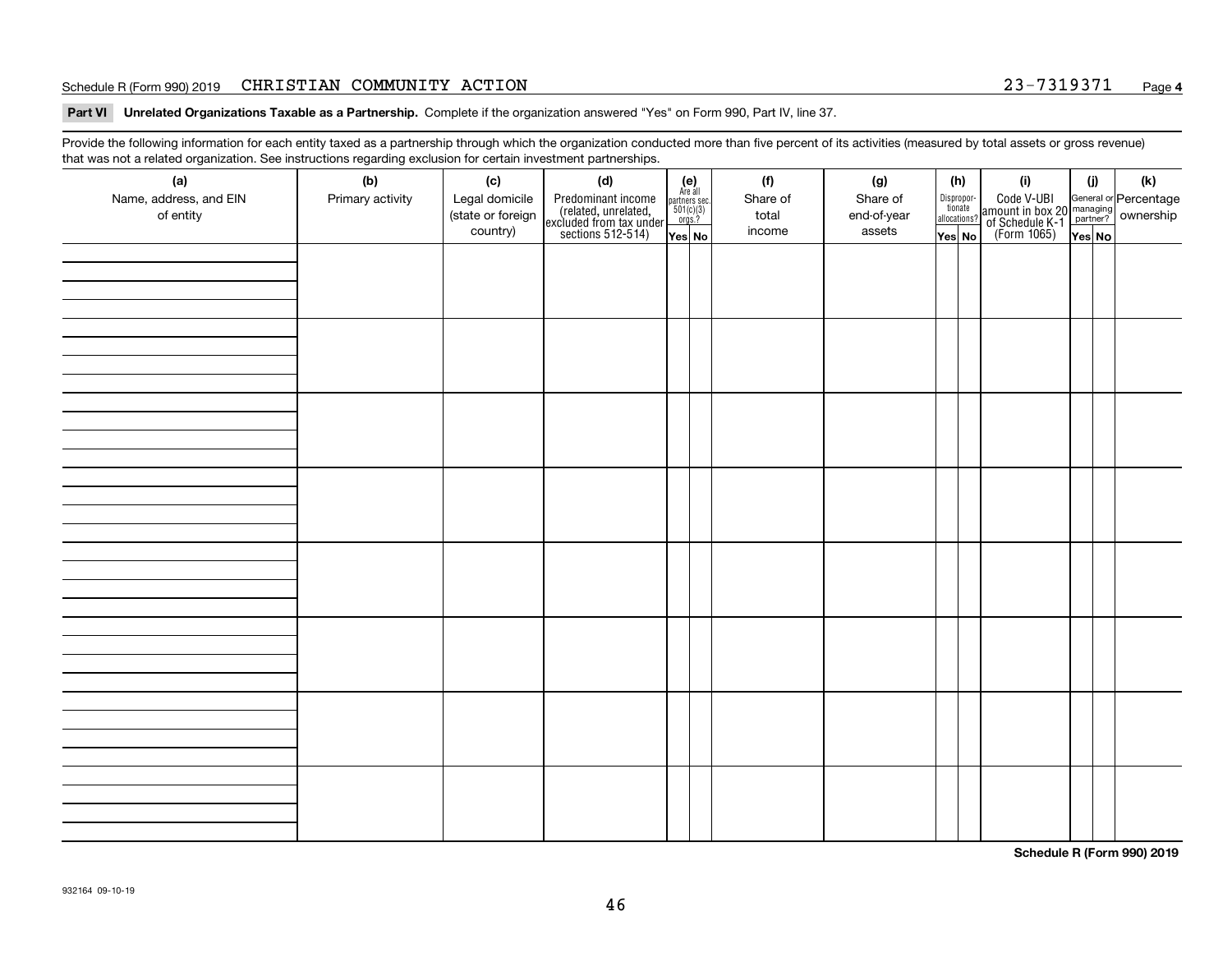Schedule R (Form 990) 2019 CHRISTIAN COMMUNITY ACTION 23-7319371

**Part VI Unrelated Organizations Taxable as a Partnership.** Complete if the organization answered "Yes" on Form 990, Part IV, line 37.

Provide the following information for each entity taxed as a partnership through which the organization conducted more than five percent of its activities (measured by total assets or gross revenue) that was not a related organization. See instructions regarding exclusion for certain investment partnerships.

| (a) Name, address, and EIN of entity | (b) Primary activity | (c) Legal domicile (state or foreign country) | (d) Predominant income (related, unrelated, excluded from tax under sections 512-514) | (e) Are all partners sec. 501(c)(3) orgs.? Yes | No | (f) Share of total income | (g) Share of end-of-year assets | (h) Disproportionate allocations? Yes | No | (i) Code V-UBI amount in box 20 of Schedule K-1 (Form 1065) | (j) General or managing partner? Yes | No | (k) Percentage ownership |
|---|---|---|---|---|---|---|---|---|---|---|---|---|---|
| | | | | | | | | | | | | | |
| | | | | | | | | | | | | | |
| | | | | | | | | | | | | | |
| | | | | | | | | | | | | | |
| | | | | | | | | | | | | | |
| | | | | | | | | | | | | | |
| | | | | | | | | | | | | | |
| | | | | | | | | | | | | | |

**Schedule R (Form 990) 2019**

932164 09-10-19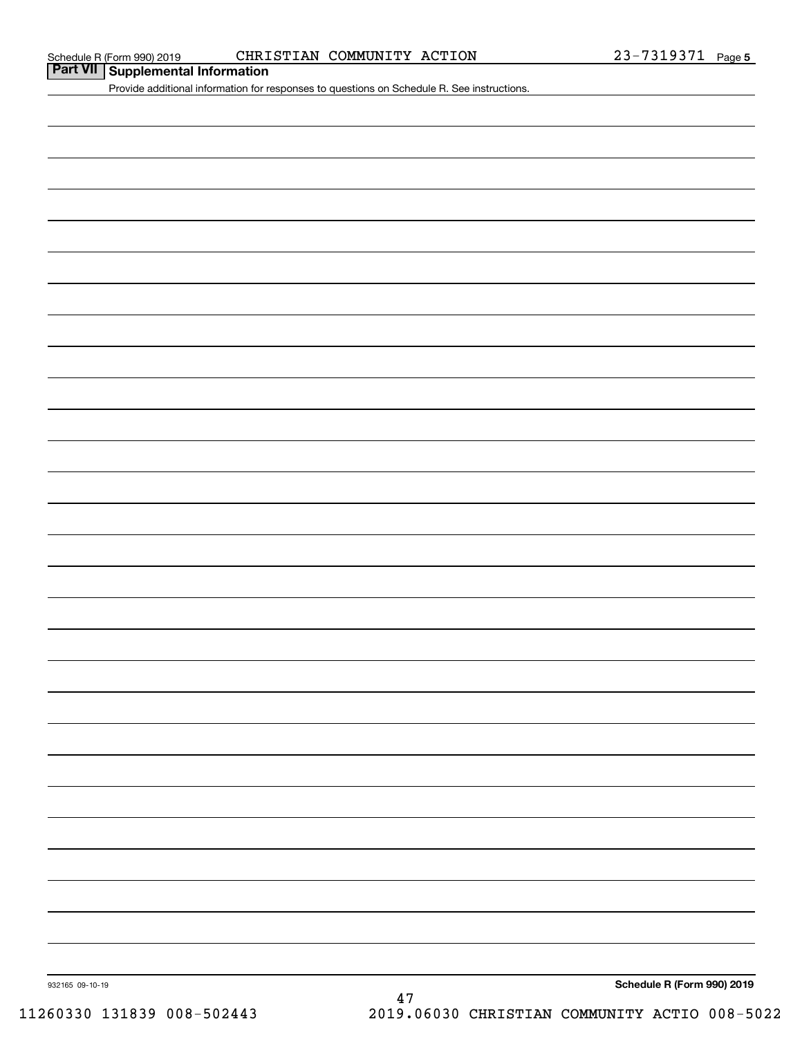## Part VII Supplemental Information

Provide additional information for responses to questions on Schedule R. See instructions.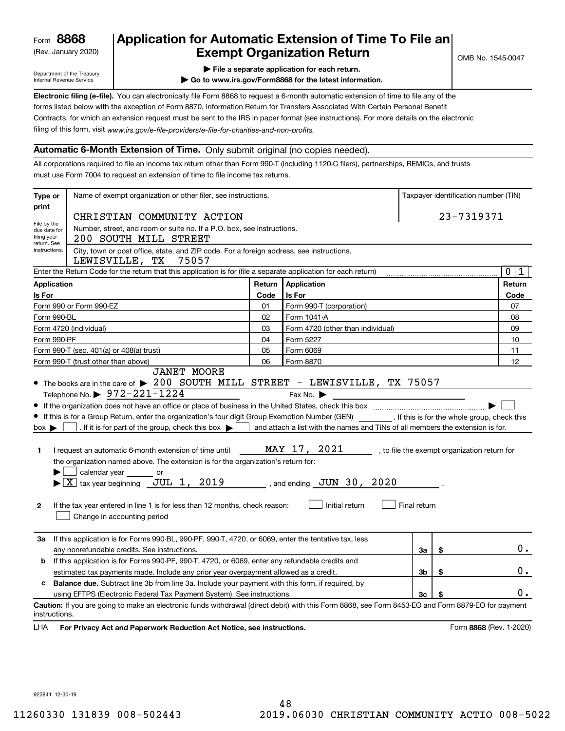Form **8868**
(Rev. January 2020)

Department of the Treasury
Internal Revenue Service

# Application for Automatic Extension of Time To File an Exempt Organization Return

▶ File a separate application for each return.
▶ Go to www.irs.gov/Form8868 for the latest information.

OMB No. 1545-0047

**Electronic filing (e-file).** You can electronically file Form 8868 to request a 6-month automatic extension of time to file any of the forms listed below with the exception of Form 8870, Information Return for Transfers Associated With Certain Personal Benefit Contracts, for which an extension request must be sent to the IRS in paper format (see instructions). For more details on the electronic filing of this form, visit *www.irs.gov/e-file-providers/e-file-for-charities-and-non-profits.*

## Automatic 6-Month Extension of Time. Only submit original (no copies needed).

All corporations required to file an income tax return other than Form 990-T (including 1120-C filers), partnerships, REMICs, and trusts must use Form 7004 to request an extension of time to file income tax returns.

| Type or print | | |
|---|---|---|
| File by the due date for filing your return. See instructions. | Name of exempt organization or other filer, see instructions.<br>CHRISTIAN COMMUNITY ACTION | Taxpayer identification number (TIN)<br>23-7319371 |
| | Number, street, and room or suite no. If a P.O. box, see instructions.<br>200 SOUTH MILL STREET | |
| | City, town or post office, state, and ZIP code. For a foreign address, see instructions.<br>LEWISVILLE, TX 75057 | |

Enter the Return Code for the return that this application is for (file a separate application for each return) ....... 0 1

| Application Is For | Return Code | Application Is For | Return Code |
|---|---|---|---|
| Form 990 or Form 990-EZ | 01 | Form 990-T (corporation) | 07 |
| Form 990-BL | 02 | Form 1041-A | 08 |
| Form 4720 (individual) | 03 | Form 4720 (other than individual) | 09 |
| Form 990-PF | 04 | Form 5227 | 10 |
| Form 990-T (sec. 401(a) or 408(a) trust) | 05 | Form 6069 | 11 |
| Form 990-T (trust other than above) | 06 | Form 8870 | 12 |

- The books are in the care of ▶ JANET MOORE
  200 SOUTH MILL STREET - LEWISVILLE, TX 75057
  Telephone No. ▶ 972-221-1224 Fax No. ▶
- If the organization does not have an office or place of business in the United States, check this box ....... ▶ ☐
- If this is for a Group Return, enter the organization's four digit Group Exemption Number (GEN) ________ . If this is for the whole group, check this box ▶ ☐ . If it is for part of the group, check this box ▶ ☐ and attach a list with the names and TINs of all members the extension is for.

**1** I request an automatic 6-month extension of time until MAY 17, 2021 , to file the exempt organization return for the organization named above. The extension is for the organization's return for:
▶ ☐ calendar year ______ or
▶ ☒ tax year beginning JUL 1, 2019 , and ending JUN 30, 2020 .

**2** If the tax year entered in line 1 is for less than 12 months, check reason: ☐ Initial return ☐ Final return
☐ Change in accounting period

| | | | |
|---|---|---|---|
| **3a** If this application is for Forms 990-BL, 990-PF, 990-T, 4720, or 6069, enter the tentative tax, less any nonrefundable credits. See instructions. | 3a | $ | 0. |
| **b** If this application is for Forms 990-PF, 990-T, 4720, or 6069, enter any refundable credits and estimated tax payments made. Include any prior year overpayment allowed as a credit. | 3b | $ | 0. |
| **c Balance due.** Subtract line 3b from line 3a. Include your payment with this form, if required, by using EFTPS (Electronic Federal Tax Payment System). See instructions. | 3c | $ | 0. |

**Caution:** If you are going to make an electronic funds withdrawal (direct debit) with this Form 8868, see Form 8453-EO and Form 8879-EO for payment instructions.

LHA **For Privacy Act and Paperwork Reduction Act Notice, see instructions.** Form **8868** (Rev. 1-2020)

923841 12-30-19

11260330 131839 008-502443 2019.06030 CHRISTIAN COMMUNITY ACTIO 008-5022